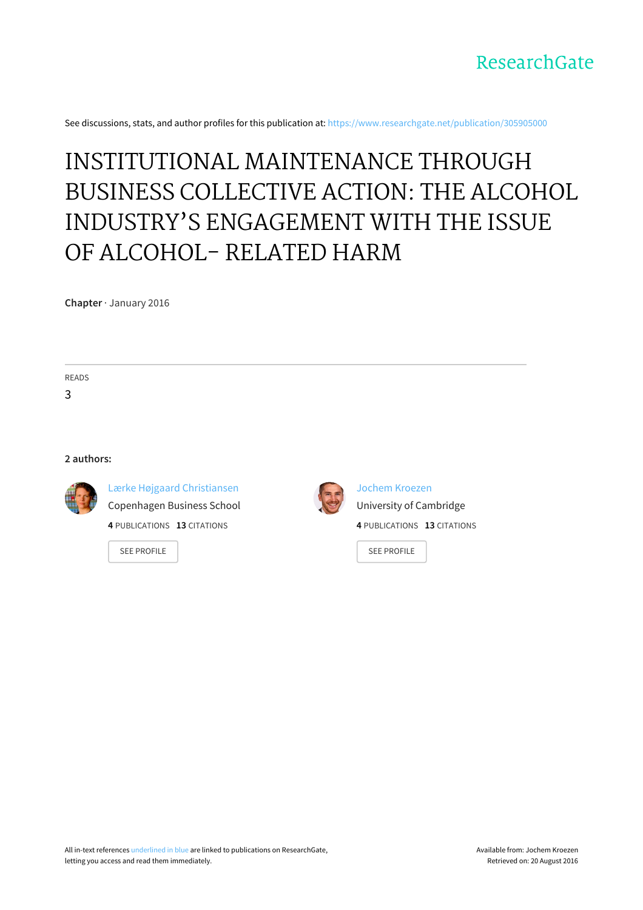See discussions, stats, and author profiles for this publication at: https://www.researchgate.net/publication/305905000

# INSTITUTIONAL MAINTENANCE THROUGH BUSINESS COLLECTIVE ACTION: THE ALCOHOL INDUSTRY'S ENGAGEMENT WITH THE ISSUE OF ALCOHOL- RELATED HARM

**Chapter** · January 2016

READS

3

**2 authors:**

Lærke Højgaard Christiansen
Copenhagen Business School
**4** PUBLICATIONS **13** CITATIONS

SEE PROFILE

Jochem Kroezen
University of Cambridge
**4** PUBLICATIONS **13** CITATIONS

SEE PROFILE

All in-text references underlined in blue are linked to publications on ResearchGate, letting you access and read them immediately.

Available from: Jochem Kroezen
Retrieved on: 20 August 2016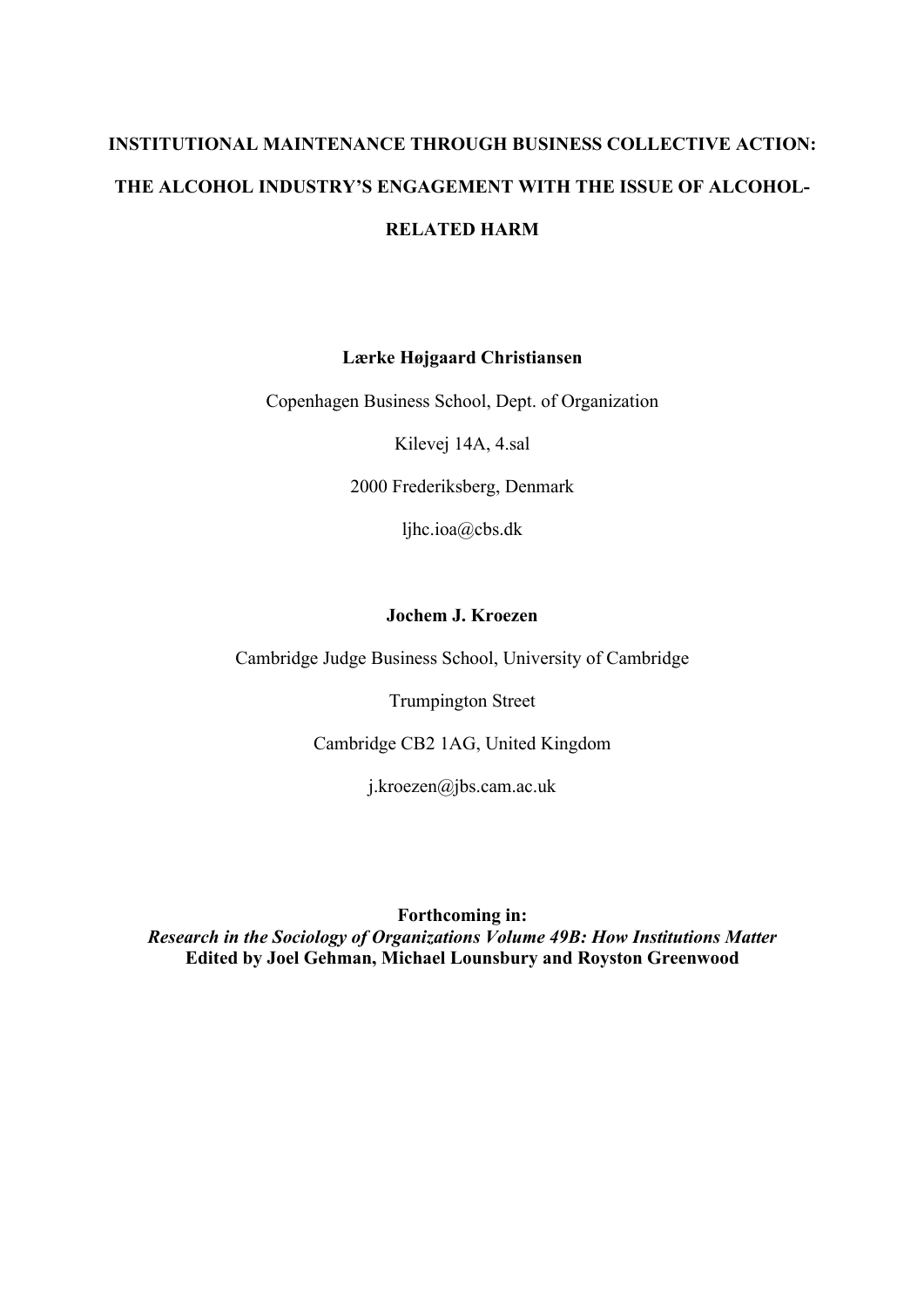# INSTITUTIONAL MAINTENANCE THROUGH BUSINESS COLLECTIVE ACTION: THE ALCOHOL INDUSTRY'S ENGAGEMENT WITH THE ISSUE OF ALCOHOL-RELATED HARM

**Lærke Højgaard Christiansen**

Copenhagen Business School, Dept. of Organization

Kilevej 14A, 4.sal

2000 Frederiksberg, Denmark

ljhc.ioa@cbs.dk

**Jochem J. Kroezen**

Cambridge Judge Business School, University of Cambridge

Trumpington Street

Cambridge CB2 1AG, United Kingdom

j.kroezen@jbs.cam.ac.uk

**Forthcoming in:**
***Research in the Sociology of Organizations Volume 49B: How Institutions Matter***
**Edited by Joel Gehman, Michael Lounsbury and Royston Greenwood**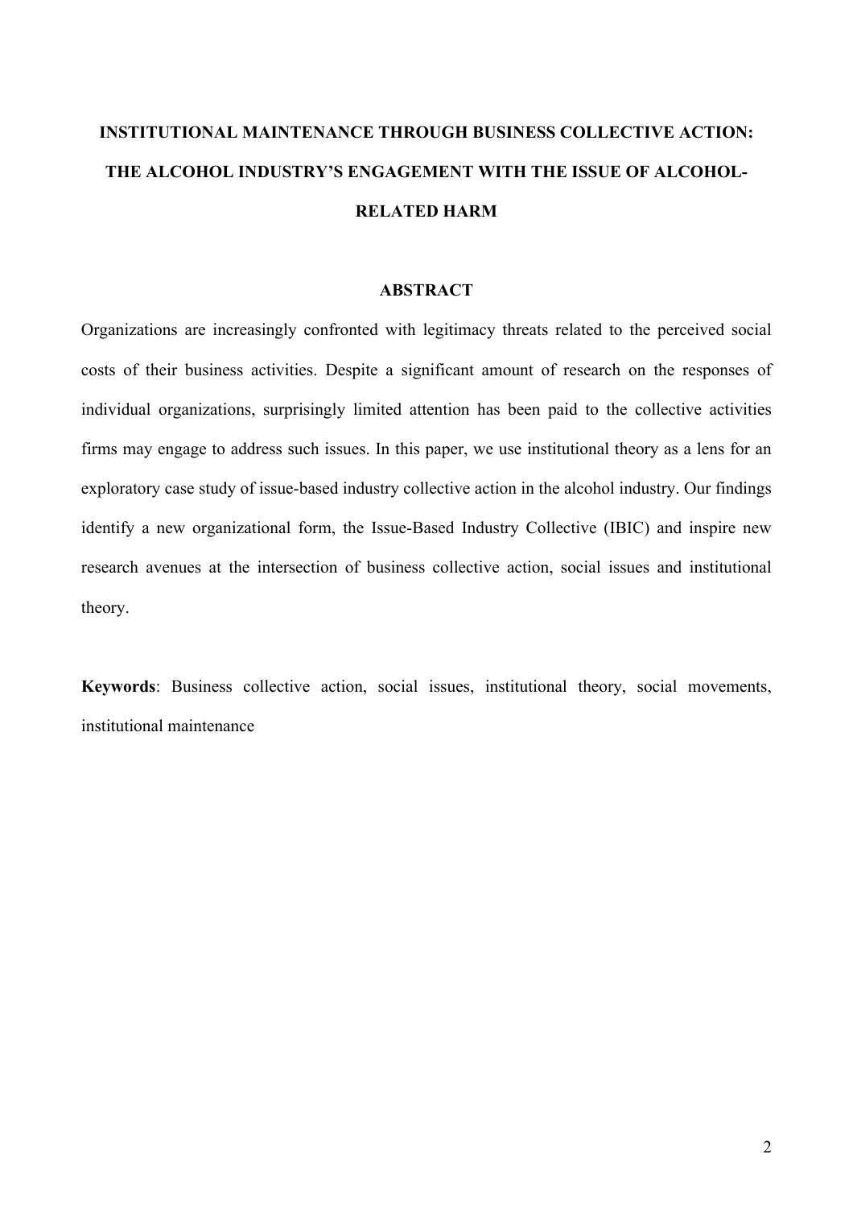# INSTITUTIONAL MAINTENANCE THROUGH BUSINESS COLLECTIVE ACTION: THE ALCOHOL INDUSTRY'S ENGAGEMENT WITH THE ISSUE OF ALCOHOL-RELATED HARM

## ABSTRACT

Organizations are increasingly confronted with legitimacy threats related to the perceived social costs of their business activities. Despite a significant amount of research on the responses of individual organizations, surprisingly limited attention has been paid to the collective activities firms may engage to address such issues. In this paper, we use institutional theory as a lens for an exploratory case study of issue-based industry collective action in the alcohol industry. Our findings identify a new organizational form, the Issue-Based Industry Collective (IBIC) and inspire new research avenues at the intersection of business collective action, social issues and institutional theory.

**Keywords**: Business collective action, social issues, institutional theory, social movements, institutional maintenance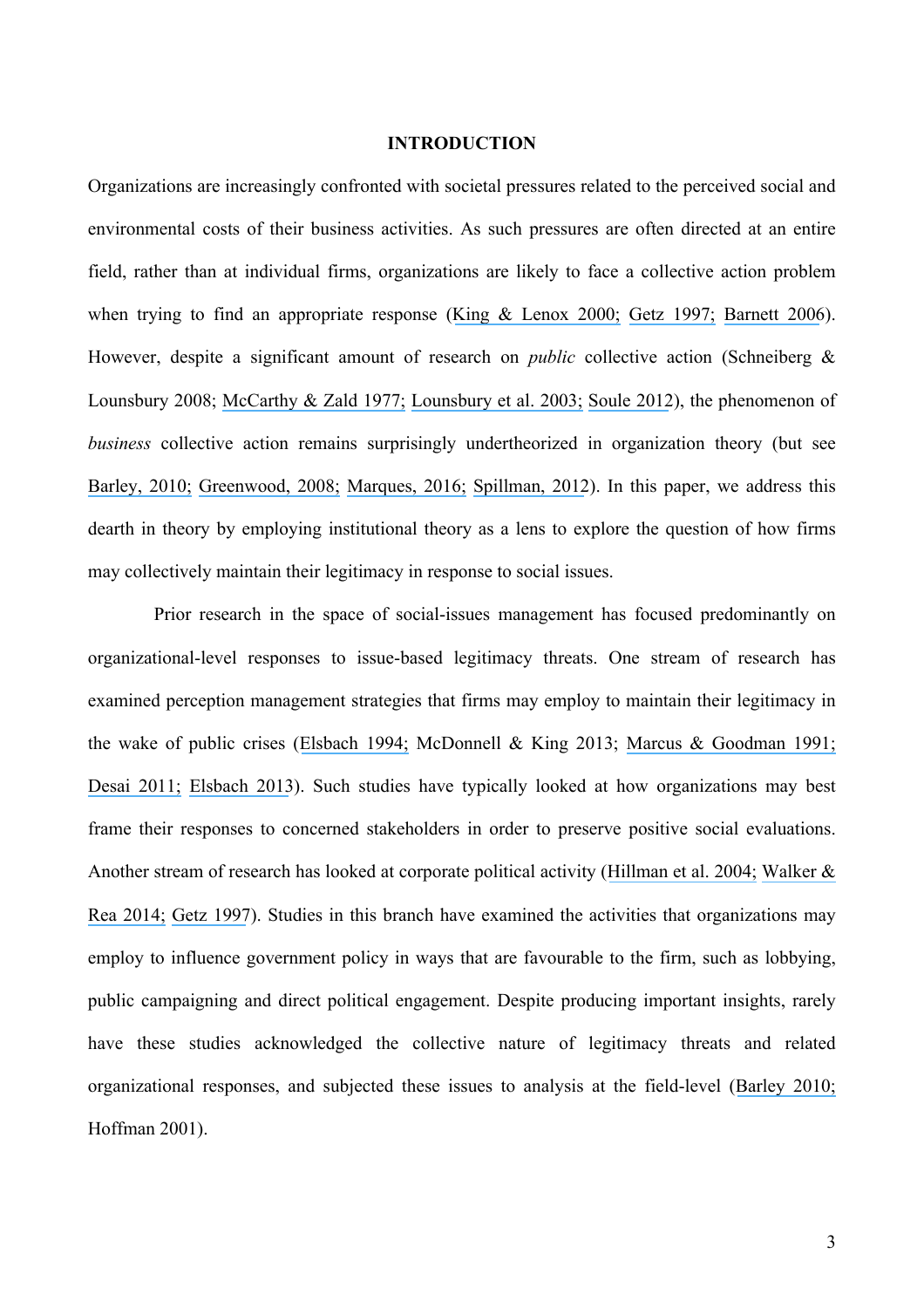## INTRODUCTION

Organizations are increasingly confronted with societal pressures related to the perceived social and environmental costs of their business activities. As such pressures are often directed at an entire field, rather than at individual firms, organizations are likely to face a collective action problem when trying to find an appropriate response (King & Lenox 2000; Getz 1997; Barnett 2006). However, despite a significant amount of research on *public* collective action (Schneiberg & Lounsbury 2008; McCarthy & Zald 1977; Lounsbury et al. 2003; Soule 2012), the phenomenon of *business* collective action remains surprisingly undertheorized in organization theory (but see Barley, 2010; Greenwood, 2008; Marques, 2016; Spillman, 2012). In this paper, we address this dearth in theory by employing institutional theory as a lens to explore the question of how firms may collectively maintain their legitimacy in response to social issues.

Prior research in the space of social-issues management has focused predominantly on organizational-level responses to issue-based legitimacy threats. One stream of research has examined perception management strategies that firms may employ to maintain their legitimacy in the wake of public crises (Elsbach 1994; McDonnell & King 2013; Marcus & Goodman 1991; Desai 2011; Elsbach 2013). Such studies have typically looked at how organizations may best frame their responses to concerned stakeholders in order to preserve positive social evaluations. Another stream of research has looked at corporate political activity (Hillman et al. 2004; Walker & Rea 2014; Getz 1997). Studies in this branch have examined the activities that organizations may employ to influence government policy in ways that are favourable to the firm, such as lobbying, public campaigning and direct political engagement. Despite producing important insights, rarely have these studies acknowledged the collective nature of legitimacy threats and related organizational responses, and subjected these issues to analysis at the field-level (Barley 2010; Hoffman 2001).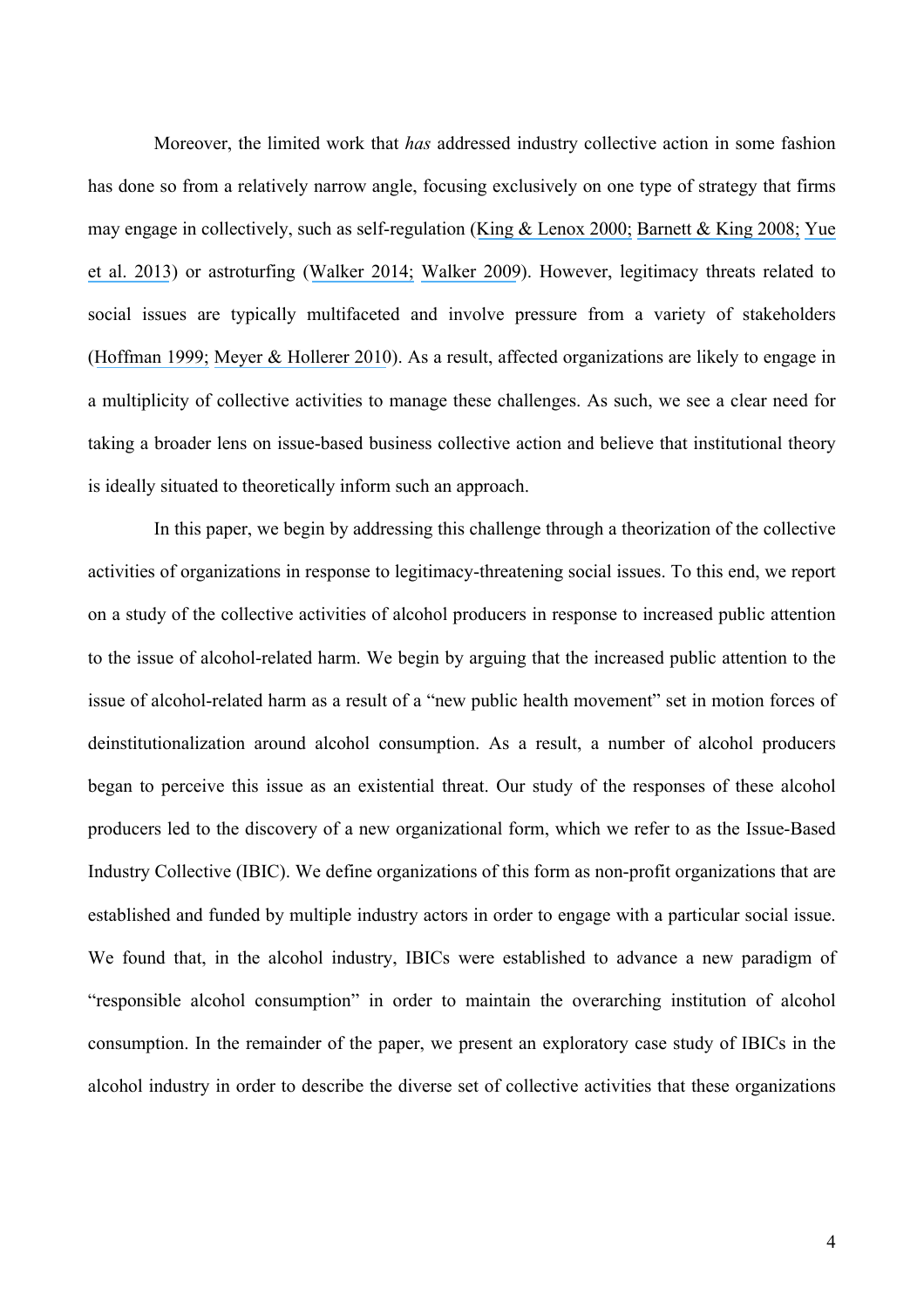Moreover, the limited work that *has* addressed industry collective action in some fashion has done so from a relatively narrow angle, focusing exclusively on one type of strategy that firms may engage in collectively, such as self-regulation (King & Lenox 2000; Barnett & King 2008; Yue et al. 2013) or astroturfing (Walker 2014; Walker 2009). However, legitimacy threats related to social issues are typically multifaceted and involve pressure from a variety of stakeholders (Hoffman 1999; Meyer & Hollerer 2010). As a result, affected organizations are likely to engage in a multiplicity of collective activities to manage these challenges. As such, we see a clear need for taking a broader lens on issue-based business collective action and believe that institutional theory is ideally situated to theoretically inform such an approach.

In this paper, we begin by addressing this challenge through a theorization of the collective activities of organizations in response to legitimacy-threatening social issues. To this end, we report on a study of the collective activities of alcohol producers in response to increased public attention to the issue of alcohol-related harm. We begin by arguing that the increased public attention to the issue of alcohol-related harm as a result of a "new public health movement" set in motion forces of deinstitutionalization around alcohol consumption. As a result, a number of alcohol producers began to perceive this issue as an existential threat. Our study of the responses of these alcohol producers led to the discovery of a new organizational form, which we refer to as the Issue-Based Industry Collective (IBIC). We define organizations of this form as non-profit organizations that are established and funded by multiple industry actors in order to engage with a particular social issue. We found that, in the alcohol industry, IBICs were established to advance a new paradigm of "responsible alcohol consumption" in order to maintain the overarching institution of alcohol consumption. In the remainder of the paper, we present an exploratory case study of IBICs in the alcohol industry in order to describe the diverse set of collective activities that these organizations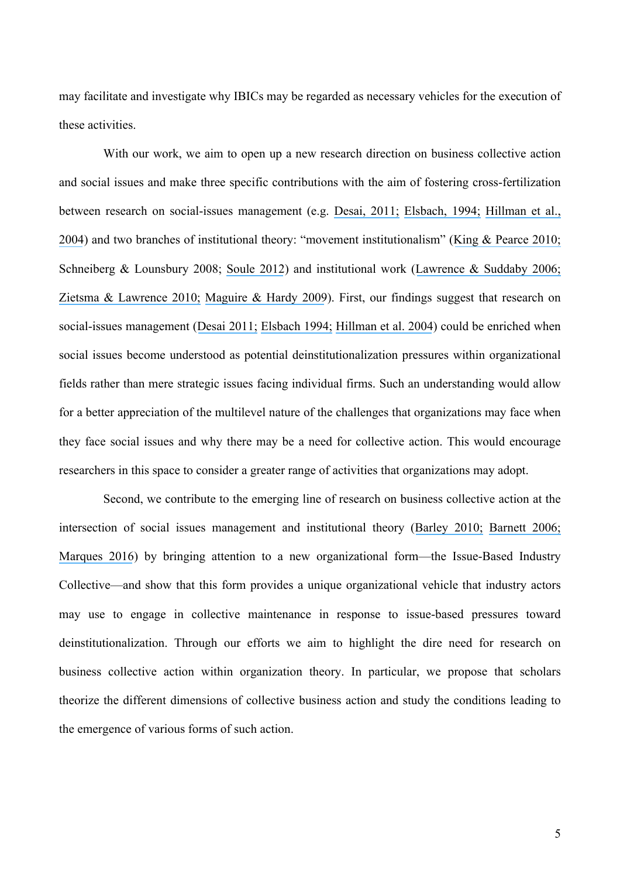may facilitate and investigate why IBICs may be regarded as necessary vehicles for the execution of these activities.

With our work, we aim to open up a new research direction on business collective action and social issues and make three specific contributions with the aim of fostering cross-fertilization between research on social-issues management (e.g. Desai, 2011; Elsbach, 1994; Hillman et al., 2004) and two branches of institutional theory: "movement institutionalism" (King & Pearce 2010; Schneiberg & Lounsbury 2008; Soule 2012) and institutional work (Lawrence & Suddaby 2006; Zietsma & Lawrence 2010; Maguire & Hardy 2009). First, our findings suggest that research on social-issues management (Desai 2011; Elsbach 1994; Hillman et al. 2004) could be enriched when social issues become understood as potential deinstitutionalization pressures within organizational fields rather than mere strategic issues facing individual firms. Such an understanding would allow for a better appreciation of the multilevel nature of the challenges that organizations may face when they face social issues and why there may be a need for collective action. This would encourage researchers in this space to consider a greater range of activities that organizations may adopt.

Second, we contribute to the emerging line of research on business collective action at the intersection of social issues management and institutional theory (Barley 2010; Barnett 2006; Marques 2016) by bringing attention to a new organizational form—the Issue-Based Industry Collective—and show that this form provides a unique organizational vehicle that industry actors may use to engage in collective maintenance in response to issue-based pressures toward deinstitutionalization. Through our efforts we aim to highlight the dire need for research on business collective action within organization theory. In particular, we propose that scholars theorize the different dimensions of collective business action and study the conditions leading to the emergence of various forms of such action.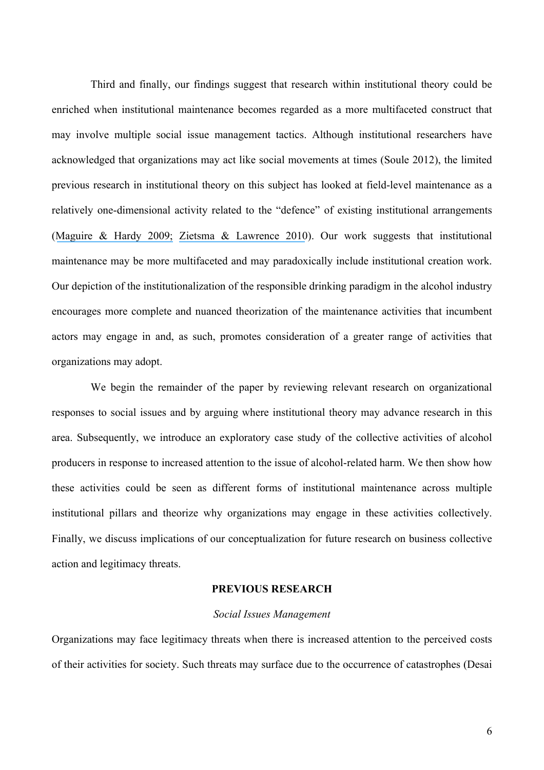Third and finally, our findings suggest that research within institutional theory could be enriched when institutional maintenance becomes regarded as a more multifaceted construct that may involve multiple social issue management tactics. Although institutional researchers have acknowledged that organizations may act like social movements at times (Soule 2012), the limited previous research in institutional theory on this subject has looked at field-level maintenance as a relatively one-dimensional activity related to the "defence" of existing institutional arrangements (Maguire & Hardy 2009; Zietsma & Lawrence 2010). Our work suggests that institutional maintenance may be more multifaceted and may paradoxically include institutional creation work. Our depiction of the institutionalization of the responsible drinking paradigm in the alcohol industry encourages more complete and nuanced theorization of the maintenance activities that incumbent actors may engage in and, as such, promotes consideration of a greater range of activities that organizations may adopt.

We begin the remainder of the paper by reviewing relevant research on organizational responses to social issues and by arguing where institutional theory may advance research in this area. Subsequently, we introduce an exploratory case study of the collective activities of alcohol producers in response to increased attention to the issue of alcohol-related harm. We then show how these activities could be seen as different forms of institutional maintenance across multiple institutional pillars and theorize why organizations may engage in these activities collectively. Finally, we discuss implications of our conceptualization for future research on business collective action and legitimacy threats.

## PREVIOUS RESEARCH

### *Social Issues Management*

Organizations may face legitimacy threats when there is increased attention to the perceived costs of their activities for society. Such threats may surface due to the occurrence of catastrophes (Desai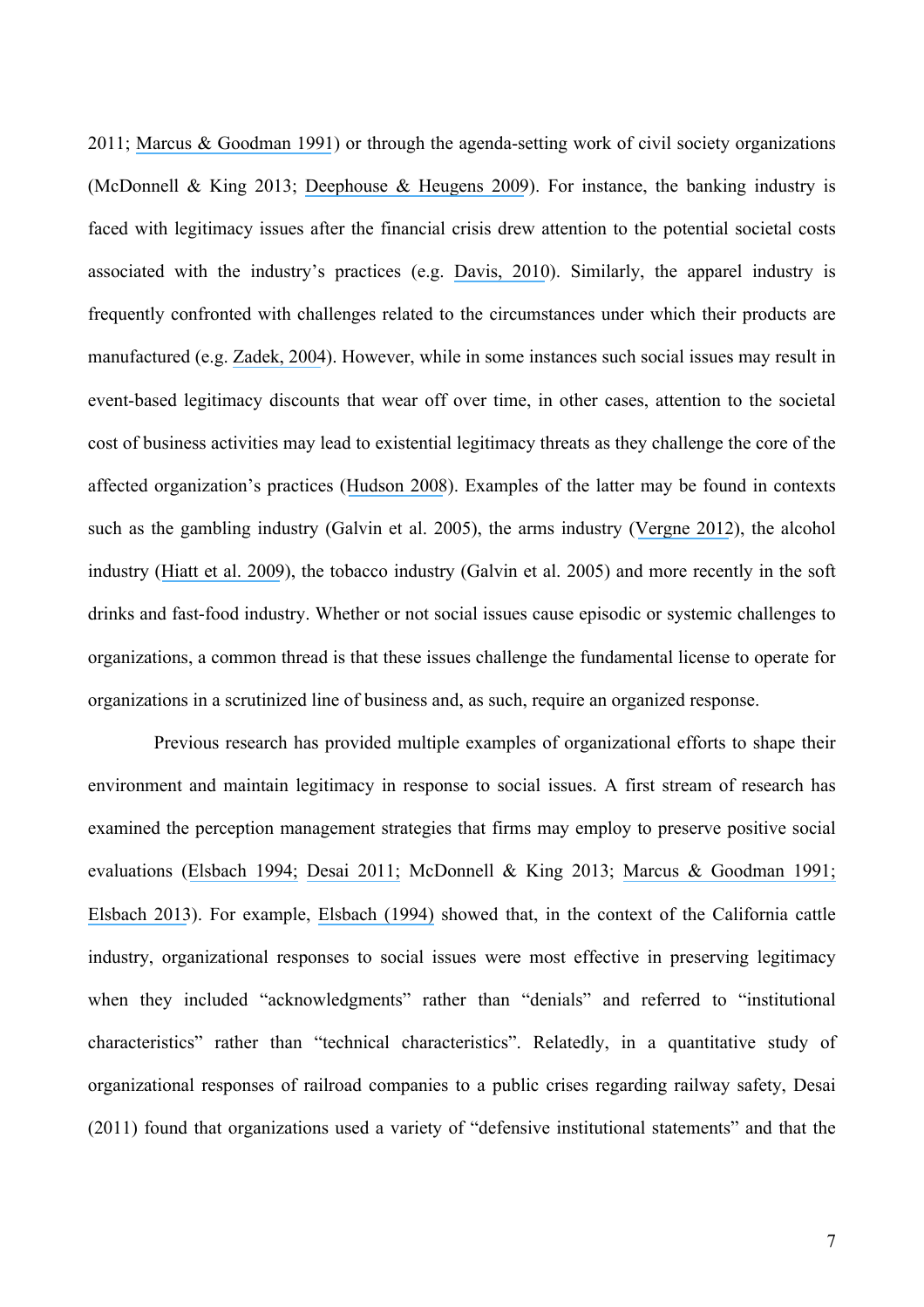2011; Marcus & Goodman 1991) or through the agenda-setting work of civil society organizations (McDonnell & King 2013; Deephouse & Heugens 2009). For instance, the banking industry is faced with legitimacy issues after the financial crisis drew attention to the potential societal costs associated with the industry's practices (e.g. Davis, 2010). Similarly, the apparel industry is frequently confronted with challenges related to the circumstances under which their products are manufactured (e.g. Zadek, 2004). However, while in some instances such social issues may result in event-based legitimacy discounts that wear off over time, in other cases, attention to the societal cost of business activities may lead to existential legitimacy threats as they challenge the core of the affected organization's practices (Hudson 2008). Examples of the latter may be found in contexts such as the gambling industry (Galvin et al. 2005), the arms industry (Vergne 2012), the alcohol industry (Hiatt et al. 2009), the tobacco industry (Galvin et al. 2005) and more recently in the soft drinks and fast-food industry. Whether or not social issues cause episodic or systemic challenges to organizations, a common thread is that these issues challenge the fundamental license to operate for organizations in a scrutinized line of business and, as such, require an organized response.

Previous research has provided multiple examples of organizational efforts to shape their environment and maintain legitimacy in response to social issues. A first stream of research has examined the perception management strategies that firms may employ to preserve positive social evaluations (Elsbach 1994; Desai 2011; McDonnell & King 2013; Marcus & Goodman 1991; Elsbach 2013). For example, Elsbach (1994) showed that, in the context of the California cattle industry, organizational responses to social issues were most effective in preserving legitimacy when they included "acknowledgments" rather than "denials" and referred to "institutional characteristics" rather than "technical characteristics". Relatedly, in a quantitative study of organizational responses of railroad companies to a public crises regarding railway safety, Desai (2011) found that organizations used a variety of "defensive institutional statements" and that the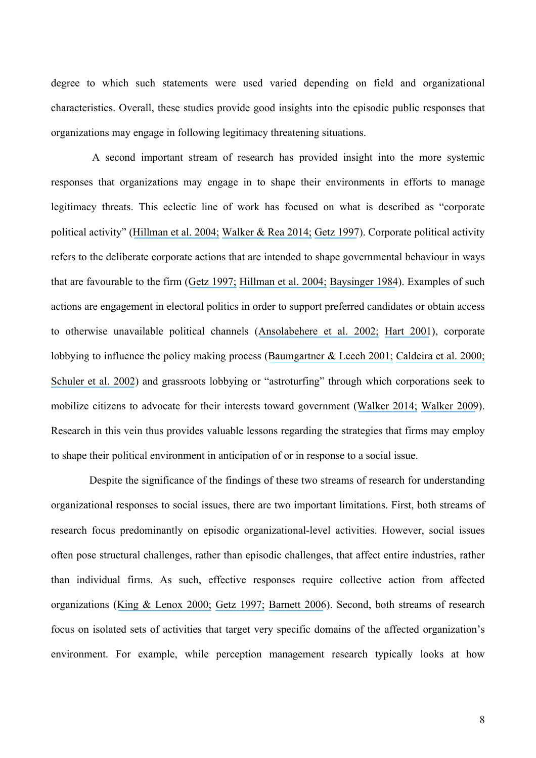degree to which such statements were used varied depending on field and organizational characteristics. Overall, these studies provide good insights into the episodic public responses that organizations may engage in following legitimacy threatening situations.

A second important stream of research has provided insight into the more systemic responses that organizations may engage in to shape their environments in efforts to manage legitimacy threats. This eclectic line of work has focused on what is described as "corporate political activity" (Hillman et al. 2004; Walker & Rea 2014; Getz 1997). Corporate political activity refers to the deliberate corporate actions that are intended to shape governmental behaviour in ways that are favourable to the firm (Getz 1997; Hillman et al. 2004; Baysinger 1984). Examples of such actions are engagement in electoral politics in order to support preferred candidates or obtain access to otherwise unavailable political channels (Ansolabehere et al. 2002; Hart 2001), corporate lobbying to influence the policy making process (Baumgartner & Leech 2001; Caldeira et al. 2000; Schuler et al. 2002) and grassroots lobbying or "astroturfing" through which corporations seek to mobilize citizens to advocate for their interests toward government (Walker 2014; Walker 2009). Research in this vein thus provides valuable lessons regarding the strategies that firms may employ to shape their political environment in anticipation of or in response to a social issue.

Despite the significance of the findings of these two streams of research for understanding organizational responses to social issues, there are two important limitations. First, both streams of research focus predominantly on episodic organizational-level activities. However, social issues often pose structural challenges, rather than episodic challenges, that affect entire industries, rather than individual firms. As such, effective responses require collective action from affected organizations (King & Lenox 2000; Getz 1997; Barnett 2006). Second, both streams of research focus on isolated sets of activities that target very specific domains of the affected organization's environment. For example, while perception management research typically looks at how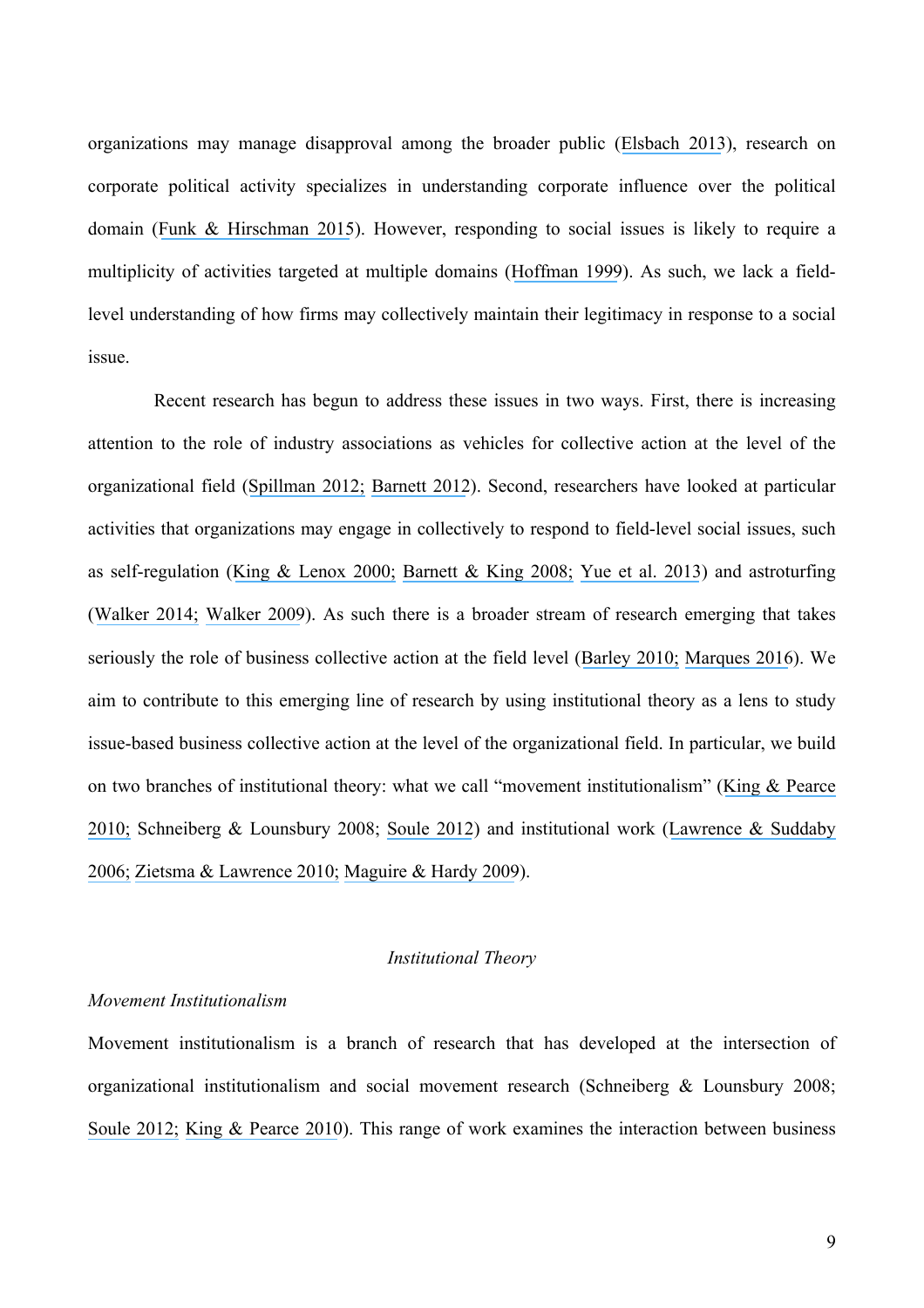organizations may manage disapproval among the broader public (Elsbach 2013), research on corporate political activity specializes in understanding corporate influence over the political domain (Funk & Hirschman 2015). However, responding to social issues is likely to require a multiplicity of activities targeted at multiple domains (Hoffman 1999). As such, we lack a field-level understanding of how firms may collectively maintain their legitimacy in response to a social issue.

Recent research has begun to address these issues in two ways. First, there is increasing attention to the role of industry associations as vehicles for collective action at the level of the organizational field (Spillman 2012; Barnett 2012). Second, researchers have looked at particular activities that organizations may engage in collectively to respond to field-level social issues, such as self-regulation (King & Lenox 2000; Barnett & King 2008; Yue et al. 2013) and astroturfing (Walker 2014; Walker 2009). As such there is a broader stream of research emerging that takes seriously the role of business collective action at the field level (Barley 2010; Marques 2016). We aim to contribute to this emerging line of research by using institutional theory as a lens to study issue-based business collective action at the level of the organizational field. In particular, we build on two branches of institutional theory: what we call "movement institutionalism" (King & Pearce 2010; Schneiberg & Lounsbury 2008; Soule 2012) and institutional work (Lawrence & Suddaby 2006; Zietsma & Lawrence 2010; Maguire & Hardy 2009).

## *Institutional Theory*

### *Movement Institutionalism*

Movement institutionalism is a branch of research that has developed at the intersection of organizational institutionalism and social movement research (Schneiberg & Lounsbury 2008; Soule 2012; King & Pearce 2010). This range of work examines the interaction between business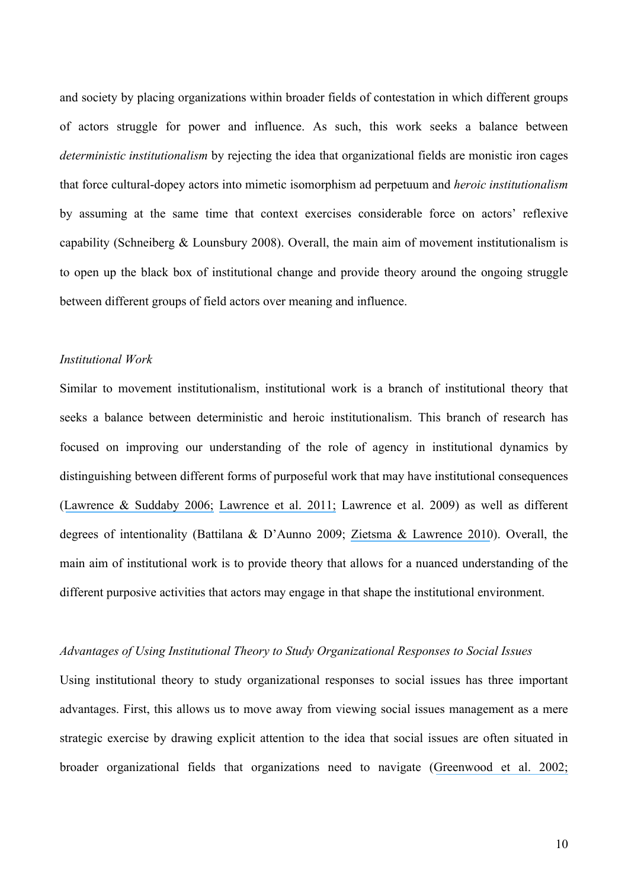and society by placing organizations within broader fields of contestation in which different groups of actors struggle for power and influence. As such, this work seeks a balance between *deterministic institutionalism* by rejecting the idea that organizational fields are monistic iron cages that force cultural-dopey actors into mimetic isomorphism ad perpetuum and *heroic institutionalism* by assuming at the same time that context exercises considerable force on actors' reflexive capability (Schneiberg & Lounsbury 2008). Overall, the main aim of movement institutionalism is to open up the black box of institutional change and provide theory around the ongoing struggle between different groups of field actors over meaning and influence.

### *Institutional Work*

Similar to movement institutionalism, institutional work is a branch of institutional theory that seeks a balance between deterministic and heroic institutionalism. This branch of research has focused on improving our understanding of the role of agency in institutional dynamics by distinguishing between different forms of purposeful work that may have institutional consequences (Lawrence & Suddaby 2006; Lawrence et al. 2011; Lawrence et al. 2009) as well as different degrees of intentionality (Battilana & D'Aunno 2009; Zietsma & Lawrence 2010). Overall, the main aim of institutional work is to provide theory that allows for a nuanced understanding of the different purposive activities that actors may engage in that shape the institutional environment.

### *Advantages of Using Institutional Theory to Study Organizational Responses to Social Issues*

Using institutional theory to study organizational responses to social issues has three important advantages. First, this allows us to move away from viewing social issues management as a mere strategic exercise by drawing explicit attention to the idea that social issues are often situated in broader organizational fields that organizations need to navigate (Greenwood et al. 2002;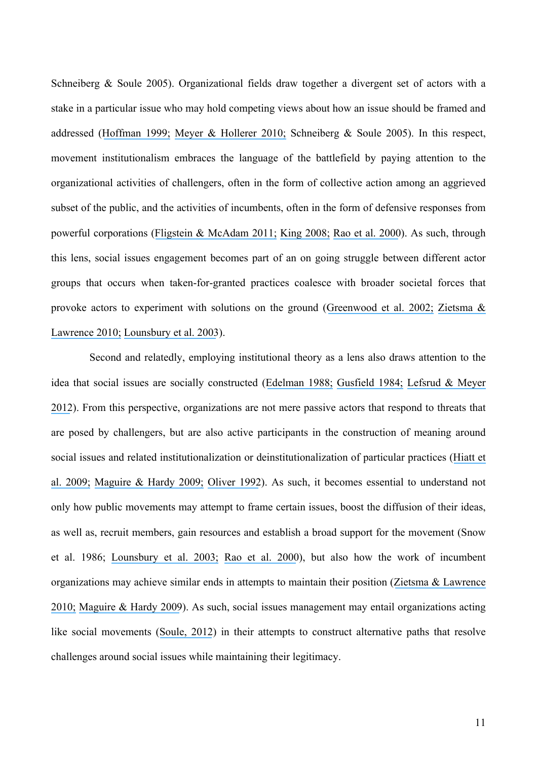Schneiberg & Soule 2005). Organizational fields draw together a divergent set of actors with a stake in a particular issue who may hold competing views about how an issue should be framed and addressed (Hoffman 1999; Meyer & Hollerer 2010; Schneiberg & Soule 2005). In this respect, movement institutionalism embraces the language of the battlefield by paying attention to the organizational activities of challengers, often in the form of collective action among an aggrieved subset of the public, and the activities of incumbents, often in the form of defensive responses from powerful corporations (Fligstein & McAdam 2011; King 2008; Rao et al. 2000). As such, through this lens, social issues engagement becomes part of an on going struggle between different actor groups that occurs when taken-for-granted practices coalesce with broader societal forces that provoke actors to experiment with solutions on the ground (Greenwood et al. 2002; Zietsma & Lawrence 2010; Lounsbury et al. 2003).

Second and relatedly, employing institutional theory as a lens also draws attention to the idea that social issues are socially constructed (Edelman 1988; Gusfield 1984; Lefsrud & Meyer 2012). From this perspective, organizations are not mere passive actors that respond to threats that are posed by challengers, but are also active participants in the construction of meaning around social issues and related institutionalization or deinstitutionalization of particular practices (Hiatt et al. 2009; Maguire & Hardy 2009; Oliver 1992). As such, it becomes essential to understand not only how public movements may attempt to frame certain issues, boost the diffusion of their ideas, as well as, recruit members, gain resources and establish a broad support for the movement (Snow et al. 1986; Lounsbury et al. 2003; Rao et al. 2000), but also how the work of incumbent organizations may achieve similar ends in attempts to maintain their position (Zietsma & Lawrence 2010; Maguire & Hardy 2009). As such, social issues management may entail organizations acting like social movements (Soule, 2012) in their attempts to construct alternative paths that resolve challenges around social issues while maintaining their legitimacy.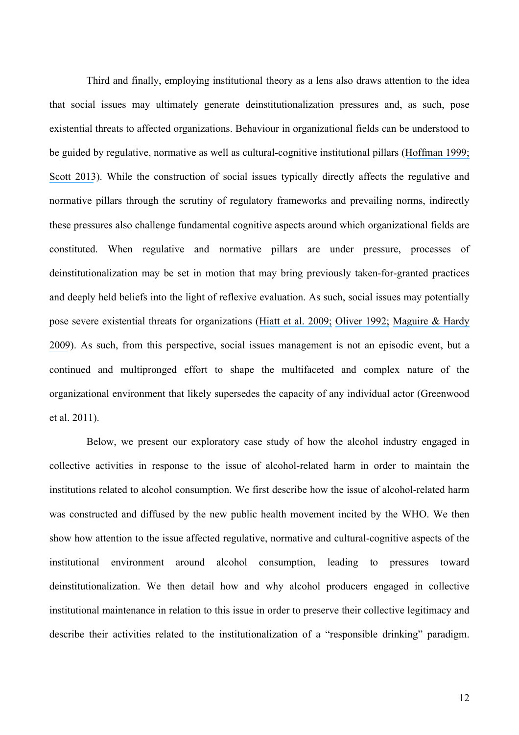Third and finally, employing institutional theory as a lens also draws attention to the idea that social issues may ultimately generate deinstitutionalization pressures and, as such, pose existential threats to affected organizations. Behaviour in organizational fields can be understood to be guided by regulative, normative as well as cultural-cognitive institutional pillars (Hoffman 1999; Scott 2013). While the construction of social issues typically directly affects the regulative and normative pillars through the scrutiny of regulatory frameworks and prevailing norms, indirectly these pressures also challenge fundamental cognitive aspects around which organizational fields are constituted. When regulative and normative pillars are under pressure, processes of deinstitutionalization may be set in motion that may bring previously taken-for-granted practices and deeply held beliefs into the light of reflexive evaluation. As such, social issues may potentially pose severe existential threats for organizations (Hiatt et al. 2009; Oliver 1992; Maguire & Hardy 2009). As such, from this perspective, social issues management is not an episodic event, but a continued and multipronged effort to shape the multifaceted and complex nature of the organizational environment that likely supersedes the capacity of any individual actor (Greenwood et al. 2011).

Below, we present our exploratory case study of how the alcohol industry engaged in collective activities in response to the issue of alcohol-related harm in order to maintain the institutions related to alcohol consumption. We first describe how the issue of alcohol-related harm was constructed and diffused by the new public health movement incited by the WHO. We then show how attention to the issue affected regulative, normative and cultural-cognitive aspects of the institutional environment around alcohol consumption, leading to pressures toward deinstitutionalization. We then detail how and why alcohol producers engaged in collective institutional maintenance in relation to this issue in order to preserve their collective legitimacy and describe their activities related to the institutionalization of a "responsible drinking" paradigm.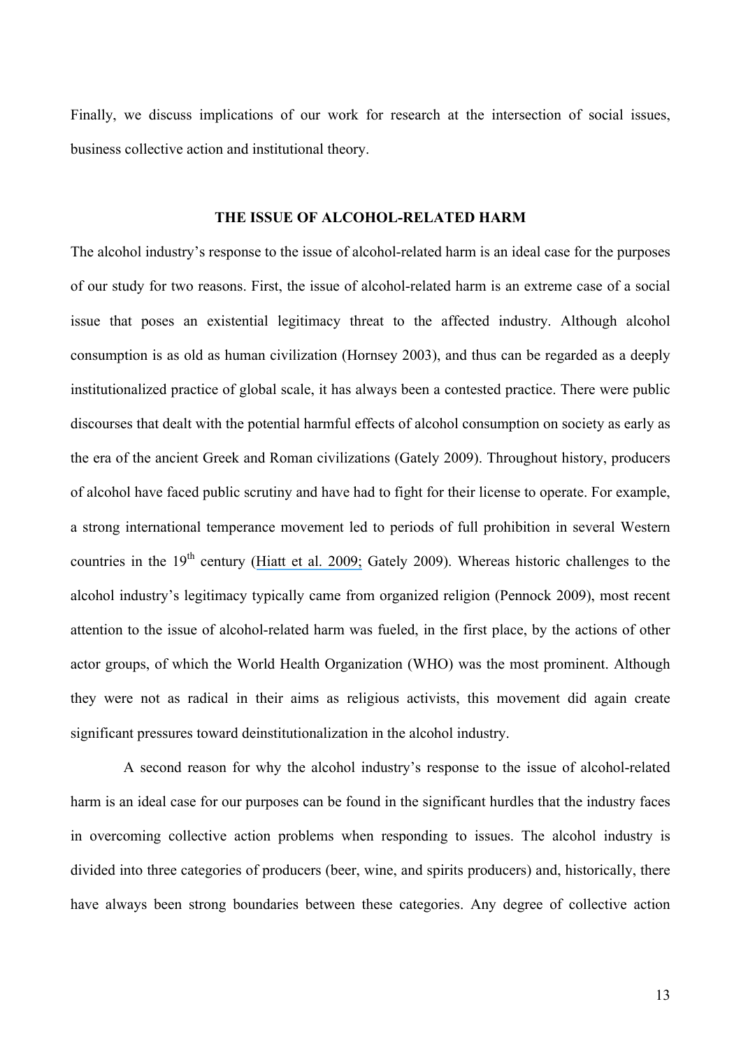Finally, we discuss implications of our work for research at the intersection of social issues, business collective action and institutional theory.

## THE ISSUE OF ALCOHOL-RELATED HARM

The alcohol industry's response to the issue of alcohol-related harm is an ideal case for the purposes of our study for two reasons. First, the issue of alcohol-related harm is an extreme case of a social issue that poses an existential legitimacy threat to the affected industry. Although alcohol consumption is as old as human civilization (Hornsey 2003), and thus can be regarded as a deeply institutionalized practice of global scale, it has always been a contested practice. There were public discourses that dealt with the potential harmful effects of alcohol consumption on society as early as the era of the ancient Greek and Roman civilizations (Gately 2009). Throughout history, producers of alcohol have faced public scrutiny and have had to fight for their license to operate. For example, a strong international temperance movement led to periods of full prohibition in several Western countries in the 19th century (Hiatt et al. 2009; Gately 2009). Whereas historic challenges to the alcohol industry's legitimacy typically came from organized religion (Pennock 2009), most recent attention to the issue of alcohol-related harm was fueled, in the first place, by the actions of other actor groups, of which the World Health Organization (WHO) was the most prominent. Although they were not as radical in their aims as religious activists, this movement did again create significant pressures toward deinstitutionalization in the alcohol industry.

A second reason for why the alcohol industry's response to the issue of alcohol-related harm is an ideal case for our purposes can be found in the significant hurdles that the industry faces in overcoming collective action problems when responding to issues. The alcohol industry is divided into three categories of producers (beer, wine, and spirits producers) and, historically, there have always been strong boundaries between these categories. Any degree of collective action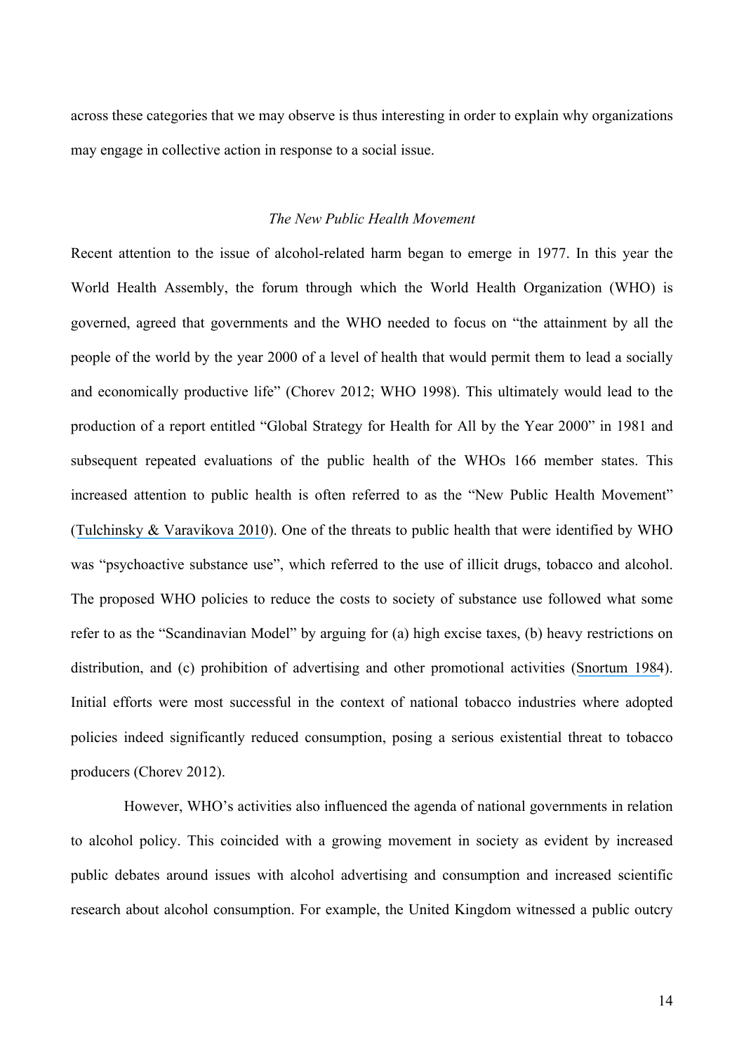across these categories that we may observe is thus interesting in order to explain why organizations may engage in collective action in response to a social issue.

### *The New Public Health Movement*

Recent attention to the issue of alcohol-related harm began to emerge in 1977. In this year the World Health Assembly, the forum through which the World Health Organization (WHO) is governed, agreed that governments and the WHO needed to focus on "the attainment by all the people of the world by the year 2000 of a level of health that would permit them to lead a socially and economically productive life" (Chorev 2012; WHO 1998). This ultimately would lead to the production of a report entitled "Global Strategy for Health for All by the Year 2000" in 1981 and subsequent repeated evaluations of the public health of the WHOs 166 member states. This increased attention to public health is often referred to as the "New Public Health Movement" (Tulchinsky & Varavikova 2010). One of the threats to public health that were identified by WHO was "psychoactive substance use", which referred to the use of illicit drugs, tobacco and alcohol. The proposed WHO policies to reduce the costs to society of substance use followed what some refer to as the "Scandinavian Model" by arguing for (a) high excise taxes, (b) heavy restrictions on distribution, and (c) prohibition of advertising and other promotional activities (Snortum 1984). Initial efforts were most successful in the context of national tobacco industries where adopted policies indeed significantly reduced consumption, posing a serious existential threat to tobacco producers (Chorev 2012).

However, WHO's activities also influenced the agenda of national governments in relation to alcohol policy. This coincided with a growing movement in society as evident by increased public debates around issues with alcohol advertising and consumption and increased scientific research about alcohol consumption. For example, the United Kingdom witnessed a public outcry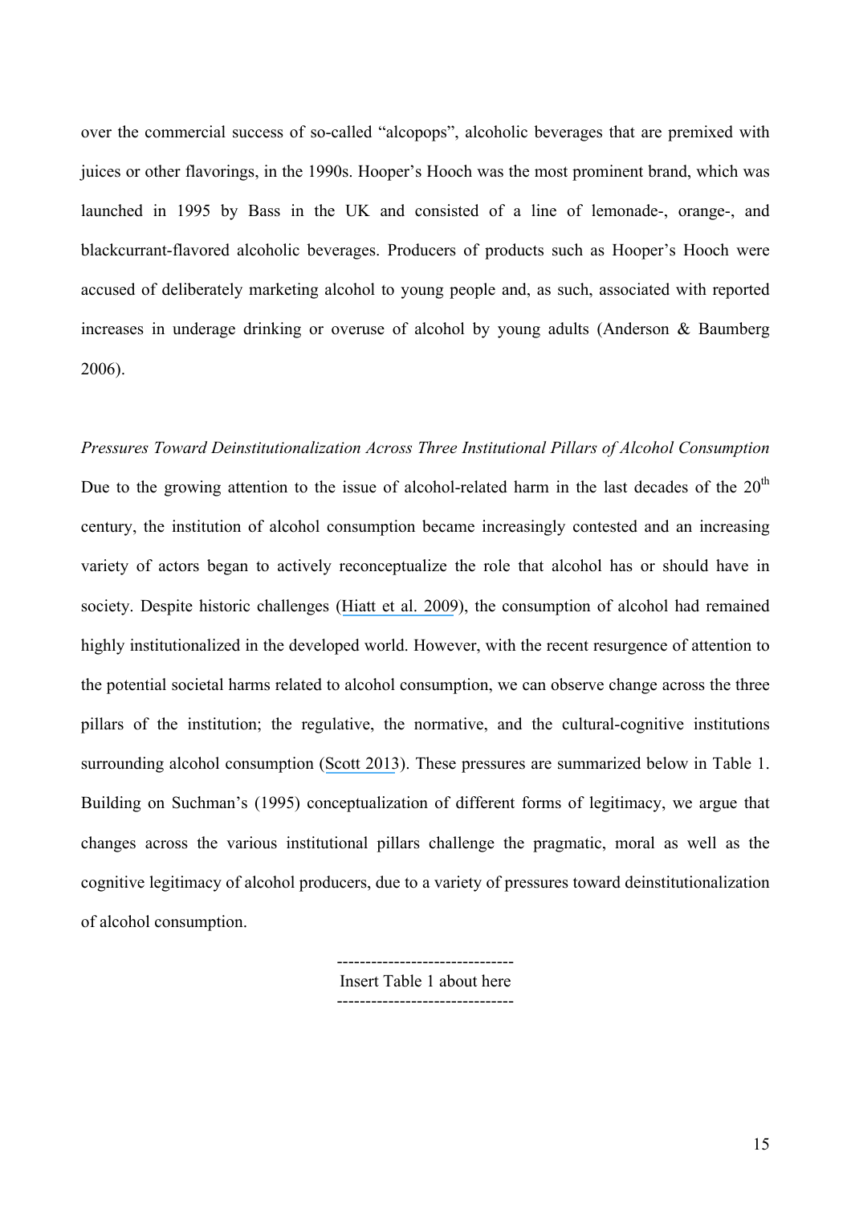over the commercial success of so-called "alcopops", alcoholic beverages that are premixed with juices or other flavorings, in the 1990s. Hooper's Hooch was the most prominent brand, which was launched in 1995 by Bass in the UK and consisted of a line of lemonade-, orange-, and blackcurrant-flavored alcoholic beverages. Producers of products such as Hooper's Hooch were accused of deliberately marketing alcohol to young people and, as such, associated with reported increases in underage drinking or overuse of alcohol by young adults (Anderson & Baumberg 2006).

*Pressures Toward Deinstitutionalization Across Three Institutional Pillars of Alcohol Consumption*

Due to the growing attention to the issue of alcohol-related harm in the last decades of the 20th century, the institution of alcohol consumption became increasingly contested and an increasing variety of actors began to actively reconceptualize the role that alcohol has or should have in society. Despite historic challenges (Hiatt et al. 2009), the consumption of alcohol had remained highly institutionalized in the developed world. However, with the recent resurgence of attention to the potential societal harms related to alcohol consumption, we can observe change across the three pillars of the institution; the regulative, the normative, and the cultural-cognitive institutions surrounding alcohol consumption (Scott 2013). These pressures are summarized below in Table 1. Building on Suchman's (1995) conceptualization of different forms of legitimacy, we argue that changes across the various institutional pillars challenge the pragmatic, moral as well as the cognitive legitimacy of alcohol producers, due to a variety of pressures toward deinstitutionalization of alcohol consumption.

-------------------------------
Insert Table 1 about here
-------------------------------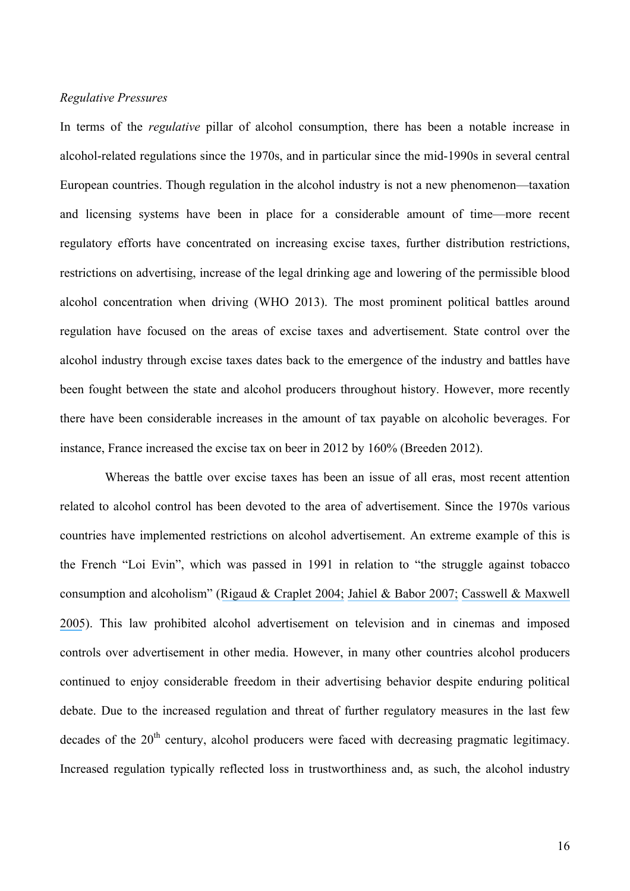*Regulative Pressures*

In terms of the *regulative* pillar of alcohol consumption, there has been a notable increase in alcohol-related regulations since the 1970s, and in particular since the mid-1990s in several central European countries. Though regulation in the alcohol industry is not a new phenomenon—taxation and licensing systems have been in place for a considerable amount of time—more recent regulatory efforts have concentrated on increasing excise taxes, further distribution restrictions, restrictions on advertising, increase of the legal drinking age and lowering of the permissible blood alcohol concentration when driving (WHO 2013). The most prominent political battles around regulation have focused on the areas of excise taxes and advertisement. State control over the alcohol industry through excise taxes dates back to the emergence of the industry and battles have been fought between the state and alcohol producers throughout history. However, more recently there have been considerable increases in the amount of tax payable on alcoholic beverages. For instance, France increased the excise tax on beer in 2012 by 160% (Breeden 2012).

Whereas the battle over excise taxes has been an issue of all eras, most recent attention related to alcohol control has been devoted to the area of advertisement. Since the 1970s various countries have implemented restrictions on alcohol advertisement. An extreme example of this is the French "Loi Evin", which was passed in 1991 in relation to "the struggle against tobacco consumption and alcoholism" (Rigaud & Craplet 2004; Jahiel & Babor 2007; Casswell & Maxwell 2005). This law prohibited alcohol advertisement on television and in cinemas and imposed controls over advertisement in other media. However, in many other countries alcohol producers continued to enjoy considerable freedom in their advertising behavior despite enduring political debate. Due to the increased regulation and threat of further regulatory measures in the last few decades of the 20th century, alcohol producers were faced with decreasing pragmatic legitimacy. Increased regulation typically reflected loss in trustworthiness and, as such, the alcohol industry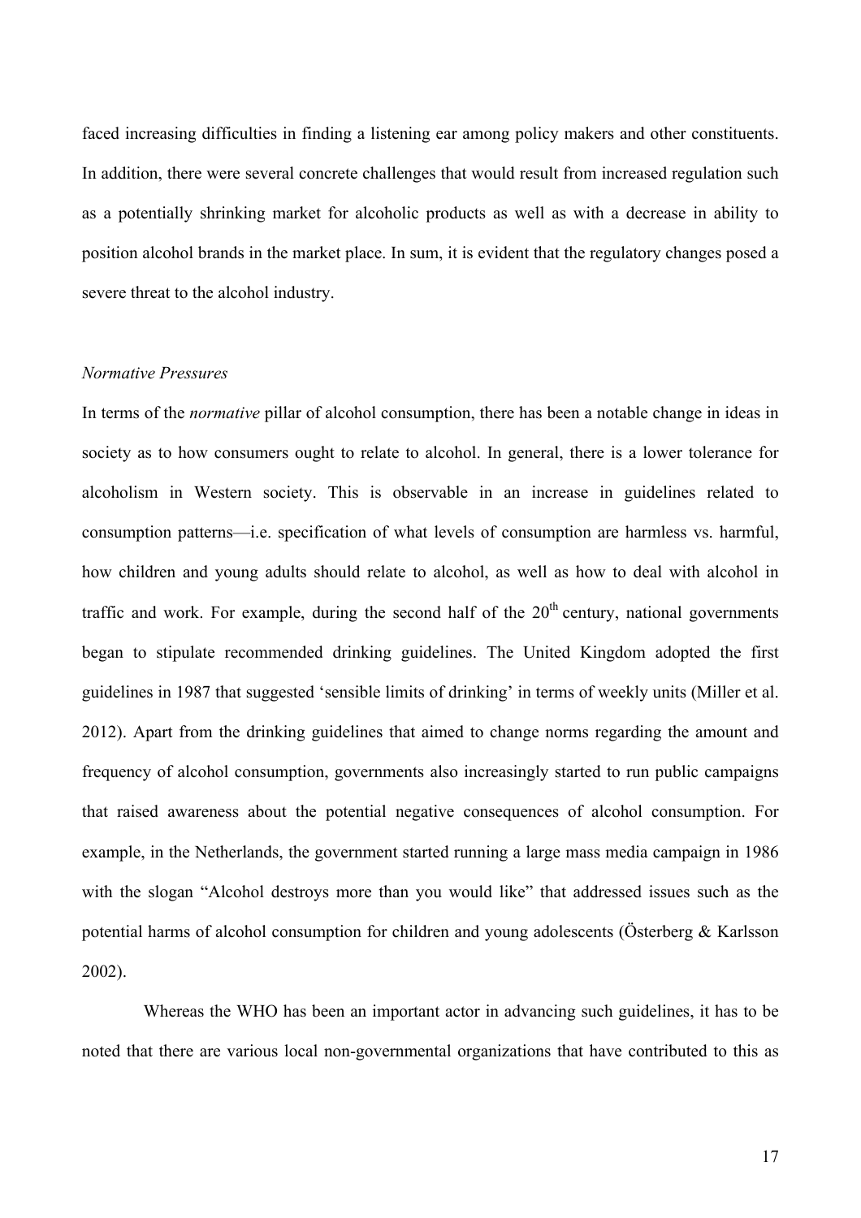faced increasing difficulties in finding a listening ear among policy makers and other constituents. In addition, there were several concrete challenges that would result from increased regulation such as a potentially shrinking market for alcoholic products as well as with a decrease in ability to position alcohol brands in the market place. In sum, it is evident that the regulatory changes posed a severe threat to the alcohol industry.

*Normative Pressures*

In terms of the *normative* pillar of alcohol consumption, there has been a notable change in ideas in society as to how consumers ought to relate to alcohol. In general, there is a lower tolerance for alcoholism in Western society. This is observable in an increase in guidelines related to consumption patterns—i.e. specification of what levels of consumption are harmless vs. harmful, how children and young adults should relate to alcohol, as well as how to deal with alcohol in traffic and work. For example, during the second half of the 20th century, national governments began to stipulate recommended drinking guidelines. The United Kingdom adopted the first guidelines in 1987 that suggested 'sensible limits of drinking' in terms of weekly units (Miller et al. 2012). Apart from the drinking guidelines that aimed to change norms regarding the amount and frequency of alcohol consumption, governments also increasingly started to run public campaigns that raised awareness about the potential negative consequences of alcohol consumption. For example, in the Netherlands, the government started running a large mass media campaign in 1986 with the slogan "Alcohol destroys more than you would like" that addressed issues such as the potential harms of alcohol consumption for children and young adolescents (Österberg & Karlsson 2002).

Whereas the WHO has been an important actor in advancing such guidelines, it has to be noted that there are various local non-governmental organizations that have contributed to this as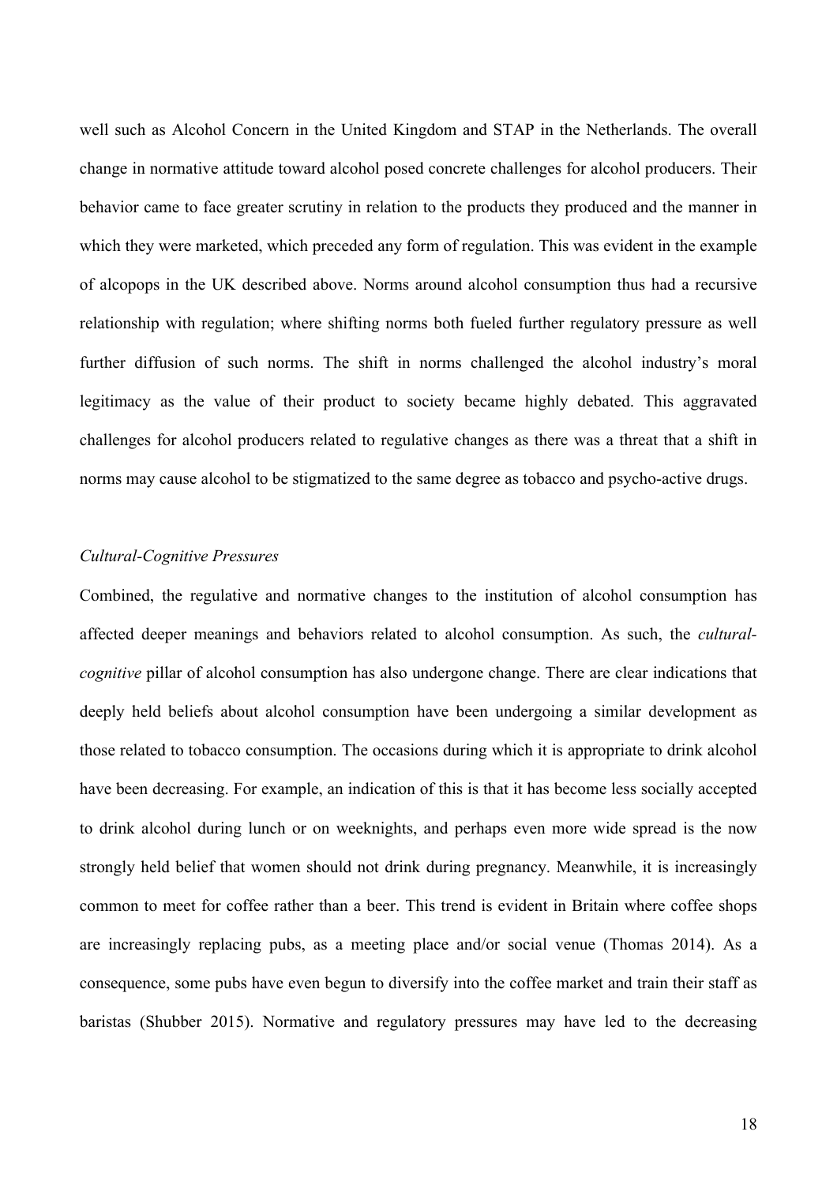well such as Alcohol Concern in the United Kingdom and STAP in the Netherlands. The overall change in normative attitude toward alcohol posed concrete challenges for alcohol producers. Their behavior came to face greater scrutiny in relation to the products they produced and the manner in which they were marketed, which preceded any form of regulation. This was evident in the example of alcopops in the UK described above. Norms around alcohol consumption thus had a recursive relationship with regulation; where shifting norms both fueled further regulatory pressure as well further diffusion of such norms. The shift in norms challenged the alcohol industry's moral legitimacy as the value of their product to society became highly debated. This aggravated challenges for alcohol producers related to regulative changes as there was a threat that a shift in norms may cause alcohol to be stigmatized to the same degree as tobacco and psycho-active drugs.

*Cultural-Cognitive Pressures*

Combined, the regulative and normative changes to the institution of alcohol consumption has affected deeper meanings and behaviors related to alcohol consumption. As such, the *cultural-cognitive* pillar of alcohol consumption has also undergone change. There are clear indications that deeply held beliefs about alcohol consumption have been undergoing a similar development as those related to tobacco consumption. The occasions during which it is appropriate to drink alcohol have been decreasing. For example, an indication of this is that it has become less socially accepted to drink alcohol during lunch or on weeknights, and perhaps even more wide spread is the now strongly held belief that women should not drink during pregnancy. Meanwhile, it is increasingly common to meet for coffee rather than a beer. This trend is evident in Britain where coffee shops are increasingly replacing pubs, as a meeting place and/or social venue (Thomas 2014). As a consequence, some pubs have even begun to diversify into the coffee market and train their staff as baristas (Shubber 2015). Normative and regulatory pressures may have led to the decreasing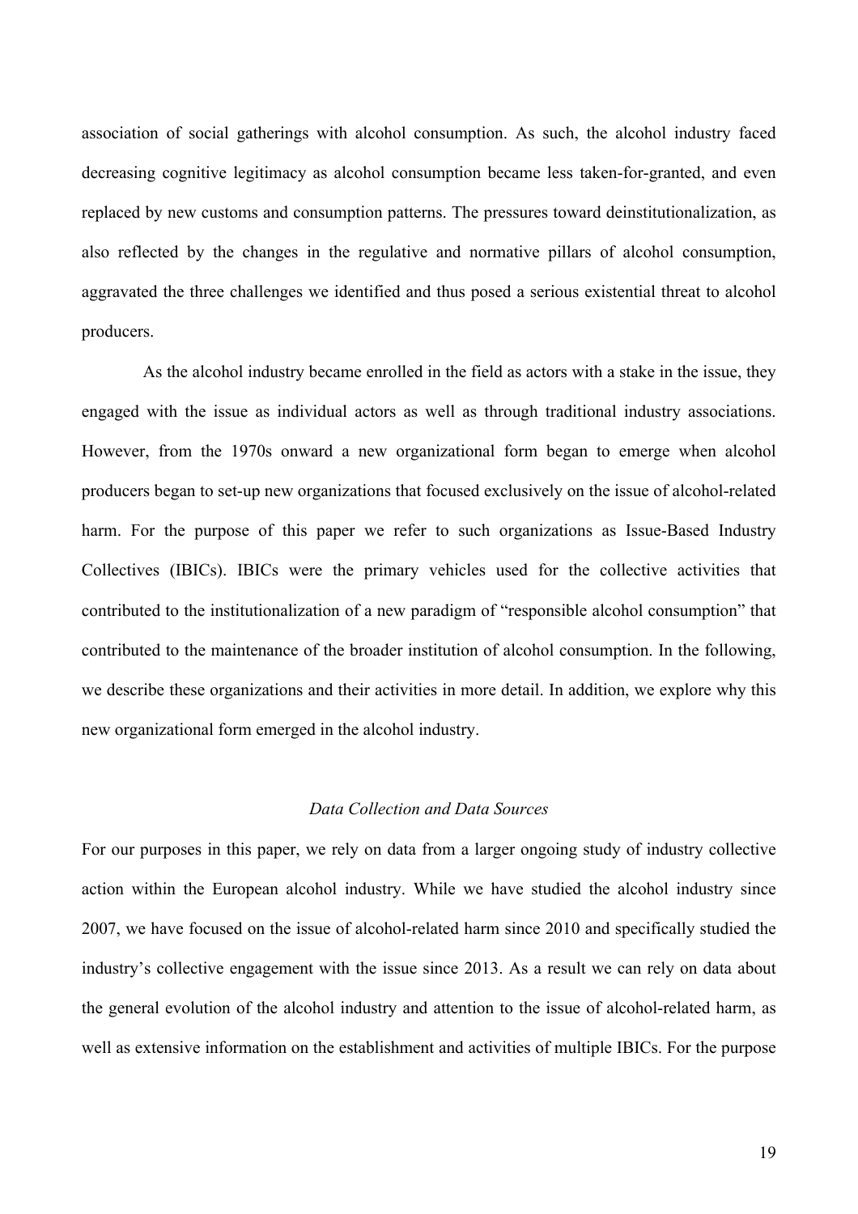association of social gatherings with alcohol consumption. As such, the alcohol industry faced decreasing cognitive legitimacy as alcohol consumption became less taken-for-granted, and even replaced by new customs and consumption patterns. The pressures toward deinstitutionalization, as also reflected by the changes in the regulative and normative pillars of alcohol consumption, aggravated the three challenges we identified and thus posed a serious existential threat to alcohol producers.

As the alcohol industry became enrolled in the field as actors with a stake in the issue, they engaged with the issue as individual actors as well as through traditional industry associations. However, from the 1970s onward a new organizational form began to emerge when alcohol producers began to set-up new organizations that focused exclusively on the issue of alcohol-related harm. For the purpose of this paper we refer to such organizations as Issue-Based Industry Collectives (IBICs). IBICs were the primary vehicles used for the collective activities that contributed to the institutionalization of a new paradigm of "responsible alcohol consumption" that contributed to the maintenance of the broader institution of alcohol consumption. In the following, we describe these organizations and their activities in more detail. In addition, we explore why this new organizational form emerged in the alcohol industry.

### *Data Collection and Data Sources*

For our purposes in this paper, we rely on data from a larger ongoing study of industry collective action within the European alcohol industry. While we have studied the alcohol industry since 2007, we have focused on the issue of alcohol-related harm since 2010 and specifically studied the industry's collective engagement with the issue since 2013. As a result we can rely on data about the general evolution of the alcohol industry and attention to the issue of alcohol-related harm, as well as extensive information on the establishment and activities of multiple IBICs. For the purpose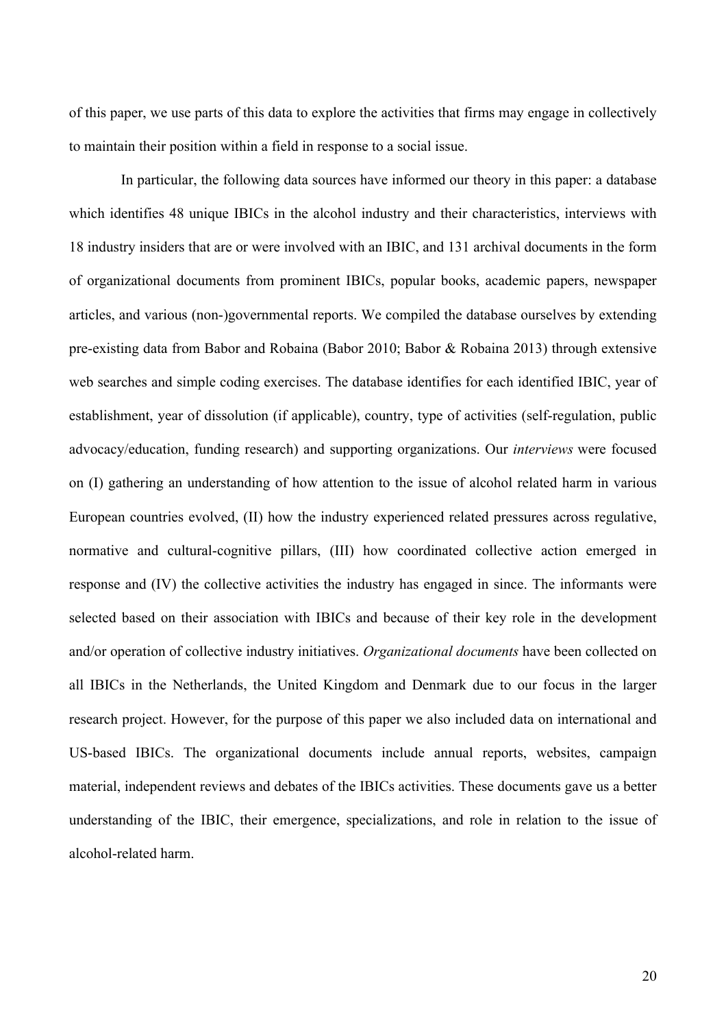of this paper, we use parts of this data to explore the activities that firms may engage in collectively to maintain their position within a field in response to a social issue.

In particular, the following data sources have informed our theory in this paper: a database which identifies 48 unique IBICs in the alcohol industry and their characteristics, interviews with 18 industry insiders that are or were involved with an IBIC, and 131 archival documents in the form of organizational documents from prominent IBICs, popular books, academic papers, newspaper articles, and various (non-)governmental reports. We compiled the database ourselves by extending pre-existing data from Babor and Robaina (Babor 2010; Babor & Robaina 2013) through extensive web searches and simple coding exercises. The database identifies for each identified IBIC, year of establishment, year of dissolution (if applicable), country, type of activities (self-regulation, public advocacy/education, funding research) and supporting organizations. Our *interviews* were focused on (I) gathering an understanding of how attention to the issue of alcohol related harm in various European countries evolved, (II) how the industry experienced related pressures across regulative, normative and cultural-cognitive pillars, (III) how coordinated collective action emerged in response and (IV) the collective activities the industry has engaged in since. The informants were selected based on their association with IBICs and because of their key role in the development and/or operation of collective industry initiatives. *Organizational documents* have been collected on all IBICs in the Netherlands, the United Kingdom and Denmark due to our focus in the larger research project. However, for the purpose of this paper we also included data on international and US-based IBICs. The organizational documents include annual reports, websites, campaign material, independent reviews and debates of the IBICs activities. These documents gave us a better understanding of the IBIC, their emergence, specializations, and role in relation to the issue of alcohol-related harm.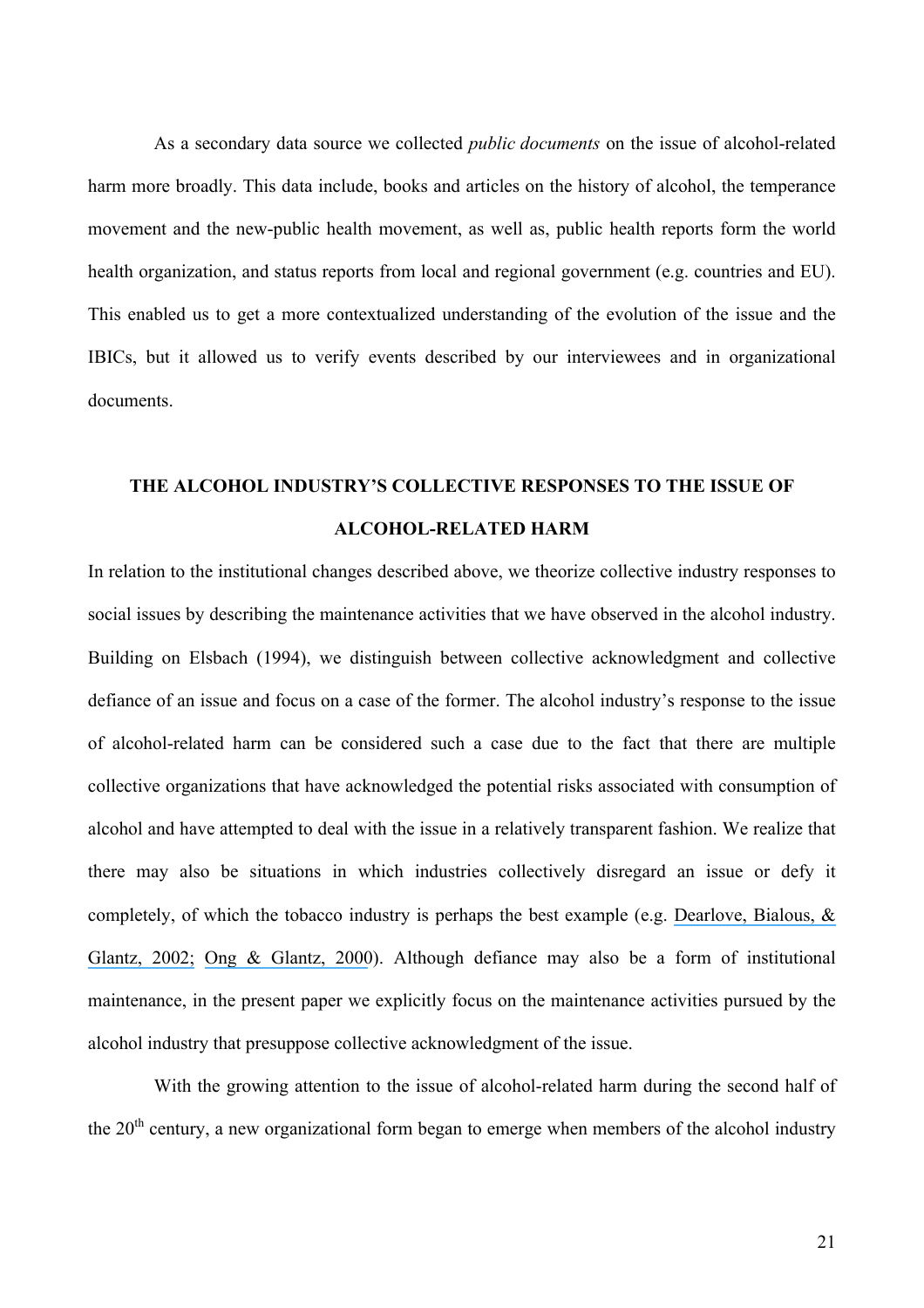As a secondary data source we collected *public documents* on the issue of alcohol-related harm more broadly. This data include, books and articles on the history of alcohol, the temperance movement and the new-public health movement, as well as, public health reports form the world health organization, and status reports from local and regional government (e.g. countries and EU). This enabled us to get a more contextualized understanding of the evolution of the issue and the IBICs, but it allowed us to verify events described by our interviewees and in organizational documents.

## THE ALCOHOL INDUSTRY'S COLLECTIVE RESPONSES TO THE ISSUE OF ALCOHOL-RELATED HARM

In relation to the institutional changes described above, we theorize collective industry responses to social issues by describing the maintenance activities that we have observed in the alcohol industry. Building on Elsbach (1994), we distinguish between collective acknowledgment and collective defiance of an issue and focus on a case of the former. The alcohol industry's response to the issue of alcohol-related harm can be considered such a case due to the fact that there are multiple collective organizations that have acknowledged the potential risks associated with consumption of alcohol and have attempted to deal with the issue in a relatively transparent fashion. We realize that there may also be situations in which industries collectively disregard an issue or defy it completely, of which the tobacco industry is perhaps the best example (e.g. Dearlove, Bialous, & Glantz, 2002; Ong & Glantz, 2000). Although defiance may also be a form of institutional maintenance, in the present paper we explicitly focus on the maintenance activities pursued by the alcohol industry that presuppose collective acknowledgment of the issue.

With the growing attention to the issue of alcohol-related harm during the second half of the 20[th] century, a new organizational form began to emerge when members of the alcohol industry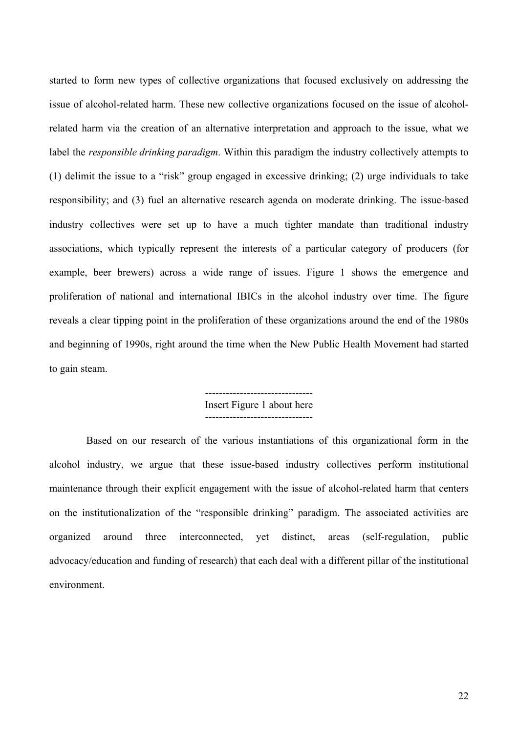started to form new types of collective organizations that focused exclusively on addressing the issue of alcohol-related harm. These new collective organizations focused on the issue of alcohol-related harm via the creation of an alternative interpretation and approach to the issue, what we label the *responsible drinking paradigm*. Within this paradigm the industry collectively attempts to (1) delimit the issue to a "risk" group engaged in excessive drinking; (2) urge individuals to take responsibility; and (3) fuel an alternative research agenda on moderate drinking. The issue-based industry collectives were set up to have a much tighter mandate than traditional industry associations, which typically represent the interests of a particular category of producers (for example, beer brewers) across a wide range of issues. Figure 1 shows the emergence and proliferation of national and international IBICs in the alcohol industry over time. The figure reveals a clear tipping point in the proliferation of these organizations around the end of the 1980s and beginning of 1990s, right around the time when the New Public Health Movement had started to gain steam.

-------------------------------
Insert Figure 1 about here
-------------------------------

Based on our research of the various instantiations of this organizational form in the alcohol industry, we argue that these issue-based industry collectives perform institutional maintenance through their explicit engagement with the issue of alcohol-related harm that centers on the institutionalization of the "responsible drinking" paradigm. The associated activities are organized around three interconnected, yet distinct, areas (self-regulation, public advocacy/education and funding of research) that each deal with a different pillar of the institutional environment.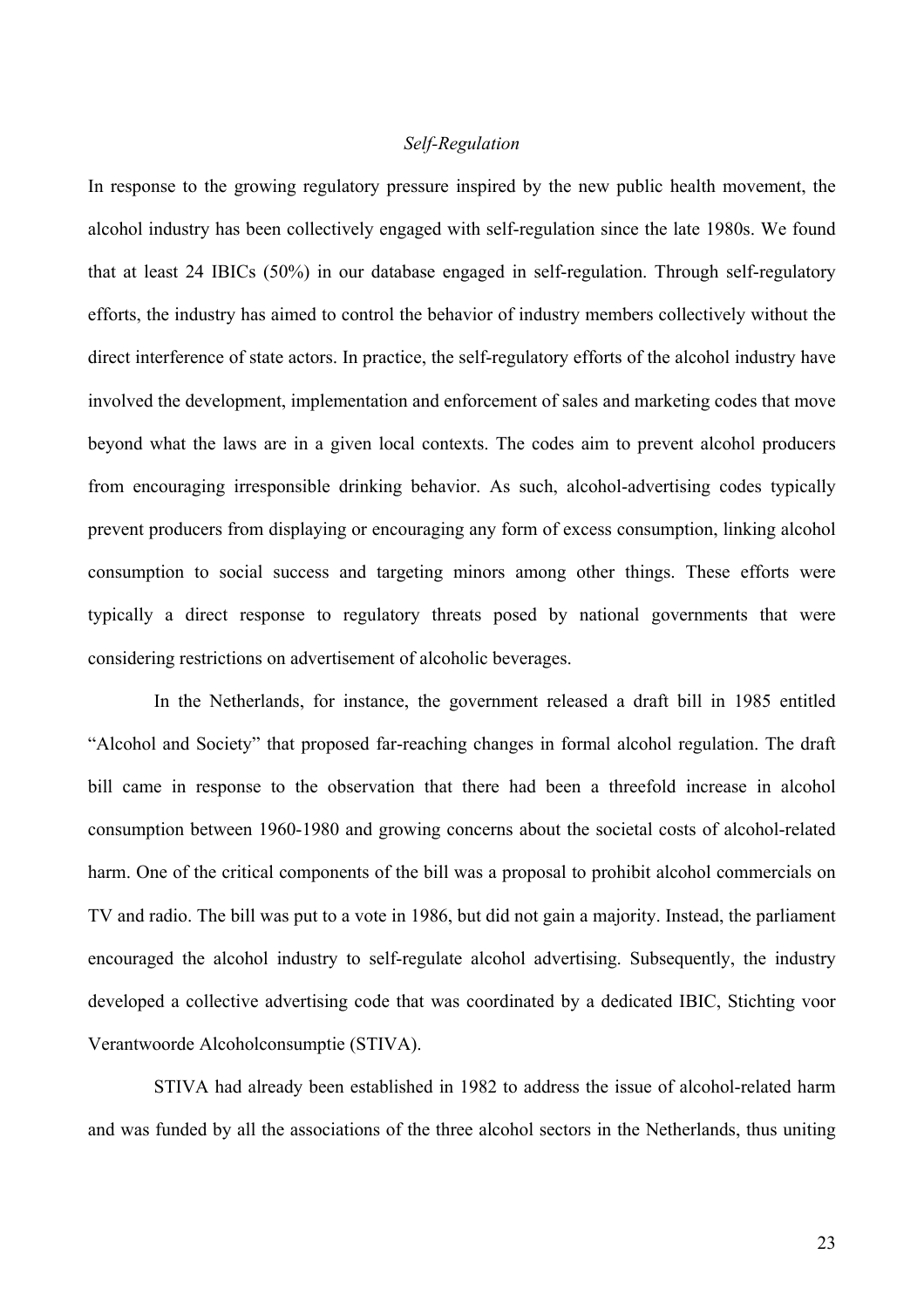*Self-Regulation*

In response to the growing regulatory pressure inspired by the new public health movement, the alcohol industry has been collectively engaged with self-regulation since the late 1980s. We found that at least 24 IBICs (50%) in our database engaged in self-regulation. Through self-regulatory efforts, the industry has aimed to control the behavior of industry members collectively without the direct interference of state actors. In practice, the self-regulatory efforts of the alcohol industry have involved the development, implementation and enforcement of sales and marketing codes that move beyond what the laws are in a given local contexts. The codes aim to prevent alcohol producers from encouraging irresponsible drinking behavior. As such, alcohol-advertising codes typically prevent producers from displaying or encouraging any form of excess consumption, linking alcohol consumption to social success and targeting minors among other things. These efforts were typically a direct response to regulatory threats posed by national governments that were considering restrictions on advertisement of alcoholic beverages.

In the Netherlands, for instance, the government released a draft bill in 1985 entitled "Alcohol and Society" that proposed far-reaching changes in formal alcohol regulation. The draft bill came in response to the observation that there had been a threefold increase in alcohol consumption between 1960-1980 and growing concerns about the societal costs of alcohol-related harm. One of the critical components of the bill was a proposal to prohibit alcohol commercials on TV and radio. The bill was put to a vote in 1986, but did not gain a majority. Instead, the parliament encouraged the alcohol industry to self-regulate alcohol advertising. Subsequently, the industry developed a collective advertising code that was coordinated by a dedicated IBIC, Stichting voor Verantwoorde Alcoholconsumptie (STIVA).

STIVA had already been established in 1982 to address the issue of alcohol-related harm and was funded by all the associations of the three alcohol sectors in the Netherlands, thus uniting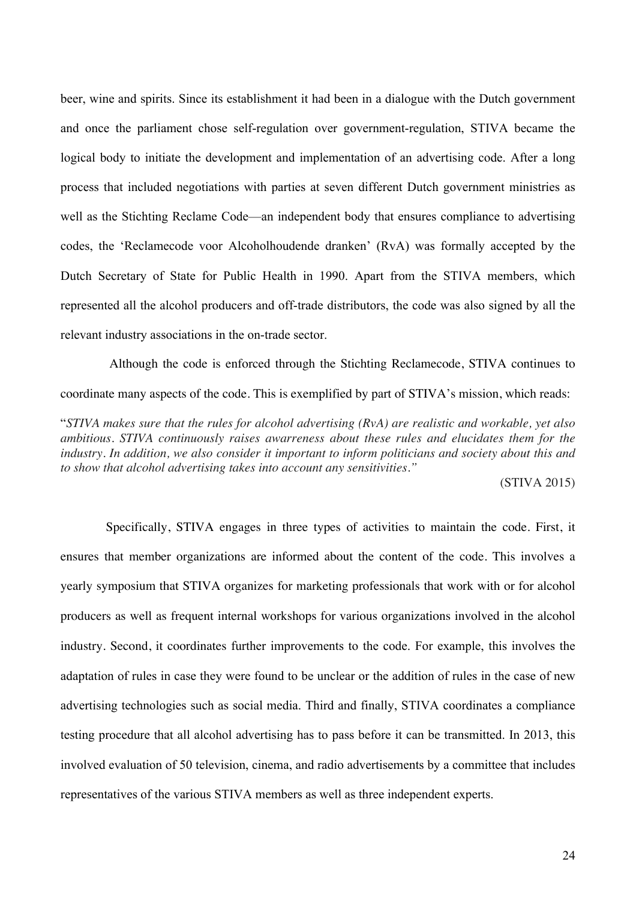beer, wine and spirits. Since its establishment it had been in a dialogue with the Dutch government and once the parliament chose self-regulation over government-regulation, STIVA became the logical body to initiate the development and implementation of an advertising code. After a long process that included negotiations with parties at seven different Dutch government ministries as well as the Stichting Reclame Code—an independent body that ensures compliance to advertising codes, the 'Reclamecode voor Alcoholhoudende dranken' (RvA) was formally accepted by the Dutch Secretary of State for Public Health in 1990. Apart from the STIVA members, which represented all the alcohol producers and off-trade distributors, the code was also signed by all the relevant industry associations in the on-trade sector.

Although the code is enforced through the Stichting Reclamecode, STIVA continues to coordinate many aspects of the code. This is exemplified by part of STIVA's mission, which reads:

"*STIVA makes sure that the rules for alcohol advertising (RvA) are realistic and workable, yet also ambitious. STIVA continuously raises awarreness about these rules and elucidates them for the industry. In addition, we also consider it important to inform politicians and society about this and to show that alcohol advertising takes into account any sensitivities."*

(STIVA 2015)

Specifically, STIVA engages in three types of activities to maintain the code. First, it ensures that member organizations are informed about the content of the code. This involves a yearly symposium that STIVA organizes for marketing professionals that work with or for alcohol producers as well as frequent internal workshops for various organizations involved in the alcohol industry. Second, it coordinates further improvements to the code. For example, this involves the adaptation of rules in case they were found to be unclear or the addition of rules in the case of new advertising technologies such as social media. Third and finally, STIVA coordinates a compliance testing procedure that all alcohol advertising has to pass before it can be transmitted. In 2013, this involved evaluation of 50 television, cinema, and radio advertisements by a committee that includes representatives of the various STIVA members as well as three independent experts.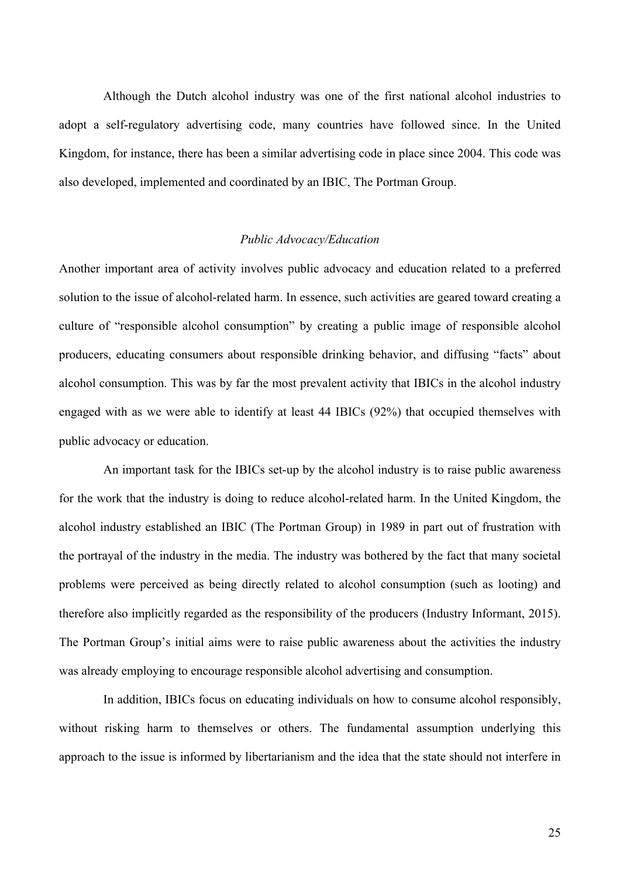Although the Dutch alcohol industry was one of the first national alcohol industries to adopt a self-regulatory advertising code, many countries have followed since. In the United Kingdom, for instance, there has been a similar advertising code in place since 2004. This code was also developed, implemented and coordinated by an IBIC, The Portman Group.

### *Public Advocacy/Education*

Another important area of activity involves public advocacy and education related to a preferred solution to the issue of alcohol-related harm. In essence, such activities are geared toward creating a culture of "responsible alcohol consumption" by creating a public image of responsible alcohol producers, educating consumers about responsible drinking behavior, and diffusing "facts" about alcohol consumption. This was by far the most prevalent activity that IBICs in the alcohol industry engaged with as we were able to identify at least 44 IBICs (92%) that occupied themselves with public advocacy or education.

An important task for the IBICs set-up by the alcohol industry is to raise public awareness for the work that the industry is doing to reduce alcohol-related harm. In the United Kingdom, the alcohol industry established an IBIC (The Portman Group) in 1989 in part out of frustration with the portrayal of the industry in the media. The industry was bothered by the fact that many societal problems were perceived as being directly related to alcohol consumption (such as looting) and therefore also implicitly regarded as the responsibility of the producers (Industry Informant, 2015). The Portman Group's initial aims were to raise public awareness about the activities the industry was already employing to encourage responsible alcohol advertising and consumption.

In addition, IBICs focus on educating individuals on how to consume alcohol responsibly, without risking harm to themselves or others. The fundamental assumption underlying this approach to the issue is informed by libertarianism and the idea that the state should not interfere in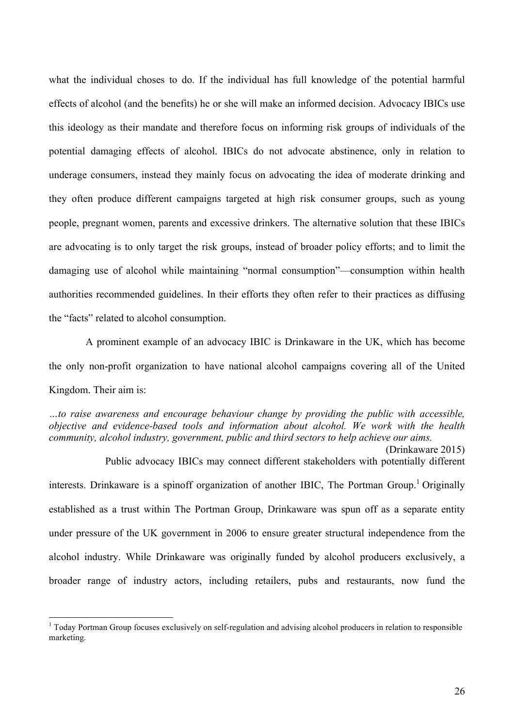what the individual choses to do. If the individual has full knowledge of the potential harmful effects of alcohol (and the benefits) he or she will make an informed decision. Advocacy IBICs use this ideology as their mandate and therefore focus on informing risk groups of individuals of the potential damaging effects of alcohol. IBICs do not advocate abstinence, only in relation to underage consumers, instead they mainly focus on advocating the idea of moderate drinking and they often produce different campaigns targeted at high risk consumer groups, such as young people, pregnant women, parents and excessive drinkers. The alternative solution that these IBICs are advocating is to only target the risk groups, instead of broader policy efforts; and to limit the damaging use of alcohol while maintaining "normal consumption"—consumption within health authorities recommended guidelines. In their efforts they often refer to their practices as diffusing the "facts" related to alcohol consumption.

A prominent example of an advocacy IBIC is Drinkaware in the UK, which has become the only non-profit organization to have national alcohol campaigns covering all of the United Kingdom. Their aim is:

*…to raise awareness and encourage behaviour change by providing the public with accessible, objective and evidence-based tools and information about alcohol. We work with the health community, alcohol industry, government, public and third sectors to help achieve our aims.*
(Drinkaware 2015)

Public advocacy IBICs may connect different stakeholders with potentially different interests. Drinkaware is a spinoff organization of another IBIC, The Portman Group.[1] Originally established as a trust within The Portman Group, Drinkaware was spun off as a separate entity under pressure of the UK government in 2006 to ensure greater structural independence from the alcohol industry. While Drinkaware was originally funded by alcohol producers exclusively, a broader range of industry actors, including retailers, pubs and restaurants, now fund the

[1] Today Portman Group focuses exclusively on self-regulation and advising alcohol producers in relation to responsible marketing.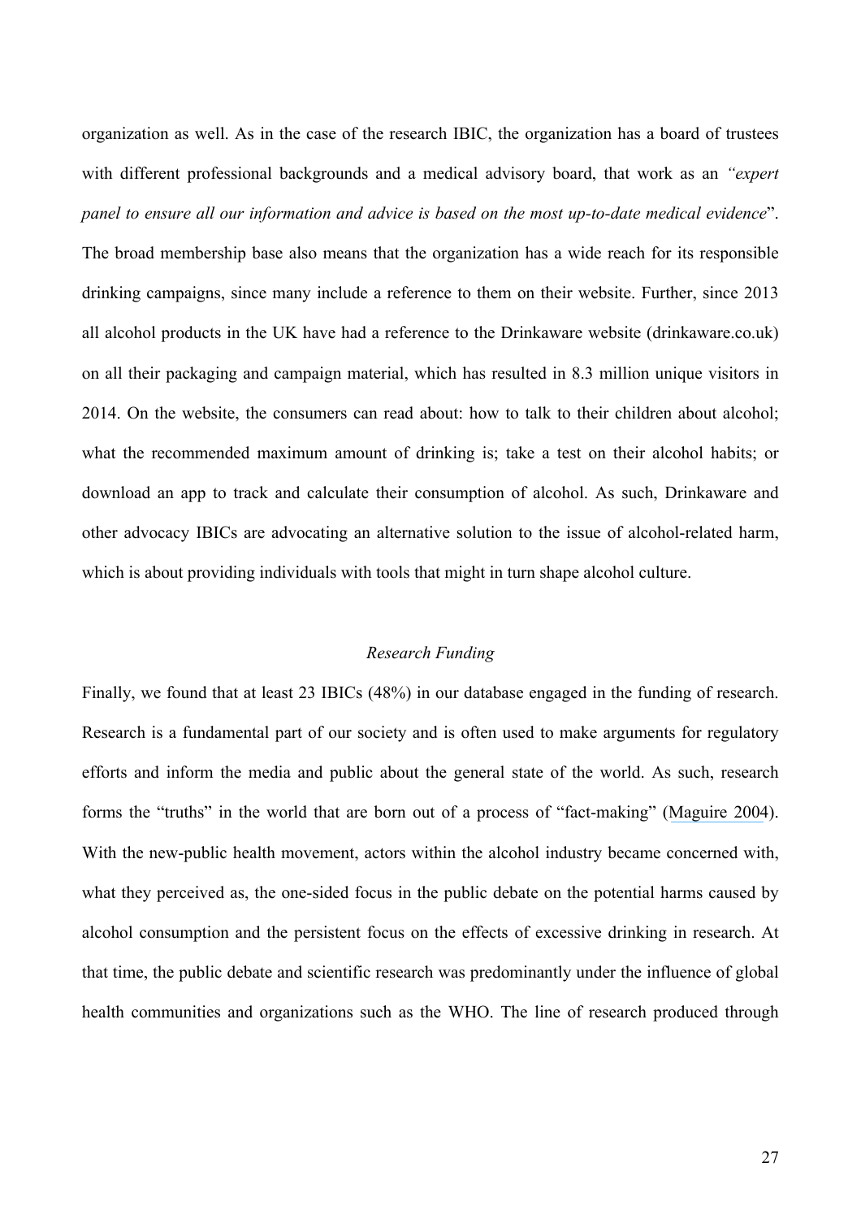organization as well. As in the case of the research IBIC, the organization has a board of trustees with different professional backgrounds and a medical advisory board, that work as an *"expert panel to ensure all our information and advice is based on the most up-to-date medical evidence*". The broad membership base also means that the organization has a wide reach for its responsible drinking campaigns, since many include a reference to them on their website. Further, since 2013 all alcohol products in the UK have had a reference to the Drinkaware website (drinkaware.co.uk) on all their packaging and campaign material, which has resulted in 8.3 million unique visitors in 2014. On the website, the consumers can read about: how to talk to their children about alcohol; what the recommended maximum amount of drinking is; take a test on their alcohol habits; or download an app to track and calculate their consumption of alcohol. As such, Drinkaware and other advocacy IBICs are advocating an alternative solution to the issue of alcohol-related harm, which is about providing individuals with tools that might in turn shape alcohol culture.

*Research Funding*

Finally, we found that at least 23 IBICs (48%) in our database engaged in the funding of research. Research is a fundamental part of our society and is often used to make arguments for regulatory efforts and inform the media and public about the general state of the world. As such, research forms the "truths" in the world that are born out of a process of "fact-making" (Maguire 2004). With the new-public health movement, actors within the alcohol industry became concerned with, what they perceived as, the one-sided focus in the public debate on the potential harms caused by alcohol consumption and the persistent focus on the effects of excessive drinking in research. At that time, the public debate and scientific research was predominantly under the influence of global health communities and organizations such as the WHO. The line of research produced through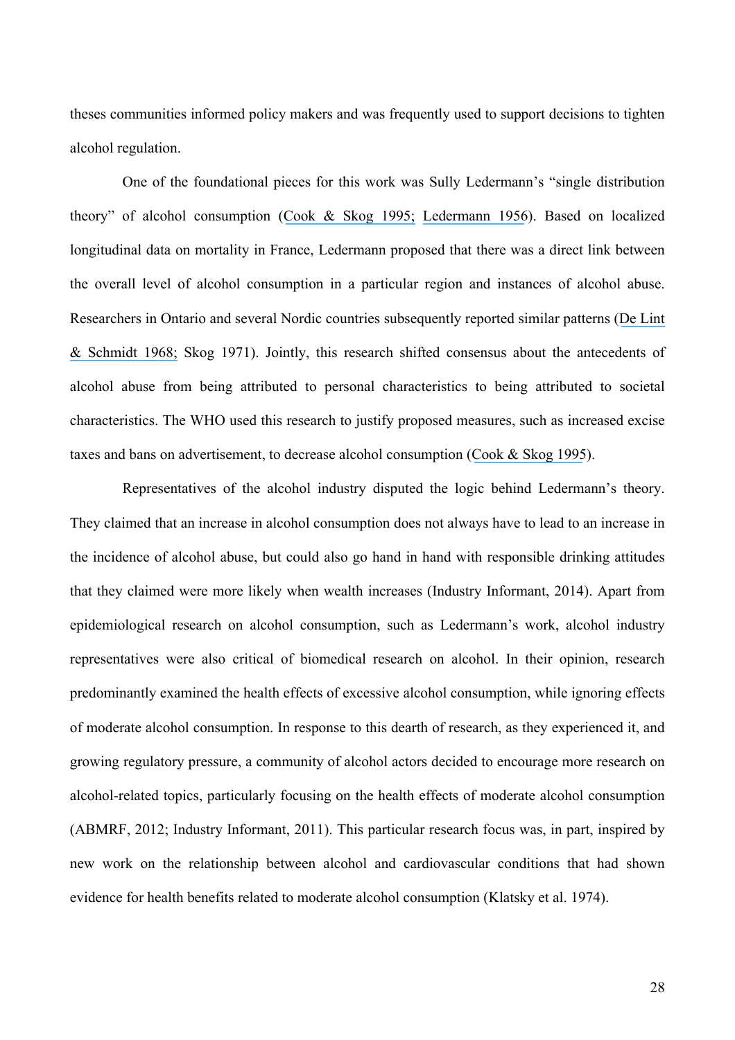theses communities informed policy makers and was frequently used to support decisions to tighten alcohol regulation.

One of the foundational pieces for this work was Sully Ledermann's "single distribution theory" of alcohol consumption (Cook & Skog 1995; Ledermann 1956). Based on localized longitudinal data on mortality in France, Ledermann proposed that there was a direct link between the overall level of alcohol consumption in a particular region and instances of alcohol abuse. Researchers in Ontario and several Nordic countries subsequently reported similar patterns (De Lint & Schmidt 1968; Skog 1971). Jointly, this research shifted consensus about the antecedents of alcohol abuse from being attributed to personal characteristics to being attributed to societal characteristics. The WHO used this research to justify proposed measures, such as increased excise taxes and bans on advertisement, to decrease alcohol consumption (Cook & Skog 1995).

Representatives of the alcohol industry disputed the logic behind Ledermann's theory. They claimed that an increase in alcohol consumption does not always have to lead to an increase in the incidence of alcohol abuse, but could also go hand in hand with responsible drinking attitudes that they claimed were more likely when wealth increases (Industry Informant, 2014). Apart from epidemiological research on alcohol consumption, such as Ledermann's work, alcohol industry representatives were also critical of biomedical research on alcohol. In their opinion, research predominantly examined the health effects of excessive alcohol consumption, while ignoring effects of moderate alcohol consumption. In response to this dearth of research, as they experienced it, and growing regulatory pressure, a community of alcohol actors decided to encourage more research on alcohol-related topics, particularly focusing on the health effects of moderate alcohol consumption (ABMRF, 2012; Industry Informant, 2011). This particular research focus was, in part, inspired by new work on the relationship between alcohol and cardiovascular conditions that had shown evidence for health benefits related to moderate alcohol consumption (Klatsky et al. 1974).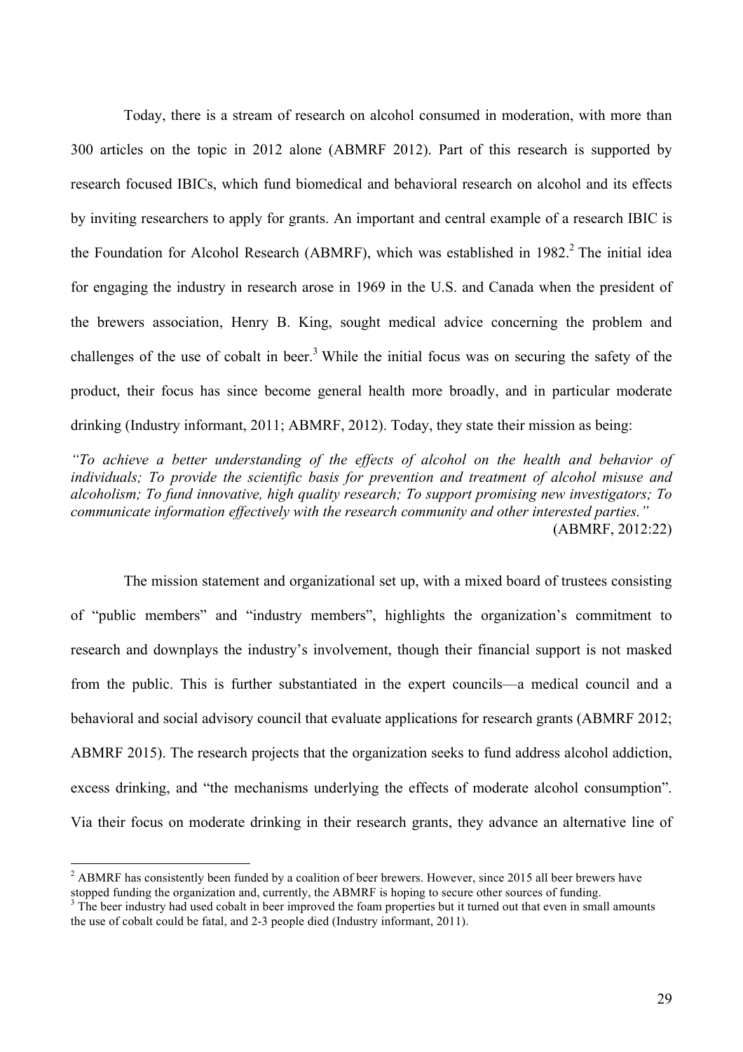Today, there is a stream of research on alcohol consumed in moderation, with more than 300 articles on the topic in 2012 alone (ABMRF 2012). Part of this research is supported by research focused IBICs, which fund biomedical and behavioral research on alcohol and its effects by inviting researchers to apply for grants. An important and central example of a research IBIC is the Foundation for Alcohol Research (ABMRF), which was established in 1982.[2] The initial idea for engaging the industry in research arose in 1969 in the U.S. and Canada when the president of the brewers association, Henry B. King, sought medical advice concerning the problem and challenges of the use of cobalt in beer.[3] While the initial focus was on securing the safety of the product, their focus has since become general health more broadly, and in particular moderate drinking (Industry informant, 2011; ABMRF, 2012). Today, they state their mission as being:

*"To achieve a better understanding of the effects of alcohol on the health and behavior of individuals; To provide the scientific basis for prevention and treatment of alcohol misuse and alcoholism; To fund innovative, high quality research; To support promising new investigators; To communicate information effectively with the research community and other interested parties."* (ABMRF, 2012:22)

The mission statement and organizational set up, with a mixed board of trustees consisting of "public members" and "industry members", highlights the organization's commitment to research and downplays the industry's involvement, though their financial support is not masked from the public. This is further substantiated in the expert councils—a medical council and a behavioral and social advisory council that evaluate applications for research grants (ABMRF 2012; ABMRF 2015). The research projects that the organization seeks to fund address alcohol addiction, excess drinking, and "the mechanisms underlying the effects of moderate alcohol consumption". Via their focus on moderate drinking in their research grants, they advance an alternative line of

---

[2] ABMRF has consistently been funded by a coalition of beer brewers. However, since 2015 all beer brewers have stopped funding the organization and, currently, the ABMRF is hoping to secure other sources of funding.

[3] The beer industry had used cobalt in beer improved the foam properties but it turned out that even in small amounts the use of cobalt could be fatal, and 2-3 people died (Industry informant, 2011).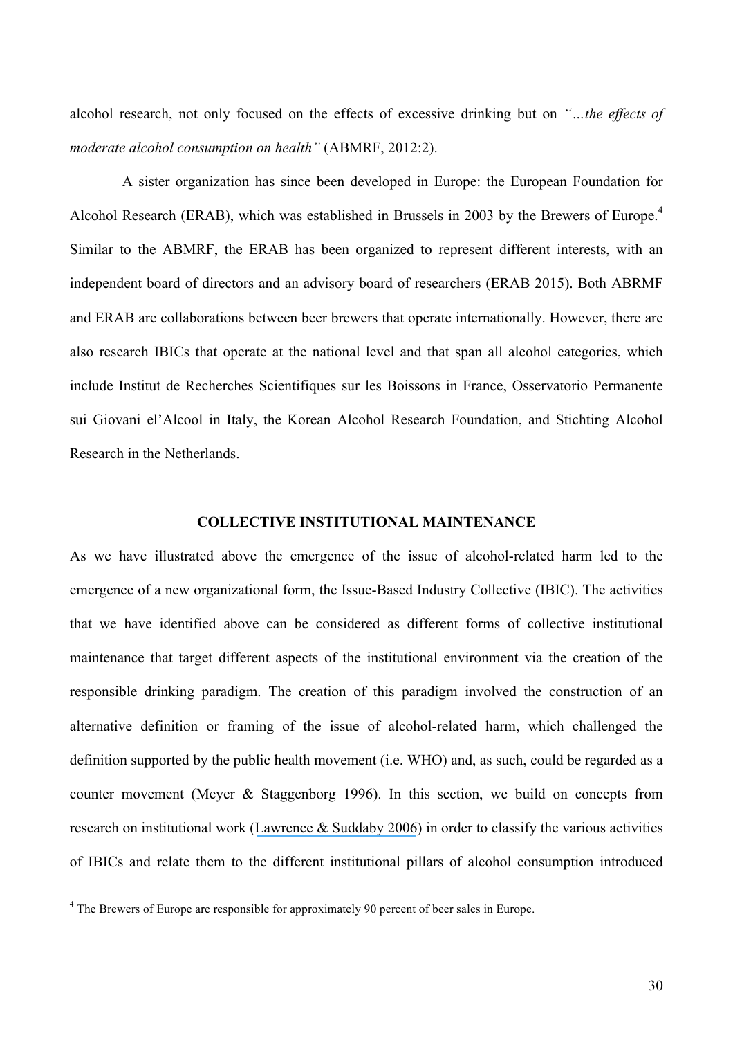alcohol research, not only focused on the effects of excessive drinking but on *"…the effects of moderate alcohol consumption on health"* (ABMRF, 2012:2).

A sister organization has since been developed in Europe: the European Foundation for Alcohol Research (ERAB), which was established in Brussels in 2003 by the Brewers of Europe.[4] Similar to the ABMRF, the ERAB has been organized to represent different interests, with an independent board of directors and an advisory board of researchers (ERAB 2015). Both ABRMF and ERAB are collaborations between beer brewers that operate internationally. However, there are also research IBICs that operate at the national level and that span all alcohol categories, which include Institut de Recherches Scientifiques sur les Boissons in France, Osservatorio Permanente sui Giovani el'Alcool in Italy, the Korean Alcohol Research Foundation, and Stichting Alcohol Research in the Netherlands.

## COLLECTIVE INSTITUTIONAL MAINTENANCE

As we have illustrated above the emergence of the issue of alcohol-related harm led to the emergence of a new organizational form, the Issue-Based Industry Collective (IBIC). The activities that we have identified above can be considered as different forms of collective institutional maintenance that target different aspects of the institutional environment via the creation of the responsible drinking paradigm. The creation of this paradigm involved the construction of an alternative definition or framing of the issue of alcohol-related harm, which challenged the definition supported by the public health movement (i.e. WHO) and, as such, could be regarded as a counter movement (Meyer & Staggenborg 1996). In this section, we build on concepts from research on institutional work (Lawrence & Suddaby 2006) in order to classify the various activities of IBICs and relate them to the different institutional pillars of alcohol consumption introduced

[4] The Brewers of Europe are responsible for approximately 90 percent of beer sales in Europe.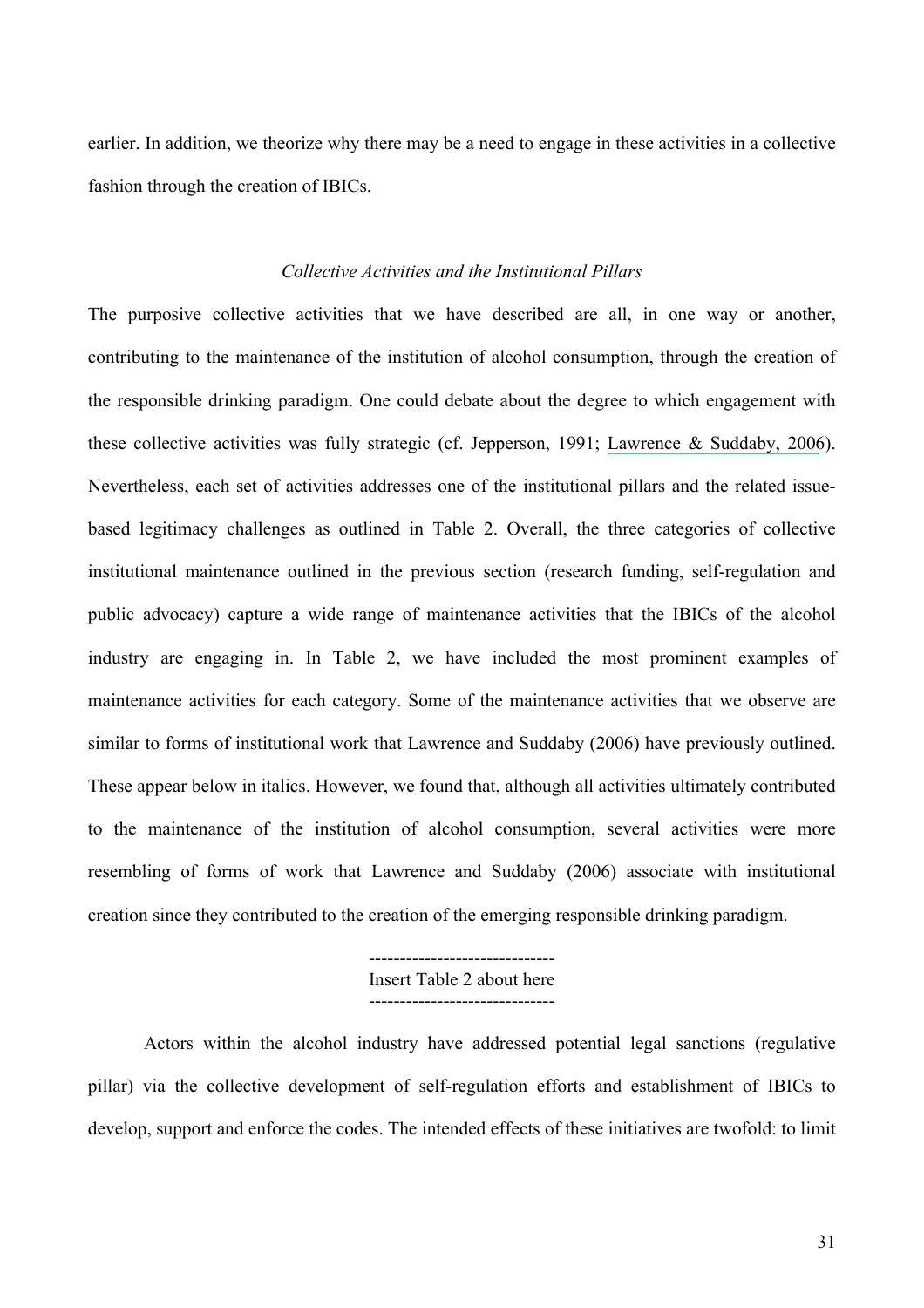earlier. In addition, we theorize why there may be a need to engage in these activities in a collective fashion through the creation of IBICs.

### *Collective Activities and the Institutional Pillars*

The purposive collective activities that we have described are all, in one way or another, contributing to the maintenance of the institution of alcohol consumption, through the creation of the responsible drinking paradigm. One could debate about the degree to which engagement with these collective activities was fully strategic (cf. Jepperson, 1991; Lawrence & Suddaby, 2006). Nevertheless, each set of activities addresses one of the institutional pillars and the related issue-based legitimacy challenges as outlined in Table 2. Overall, the three categories of collective institutional maintenance outlined in the previous section (research funding, self-regulation and public advocacy) capture a wide range of maintenance activities that the IBICs of the alcohol industry are engaging in. In Table 2, we have included the most prominent examples of maintenance activities for each category. Some of the maintenance activities that we observe are similar to forms of institutional work that Lawrence and Suddaby (2006) have previously outlined. These appear below in italics. However, we found that, although all activities ultimately contributed to the maintenance of the institution of alcohol consumption, several activities were more resembling of forms of work that Lawrence and Suddaby (2006) associate with institutional creation since they contributed to the creation of the emerging responsible drinking paradigm.

------------------------------
Insert Table 2 about here
------------------------------

Actors within the alcohol industry have addressed potential legal sanctions (regulative pillar) via the collective development of self-regulation efforts and establishment of IBICs to develop, support and enforce the codes. The intended effects of these initiatives are twofold: to limit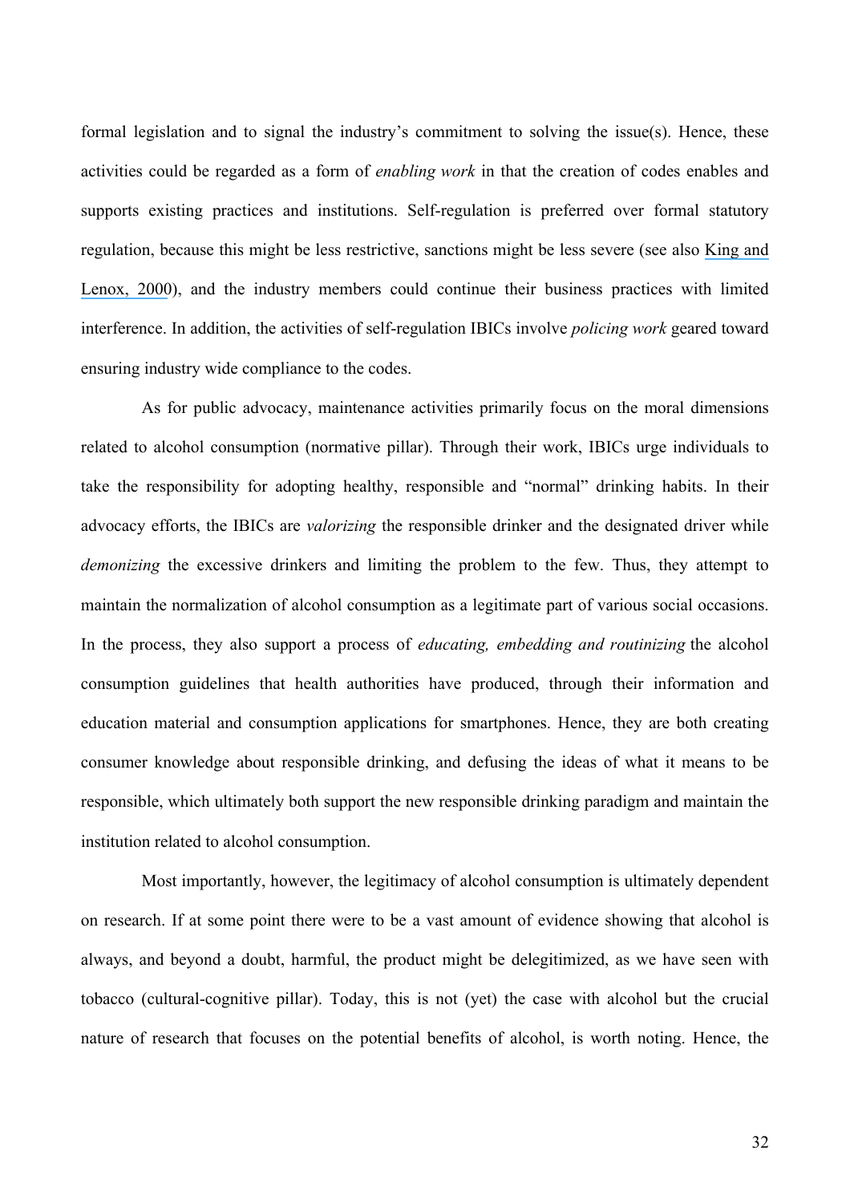formal legislation and to signal the industry's commitment to solving the issue(s). Hence, these activities could be regarded as a form of *enabling work* in that the creation of codes enables and supports existing practices and institutions. Self-regulation is preferred over formal statutory regulation, because this might be less restrictive, sanctions might be less severe (see also King and Lenox, 2000), and the industry members could continue their business practices with limited interference. In addition, the activities of self-regulation IBICs involve *policing work* geared toward ensuring industry wide compliance to the codes.

As for public advocacy, maintenance activities primarily focus on the moral dimensions related to alcohol consumption (normative pillar). Through their work, IBICs urge individuals to take the responsibility for adopting healthy, responsible and "normal" drinking habits. In their advocacy efforts, the IBICs are *valorizing* the responsible drinker and the designated driver while *demonizing* the excessive drinkers and limiting the problem to the few. Thus, they attempt to maintain the normalization of alcohol consumption as a legitimate part of various social occasions. In the process, they also support a process of *educating, embedding and routinizing* the alcohol consumption guidelines that health authorities have produced, through their information and education material and consumption applications for smartphones. Hence, they are both creating consumer knowledge about responsible drinking, and defusing the ideas of what it means to be responsible, which ultimately both support the new responsible drinking paradigm and maintain the institution related to alcohol consumption.

Most importantly, however, the legitimacy of alcohol consumption is ultimately dependent on research. If at some point there were to be a vast amount of evidence showing that alcohol is always, and beyond a doubt, harmful, the product might be delegitimized, as we have seen with tobacco (cultural-cognitive pillar). Today, this is not (yet) the case with alcohol but the crucial nature of research that focuses on the potential benefits of alcohol, is worth noting. Hence, the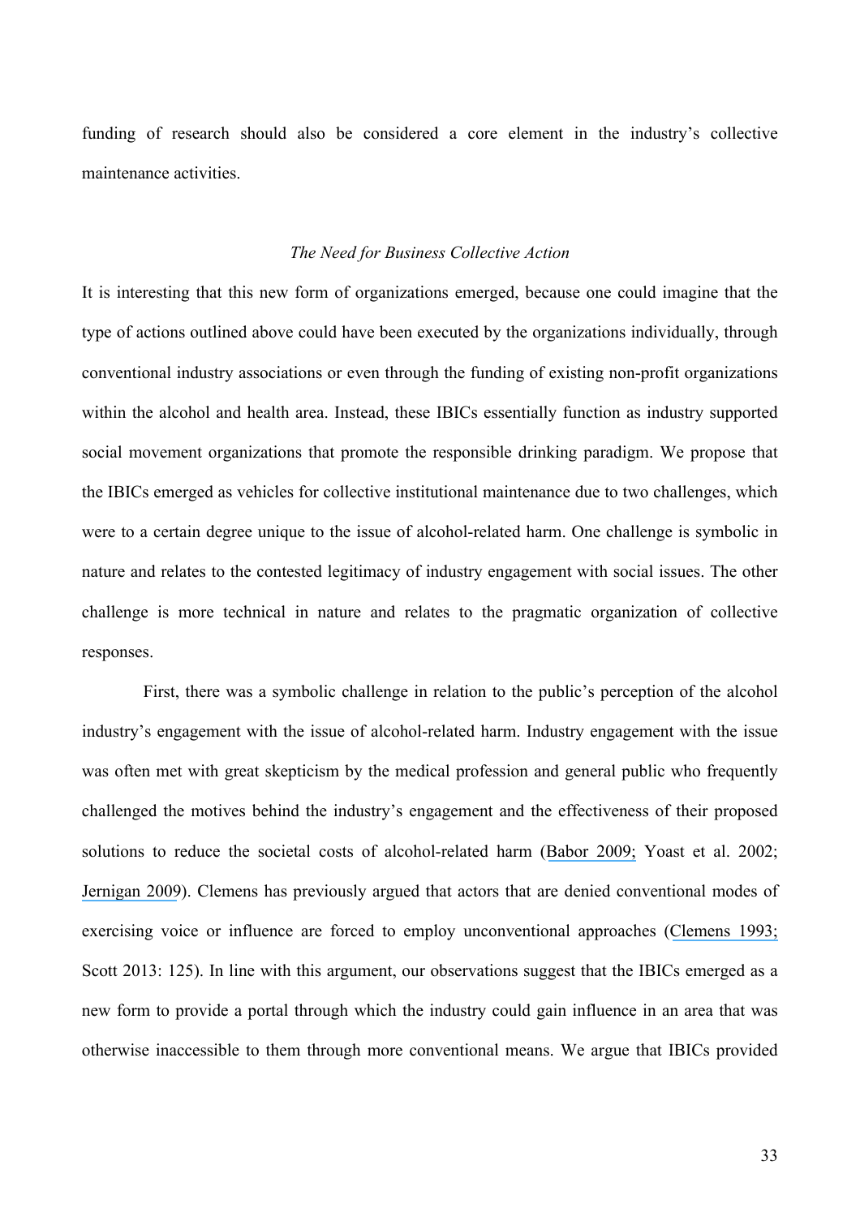funding of research should also be considered a core element in the industry's collective maintenance activities.

*The Need for Business Collective Action*

It is interesting that this new form of organizations emerged, because one could imagine that the type of actions outlined above could have been executed by the organizations individually, through conventional industry associations or even through the funding of existing non-profit organizations within the alcohol and health area. Instead, these IBICs essentially function as industry supported social movement organizations that promote the responsible drinking paradigm. We propose that the IBICs emerged as vehicles for collective institutional maintenance due to two challenges, which were to a certain degree unique to the issue of alcohol-related harm. One challenge is symbolic in nature and relates to the contested legitimacy of industry engagement with social issues. The other challenge is more technical in nature and relates to the pragmatic organization of collective responses.

First, there was a symbolic challenge in relation to the public's perception of the alcohol industry's engagement with the issue of alcohol-related harm. Industry engagement with the issue was often met with great skepticism by the medical profession and general public who frequently challenged the motives behind the industry's engagement and the effectiveness of their proposed solutions to reduce the societal costs of alcohol-related harm (Babor 2009; Yoast et al. 2002; Jernigan 2009). Clemens has previously argued that actors that are denied conventional modes of exercising voice or influence are forced to employ unconventional approaches (Clemens 1993; Scott 2013: 125). In line with this argument, our observations suggest that the IBICs emerged as a new form to provide a portal through which the industry could gain influence in an area that was otherwise inaccessible to them through more conventional means. We argue that IBICs provided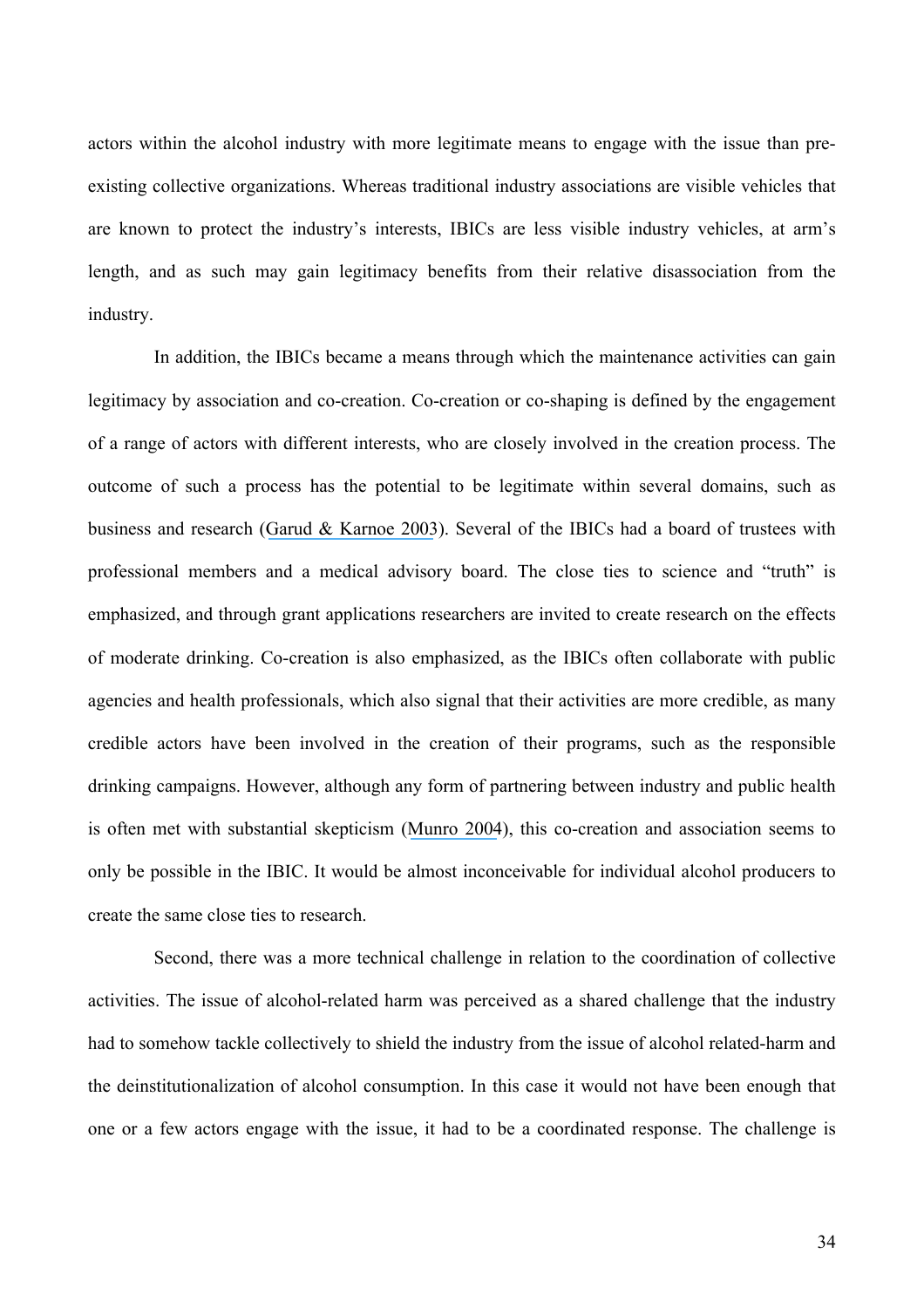actors within the alcohol industry with more legitimate means to engage with the issue than pre-existing collective organizations. Whereas traditional industry associations are visible vehicles that are known to protect the industry's interests, IBICs are less visible industry vehicles, at arm's length, and as such may gain legitimacy benefits from their relative disassociation from the industry.

In addition, the IBICs became a means through which the maintenance activities can gain legitimacy by association and co-creation. Co-creation or co-shaping is defined by the engagement of a range of actors with different interests, who are closely involved in the creation process. The outcome of such a process has the potential to be legitimate within several domains, such as business and research (Garud & Karnoe 2003). Several of the IBICs had a board of trustees with professional members and a medical advisory board. The close ties to science and "truth" is emphasized, and through grant applications researchers are invited to create research on the effects of moderate drinking. Co-creation is also emphasized, as the IBICs often collaborate with public agencies and health professionals, which also signal that their activities are more credible, as many credible actors have been involved in the creation of their programs, such as the responsible drinking campaigns. However, although any form of partnering between industry and public health is often met with substantial skepticism (Munro 2004), this co-creation and association seems to only be possible in the IBIC. It would be almost inconceivable for individual alcohol producers to create the same close ties to research.

Second, there was a more technical challenge in relation to the coordination of collective activities. The issue of alcohol-related harm was perceived as a shared challenge that the industry had to somehow tackle collectively to shield the industry from the issue of alcohol related-harm and the deinstitutionalization of alcohol consumption. In this case it would not have been enough that one or a few actors engage with the issue, it had to be a coordinated response. The challenge is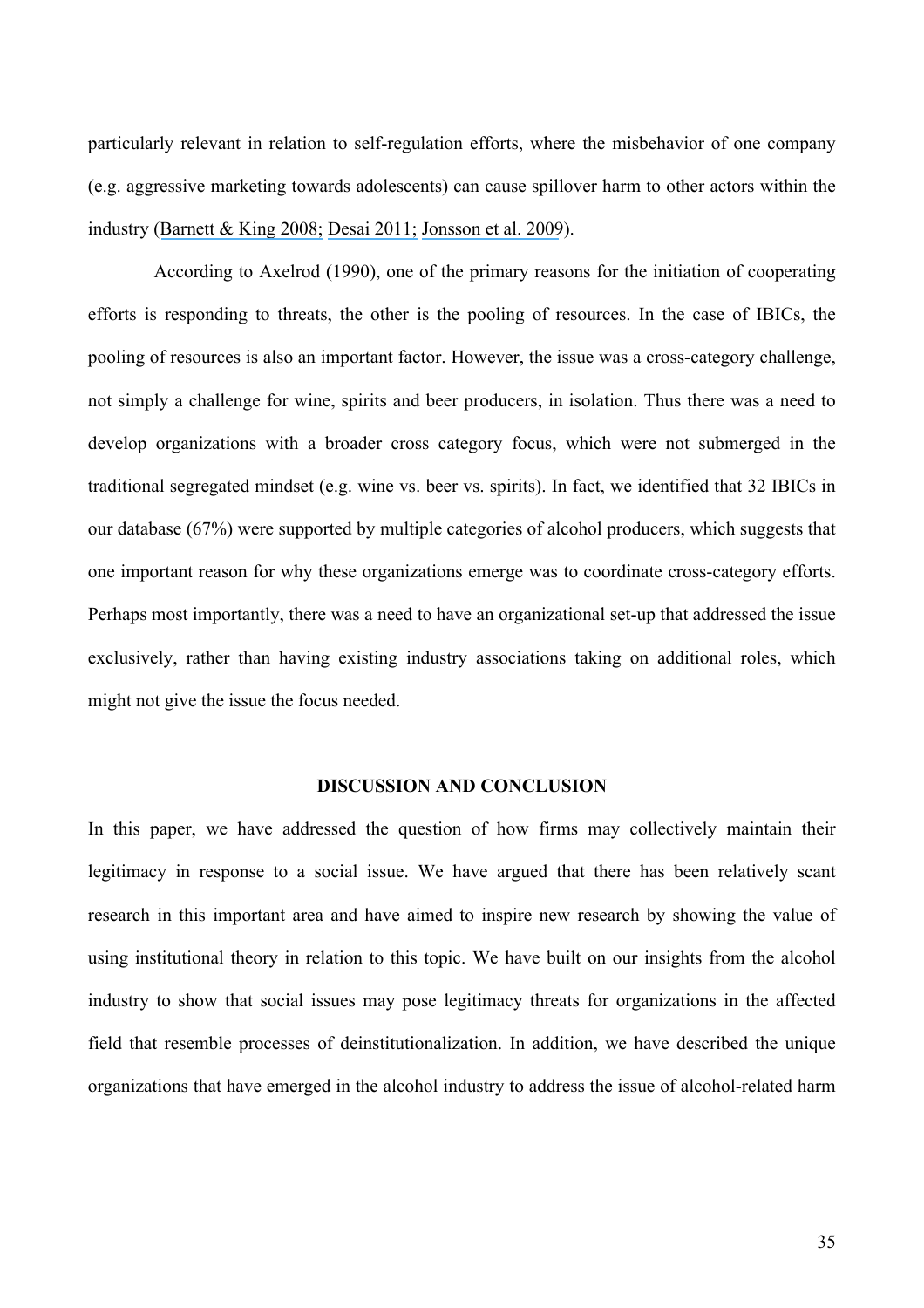particularly relevant in relation to self-regulation efforts, where the misbehavior of one company (e.g. aggressive marketing towards adolescents) can cause spillover harm to other actors within the industry (Barnett & King 2008; Desai 2011; Jonsson et al. 2009).

According to Axelrod (1990), one of the primary reasons for the initiation of cooperating efforts is responding to threats, the other is the pooling of resources. In the case of IBICs, the pooling of resources is also an important factor. However, the issue was a cross-category challenge, not simply a challenge for wine, spirits and beer producers, in isolation. Thus there was a need to develop organizations with a broader cross category focus, which were not submerged in the traditional segregated mindset (e.g. wine vs. beer vs. spirits). In fact, we identified that 32 IBICs in our database (67%) were supported by multiple categories of alcohol producers, which suggests that one important reason for why these organizations emerge was to coordinate cross-category efforts. Perhaps most importantly, there was a need to have an organizational set-up that addressed the issue exclusively, rather than having existing industry associations taking on additional roles, which might not give the issue the focus needed.

## DISCUSSION AND CONCLUSION

In this paper, we have addressed the question of how firms may collectively maintain their legitimacy in response to a social issue. We have argued that there has been relatively scant research in this important area and have aimed to inspire new research by showing the value of using institutional theory in relation to this topic. We have built on our insights from the alcohol industry to show that social issues may pose legitimacy threats for organizations in the affected field that resemble processes of deinstitutionalization. In addition, we have described the unique organizations that have emerged in the alcohol industry to address the issue of alcohol-related harm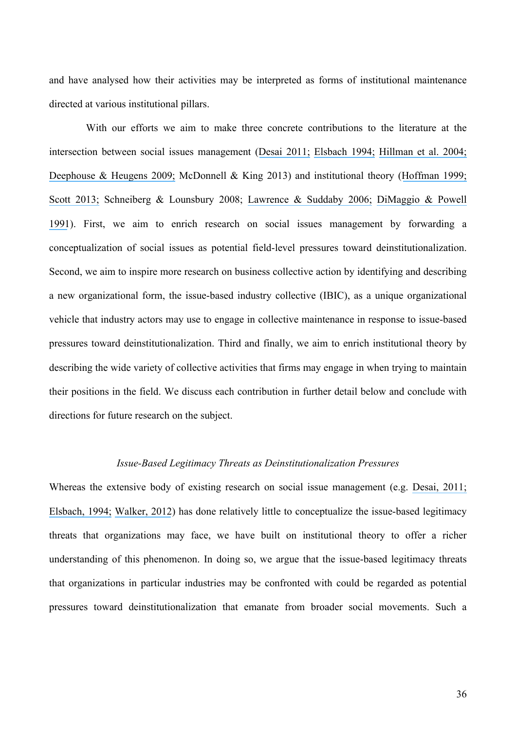and have analysed how their activities may be interpreted as forms of institutional maintenance directed at various institutional pillars.

With our efforts we aim to make three concrete contributions to the literature at the intersection between social issues management (Desai 2011; Elsbach 1994; Hillman et al. 2004; Deephouse & Heugens 2009; McDonnell & King 2013) and institutional theory (Hoffman 1999; Scott 2013; Schneiberg & Lounsbury 2008; Lawrence & Suddaby 2006; DiMaggio & Powell 1991). First, we aim to enrich research on social issues management by forwarding a conceptualization of social issues as potential field-level pressures toward deinstitutionalization. Second, we aim to inspire more research on business collective action by identifying and describing a new organizational form, the issue-based industry collective (IBIC), as a unique organizational vehicle that industry actors may use to engage in collective maintenance in response to issue-based pressures toward deinstitutionalization. Third and finally, we aim to enrich institutional theory by describing the wide variety of collective activities that firms may engage in when trying to maintain their positions in the field. We discuss each contribution in further detail below and conclude with directions for future research on the subject.

### *Issue-Based Legitimacy Threats as Deinstitutionalization Pressures*

Whereas the extensive body of existing research on social issue management (e.g. Desai, 2011; Elsbach, 1994; Walker, 2012) has done relatively little to conceptualize the issue-based legitimacy threats that organizations may face, we have built on institutional theory to offer a richer understanding of this phenomenon. In doing so, we argue that the issue-based legitimacy threats that organizations in particular industries may be confronted with could be regarded as potential pressures toward deinstitutionalization that emanate from broader social movements. Such a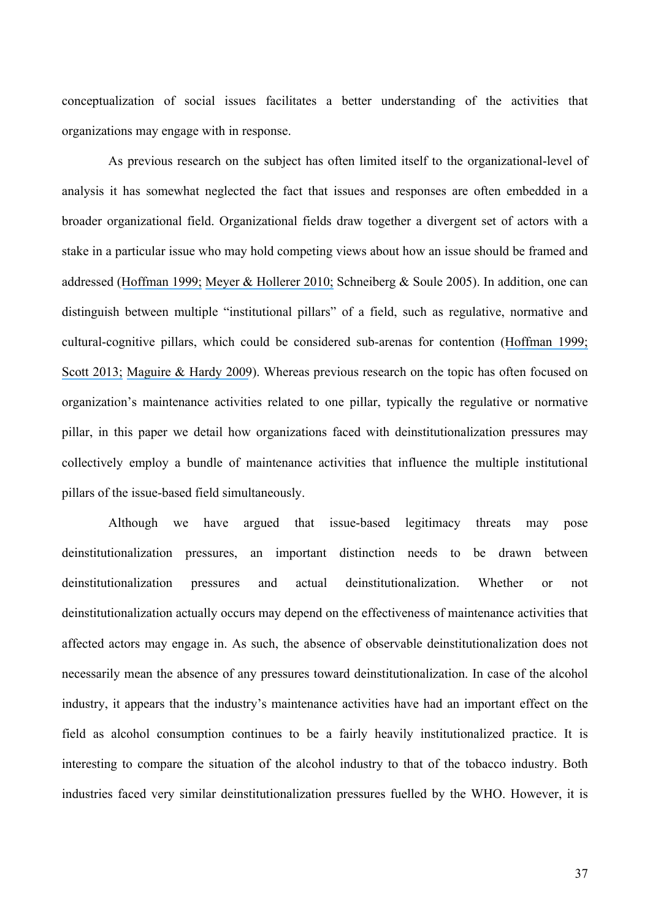conceptualization of social issues facilitates a better understanding of the activities that organizations may engage with in response.

As previous research on the subject has often limited itself to the organizational-level of analysis it has somewhat neglected the fact that issues and responses are often embedded in a broader organizational field. Organizational fields draw together a divergent set of actors with a stake in a particular issue who may hold competing views about how an issue should be framed and addressed (Hoffman 1999; Meyer & Hollerer 2010; Schneiberg & Soule 2005). In addition, one can distinguish between multiple "institutional pillars" of a field, such as regulative, normative and cultural-cognitive pillars, which could be considered sub-arenas for contention (Hoffman 1999; Scott 2013; Maguire & Hardy 2009). Whereas previous research on the topic has often focused on organization's maintenance activities related to one pillar, typically the regulative or normative pillar, in this paper we detail how organizations faced with deinstitutionalization pressures may collectively employ a bundle of maintenance activities that influence the multiple institutional pillars of the issue-based field simultaneously.

Although we have argued that issue-based legitimacy threats may pose deinstitutionalization pressures, an important distinction needs to be drawn between deinstitutionalization pressures and actual deinstitutionalization. Whether or not deinstitutionalization actually occurs may depend on the effectiveness of maintenance activities that affected actors may engage in. As such, the absence of observable deinstitutionalization does not necessarily mean the absence of any pressures toward deinstitutionalization. In case of the alcohol industry, it appears that the industry's maintenance activities have had an important effect on the field as alcohol consumption continues to be a fairly heavily institutionalized practice. It is interesting to compare the situation of the alcohol industry to that of the tobacco industry. Both industries faced very similar deinstitutionalization pressures fuelled by the WHO. However, it is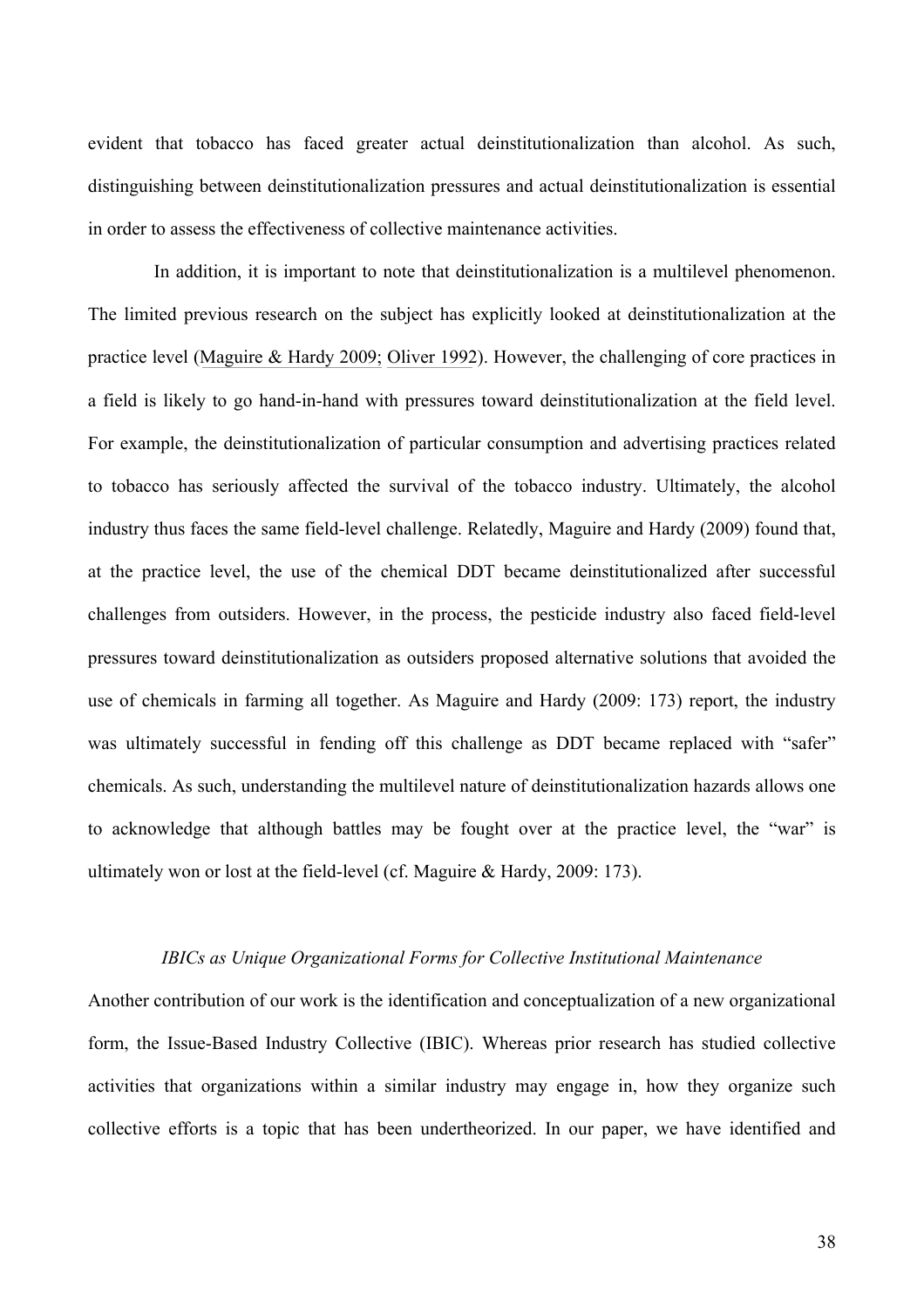evident that tobacco has faced greater actual deinstitutionalization than alcohol. As such, distinguishing between deinstitutionalization pressures and actual deinstitutionalization is essential in order to assess the effectiveness of collective maintenance activities.

In addition, it is important to note that deinstitutionalization is a multilevel phenomenon. The limited previous research on the subject has explicitly looked at deinstitutionalization at the practice level (Maguire & Hardy 2009; Oliver 1992). However, the challenging of core practices in a field is likely to go hand-in-hand with pressures toward deinstitutionalization at the field level. For example, the deinstitutionalization of particular consumption and advertising practices related to tobacco has seriously affected the survival of the tobacco industry. Ultimately, the alcohol industry thus faces the same field-level challenge. Relatedly, Maguire and Hardy (2009) found that, at the practice level, the use of the chemical DDT became deinstitutionalized after successful challenges from outsiders. However, in the process, the pesticide industry also faced field-level pressures toward deinstitutionalization as outsiders proposed alternative solutions that avoided the use of chemicals in farming all together. As Maguire and Hardy (2009: 173) report, the industry was ultimately successful in fending off this challenge as DDT became replaced with "safer" chemicals. As such, understanding the multilevel nature of deinstitutionalization hazards allows one to acknowledge that although battles may be fought over at the practice level, the "war" is ultimately won or lost at the field-level (cf. Maguire & Hardy, 2009: 173).

### *IBICs as Unique Organizational Forms for Collective Institutional Maintenance*

Another contribution of our work is the identification and conceptualization of a new organizational form, the Issue-Based Industry Collective (IBIC). Whereas prior research has studied collective activities that organizations within a similar industry may engage in, how they organize such collective efforts is a topic that has been undertheorized. In our paper, we have identified and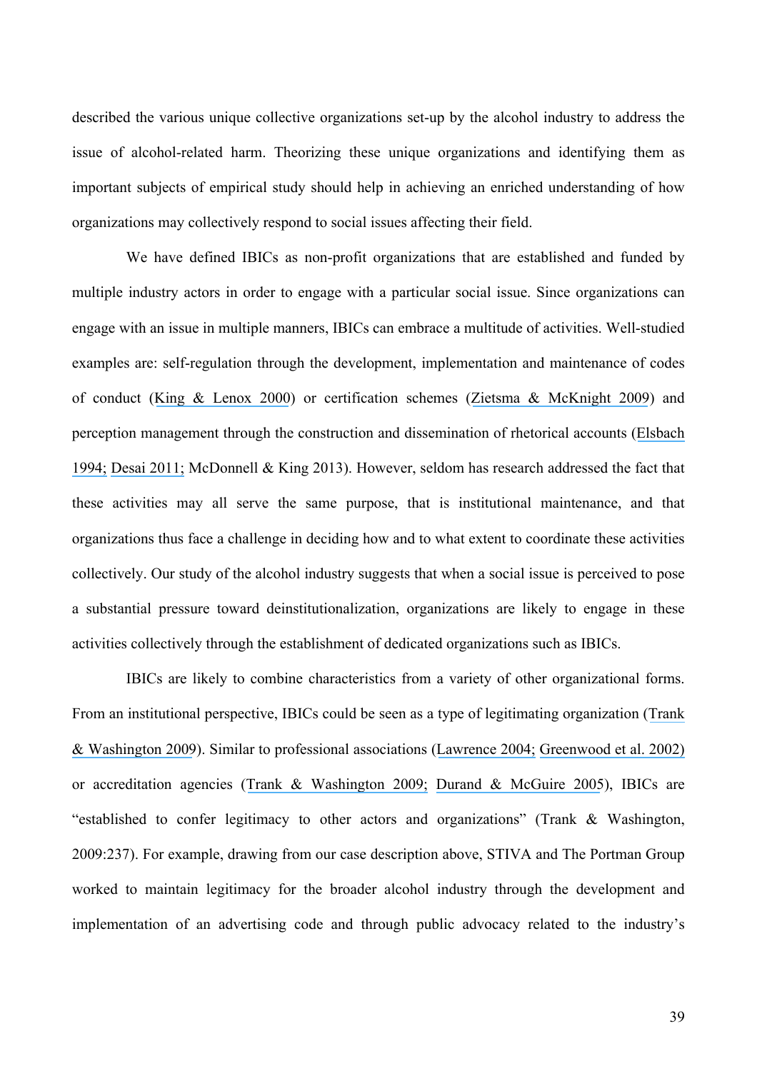described the various unique collective organizations set-up by the alcohol industry to address the issue of alcohol-related harm. Theorizing these unique organizations and identifying them as important subjects of empirical study should help in achieving an enriched understanding of how organizations may collectively respond to social issues affecting their field.

We have defined IBICs as non-profit organizations that are established and funded by multiple industry actors in order to engage with a particular social issue. Since organizations can engage with an issue in multiple manners, IBICs can embrace a multitude of activities. Well-studied examples are: self-regulation through the development, implementation and maintenance of codes of conduct (King & Lenox 2000) or certification schemes (Zietsma & McKnight 2009) and perception management through the construction and dissemination of rhetorical accounts (Elsbach 1994; Desai 2011; McDonnell & King 2013). However, seldom has research addressed the fact that these activities may all serve the same purpose, that is institutional maintenance, and that organizations thus face a challenge in deciding how and to what extent to coordinate these activities collectively. Our study of the alcohol industry suggests that when a social issue is perceived to pose a substantial pressure toward deinstitutionalization, organizations are likely to engage in these activities collectively through the establishment of dedicated organizations such as IBICs.

IBICs are likely to combine characteristics from a variety of other organizational forms. From an institutional perspective, IBICs could be seen as a type of legitimating organization (Trank & Washington 2009). Similar to professional associations (Lawrence 2004; Greenwood et al. 2002) or accreditation agencies (Trank & Washington 2009; Durand & McGuire 2005), IBICs are "established to confer legitimacy to other actors and organizations" (Trank & Washington, 2009:237). For example, drawing from our case description above, STIVA and The Portman Group worked to maintain legitimacy for the broader alcohol industry through the development and implementation of an advertising code and through public advocacy related to the industry's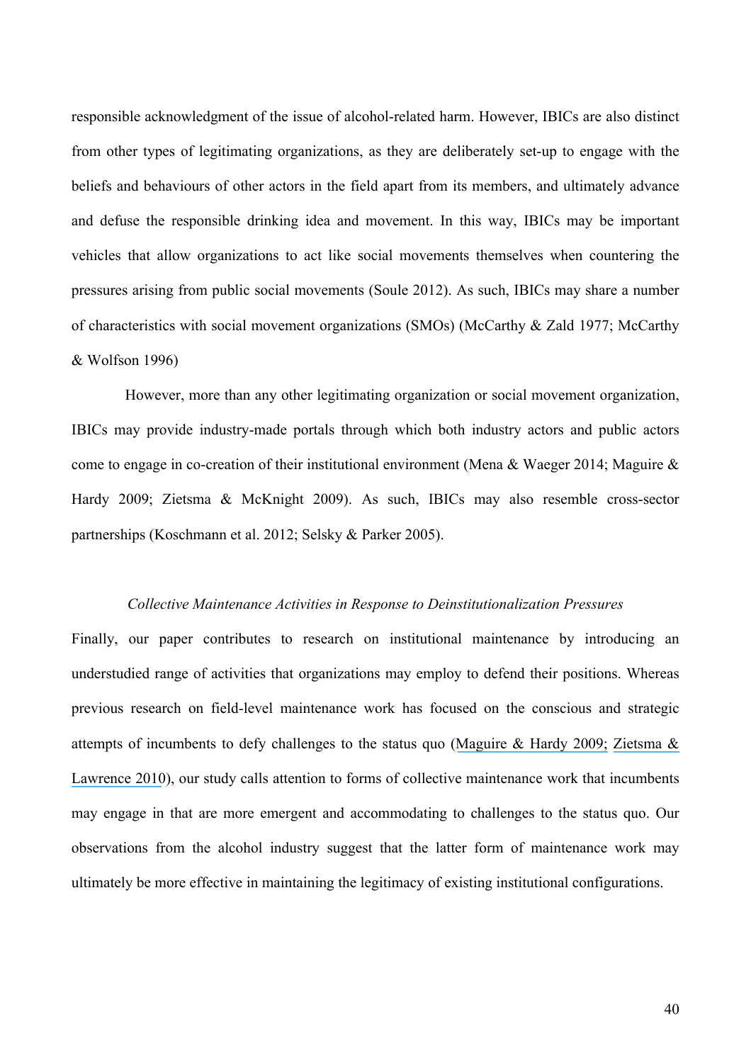responsible acknowledgment of the issue of alcohol-related harm. However, IBICs are also distinct from other types of legitimating organizations, as they are deliberately set-up to engage with the beliefs and behaviours of other actors in the field apart from its members, and ultimately advance and defuse the responsible drinking idea and movement. In this way, IBICs may be important vehicles that allow organizations to act like social movements themselves when countering the pressures arising from public social movements (Soule 2012). As such, IBICs may share a number of characteristics with social movement organizations (SMOs) (McCarthy & Zald 1977; McCarthy & Wolfson 1996)

However, more than any other legitimating organization or social movement organization, IBICs may provide industry-made portals through which both industry actors and public actors come to engage in co-creation of their institutional environment (Mena & Waeger 2014; Maguire & Hardy 2009; Zietsma & McKnight 2009). As such, IBICs may also resemble cross-sector partnerships (Koschmann et al. 2012; Selsky & Parker 2005).

### *Collective Maintenance Activities in Response to Deinstitutionalization Pressures*

Finally, our paper contributes to research on institutional maintenance by introducing an understudied range of activities that organizations may employ to defend their positions. Whereas previous research on field-level maintenance work has focused on the conscious and strategic attempts of incumbents to defy challenges to the status quo (Maguire & Hardy 2009; Zietsma & Lawrence 2010), our study calls attention to forms of collective maintenance work that incumbents may engage in that are more emergent and accommodating to challenges to the status quo. Our observations from the alcohol industry suggest that the latter form of maintenance work may ultimately be more effective in maintaining the legitimacy of existing institutional configurations.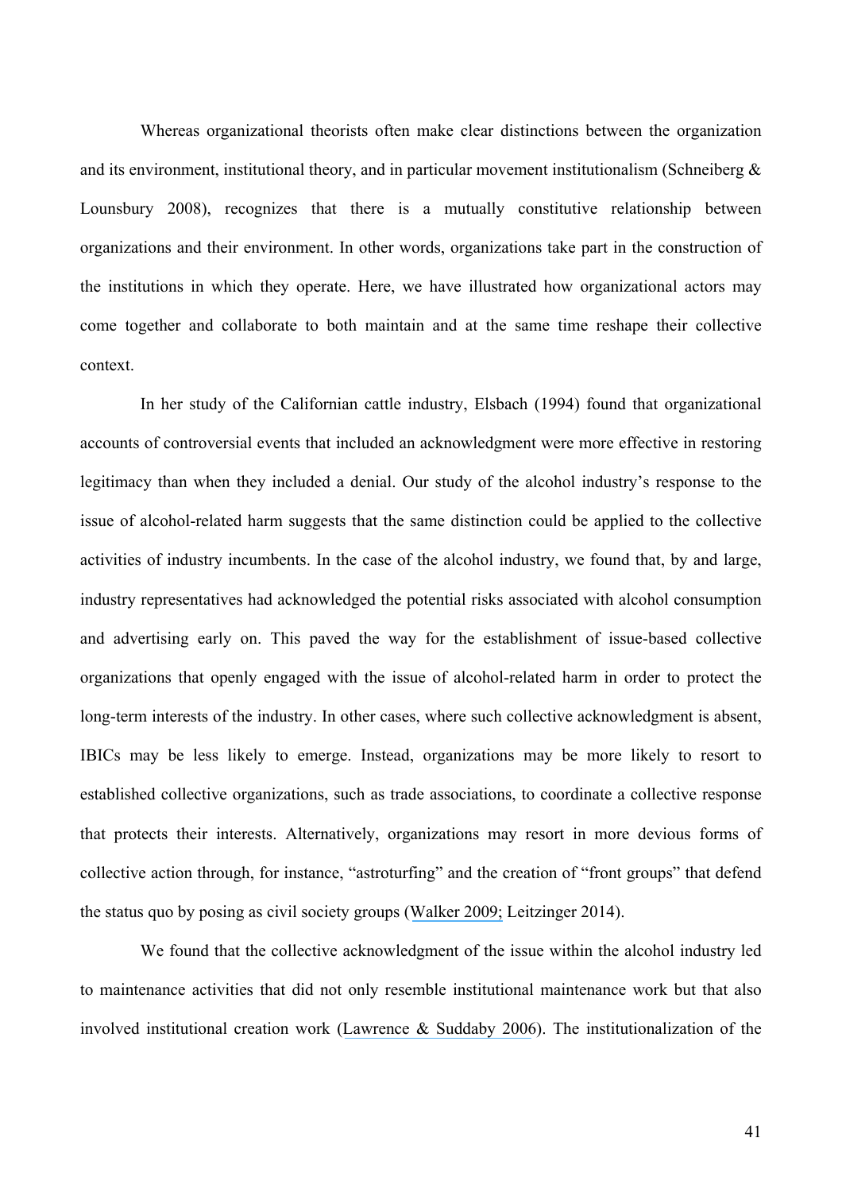Whereas organizational theorists often make clear distinctions between the organization and its environment, institutional theory, and in particular movement institutionalism (Schneiberg & Lounsbury 2008), recognizes that there is a mutually constitutive relationship between organizations and their environment. In other words, organizations take part in the construction of the institutions in which they operate. Here, we have illustrated how organizational actors may come together and collaborate to both maintain and at the same time reshape their collective context.

In her study of the Californian cattle industry, Elsbach (1994) found that organizational accounts of controversial events that included an acknowledgment were more effective in restoring legitimacy than when they included a denial. Our study of the alcohol industry's response to the issue of alcohol-related harm suggests that the same distinction could be applied to the collective activities of industry incumbents. In the case of the alcohol industry, we found that, by and large, industry representatives had acknowledged the potential risks associated with alcohol consumption and advertising early on. This paved the way for the establishment of issue-based collective organizations that openly engaged with the issue of alcohol-related harm in order to protect the long-term interests of the industry. In other cases, where such collective acknowledgment is absent, IBICs may be less likely to emerge. Instead, organizations may be more likely to resort to established collective organizations, such as trade associations, to coordinate a collective response that protects their interests. Alternatively, organizations may resort in more devious forms of collective action through, for instance, "astroturfing" and the creation of "front groups" that defend the status quo by posing as civil society groups (Walker 2009; Leitzinger 2014).

We found that the collective acknowledgment of the issue within the alcohol industry led to maintenance activities that did not only resemble institutional maintenance work but that also involved institutional creation work (Lawrence & Suddaby 2006). The institutionalization of the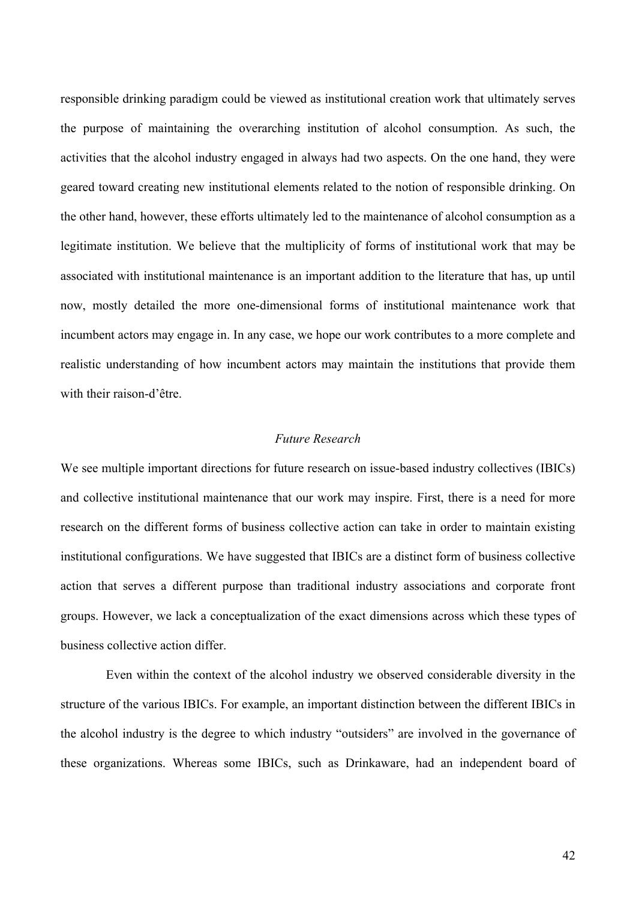responsible drinking paradigm could be viewed as institutional creation work that ultimately serves the purpose of maintaining the overarching institution of alcohol consumption. As such, the activities that the alcohol industry engaged in always had two aspects. On the one hand, they were geared toward creating new institutional elements related to the notion of responsible drinking. On the other hand, however, these efforts ultimately led to the maintenance of alcohol consumption as a legitimate institution. We believe that the multiplicity of forms of institutional work that may be associated with institutional maintenance is an important addition to the literature that has, up until now, mostly detailed the more one-dimensional forms of institutional maintenance work that incumbent actors may engage in. In any case, we hope our work contributes to a more complete and realistic understanding of how incumbent actors may maintain the institutions that provide them with their raison-d'être.

### *Future Research*

We see multiple important directions for future research on issue-based industry collectives (IBICs) and collective institutional maintenance that our work may inspire. First, there is a need for more research on the different forms of business collective action can take in order to maintain existing institutional configurations. We have suggested that IBICs are a distinct form of business collective action that serves a different purpose than traditional industry associations and corporate front groups. However, we lack a conceptualization of the exact dimensions across which these types of business collective action differ.

Even within the context of the alcohol industry we observed considerable diversity in the structure of the various IBICs. For example, an important distinction between the different IBICs in the alcohol industry is the degree to which industry "outsiders" are involved in the governance of these organizations. Whereas some IBICs, such as Drinkaware, had an independent board of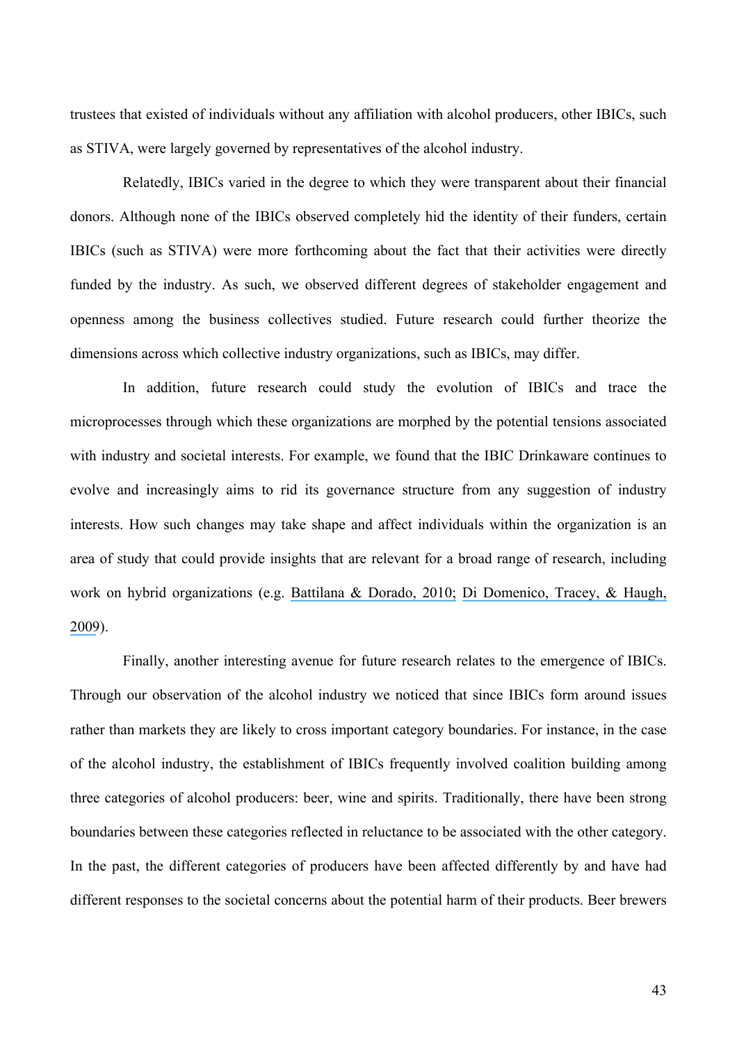trustees that existed of individuals without any affiliation with alcohol producers, other IBICs, such as STIVA, were largely governed by representatives of the alcohol industry.

Relatedly, IBICs varied in the degree to which they were transparent about their financial donors. Although none of the IBICs observed completely hid the identity of their funders, certain IBICs (such as STIVA) were more forthcoming about the fact that their activities were directly funded by the industry. As such, we observed different degrees of stakeholder engagement and openness among the business collectives studied. Future research could further theorize the dimensions across which collective industry organizations, such as IBICs, may differ.

In addition, future research could study the evolution of IBICs and trace the microprocesses through which these organizations are morphed by the potential tensions associated with industry and societal interests. For example, we found that the IBIC Drinkaware continues to evolve and increasingly aims to rid its governance structure from any suggestion of industry interests. How such changes may take shape and affect individuals within the organization is an area of study that could provide insights that are relevant for a broad range of research, including work on hybrid organizations (e.g. Battilana & Dorado, 2010; Di Domenico, Tracey, & Haugh, 2009).

Finally, another interesting avenue for future research relates to the emergence of IBICs. Through our observation of the alcohol industry we noticed that since IBICs form around issues rather than markets they are likely to cross important category boundaries. For instance, in the case of the alcohol industry, the establishment of IBICs frequently involved coalition building among three categories of alcohol producers: beer, wine and spirits. Traditionally, there have been strong boundaries between these categories reflected in reluctance to be associated with the other category. In the past, the different categories of producers have been affected differently by and have had different responses to the societal concerns about the potential harm of their products. Beer brewers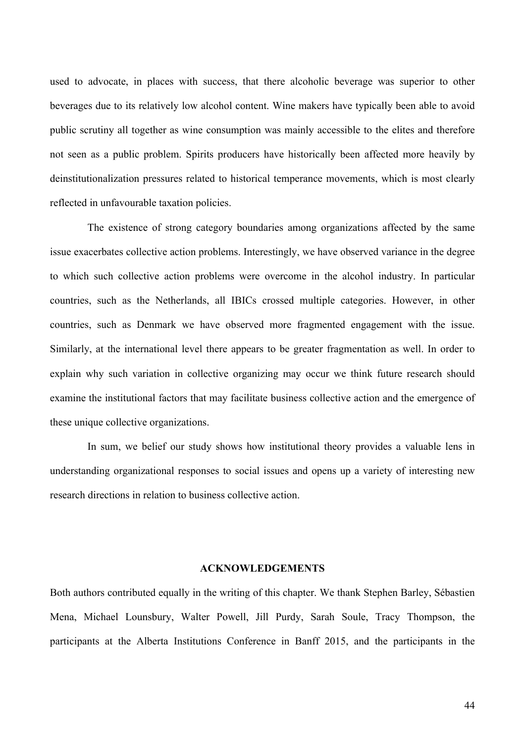used to advocate, in places with success, that there alcoholic beverage was superior to other beverages due to its relatively low alcohol content. Wine makers have typically been able to avoid public scrutiny all together as wine consumption was mainly accessible to the elites and therefore not seen as a public problem. Spirits producers have historically been affected more heavily by deinstitutionalization pressures related to historical temperance movements, which is most clearly reflected in unfavourable taxation policies.

The existence of strong category boundaries among organizations affected by the same issue exacerbates collective action problems. Interestingly, we have observed variance in the degree to which such collective action problems were overcome in the alcohol industry. In particular countries, such as the Netherlands, all IBICs crossed multiple categories. However, in other countries, such as Denmark we have observed more fragmented engagement with the issue. Similarly, at the international level there appears to be greater fragmentation as well. In order to explain why such variation in collective organizing may occur we think future research should examine the institutional factors that may facilitate business collective action and the emergence of these unique collective organizations.

In sum, we belief our study shows how institutional theory provides a valuable lens in understanding organizational responses to social issues and opens up a variety of interesting new research directions in relation to business collective action.

## ACKNOWLEDGEMENTS

Both authors contributed equally in the writing of this chapter. We thank Stephen Barley, Sébastien Mena, Michael Lounsbury, Walter Powell, Jill Purdy, Sarah Soule, Tracy Thompson, the participants at the Alberta Institutions Conference in Banff 2015, and the participants in the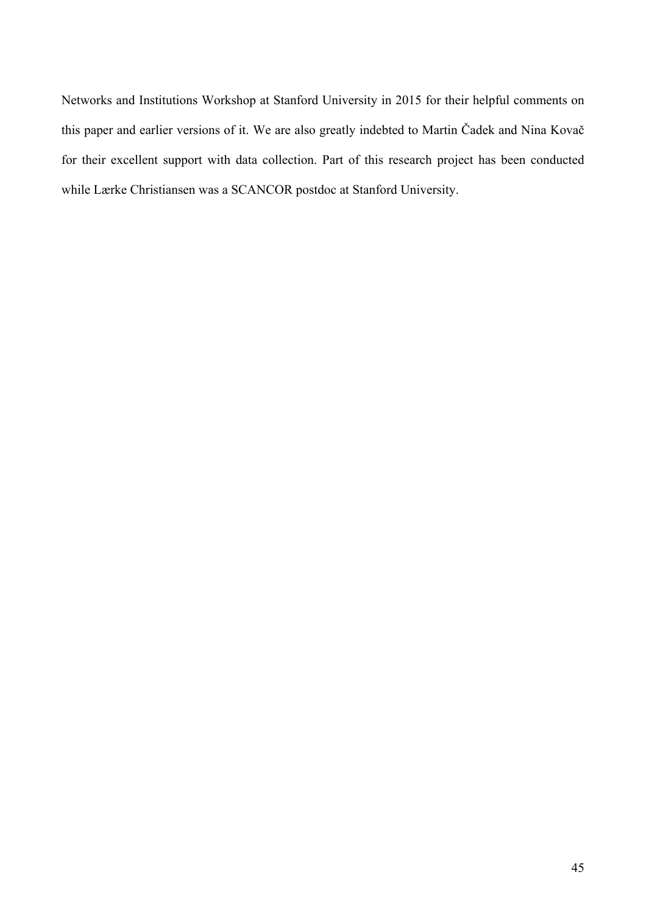Networks and Institutions Workshop at Stanford University in 2015 for their helpful comments on this paper and earlier versions of it. We are also greatly indebted to Martin Čadek and Nina Kovač for their excellent support with data collection. Part of this research project has been conducted while Lærke Christiansen was a SCANCOR postdoc at Stanford University.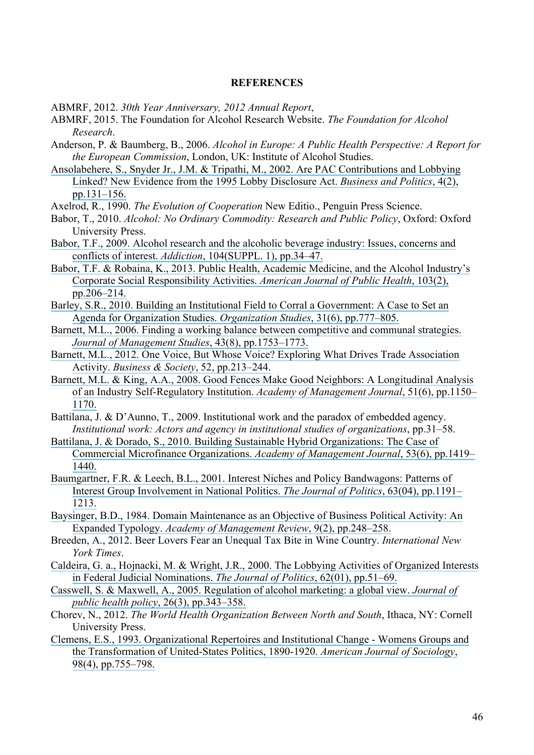## REFERENCES

ABMRF, 2012. *30th Year Anniversary, 2012 Annual Report*,

ABMRF, 2015. The Foundation for Alcohol Research Website. *The Foundation for Alcohol Research*.

Anderson, P. & Baumberg, B., 2006. *Alcohol in Europe: A Public Health Perspective: A Report for the European Commission*, London, UK: Institute of Alcohol Studies.

Ansolabehere, S., Snyder Jr., J.M. & Tripathi, M., 2002. Are PAC Contributions and Lobbying Linked? New Evidence from the 1995 Lobby Disclosure Act. *Business and Politics*, 4(2), pp.131–156.

Axelrod, R., 1990. *The Evolution of Cooperation* New Editio., Penguin Press Science.

Babor, T., 2010. *Alcohol: No Ordinary Commodity: Research and Public Policy*, Oxford: Oxford University Press.

Babor, T.F., 2009. Alcohol research and the alcoholic beverage industry: Issues, concerns and conflicts of interest. *Addiction*, 104(SUPPL. 1), pp.34–47.

Babor, T.F. & Robaina, K., 2013. Public Health, Academic Medicine, and the Alcohol Industry's Corporate Social Responsibility Activities. *American Journal of Public Health*, 103(2), pp.206–214.

Barley, S.R., 2010. Building an Institutional Field to Corral a Government: A Case to Set an Agenda for Organization Studies. *Organization Studies*, 31(6), pp.777–805.

Barnett, M.L., 2006. Finding a working balance between competitive and communal strategies. *Journal of Management Studies*, 43(8), pp.1753–1773.

Barnett, M.L., 2012. One Voice, But Whose Voice? Exploring What Drives Trade Association Activity. *Business & Society*, 52, pp.213–244.

Barnett, M.L. & King, A.A., 2008. Good Fences Make Good Neighbors: A Longitudinal Analysis of an Industry Self-Regulatory Institution. *Academy of Management Journal*, 51(6), pp.1150–1170.

Battilana, J. & D'Aunno, T., 2009. Institutional work and the paradox of embedded agency. *Institutional work: Actors and agency in institutional studies of organizations*, pp.31–58.

Battilana, J. & Dorado, S., 2010. Building Sustainable Hybrid Organizations: The Case of Commercial Microfinance Organizations. *Academy of Management Journal*, 53(6), pp.1419–1440.

Baumgartner, F.R. & Leech, B.L., 2001. Interest Niches and Policy Bandwagons: Patterns of Interest Group Involvement in National Politics. *The Journal of Politics*, 63(04), pp.1191–1213.

Baysinger, B.D., 1984. Domain Maintenance as an Objective of Business Political Activity: An Expanded Typology. *Academy of Management Review*, 9(2), pp.248–258.

Breeden, A., 2012. Beer Lovers Fear an Unequal Tax Bite in Wine Country. *International New York Times*.

Caldeira, G. a., Hojnacki, M. & Wright, J.R., 2000. The Lobbying Activities of Organized Interests in Federal Judicial Nominations. *The Journal of Politics*, 62(01), pp.51–69.

Casswell, S. & Maxwell, A., 2005. Regulation of alcohol marketing: a global view. *Journal of public health policy*, 26(3), pp.343–358.

Chorev, N., 2012. *The World Health Organization Between North and South*, Ithaca, NY: Cornell University Press.

Clemens, E.S., 1993. Organizational Repertoires and Institutional Change - Womens Groups and the Transformation of United-States Politics, 1890-1920. *American Journal of Sociology*, 98(4), pp.755–798.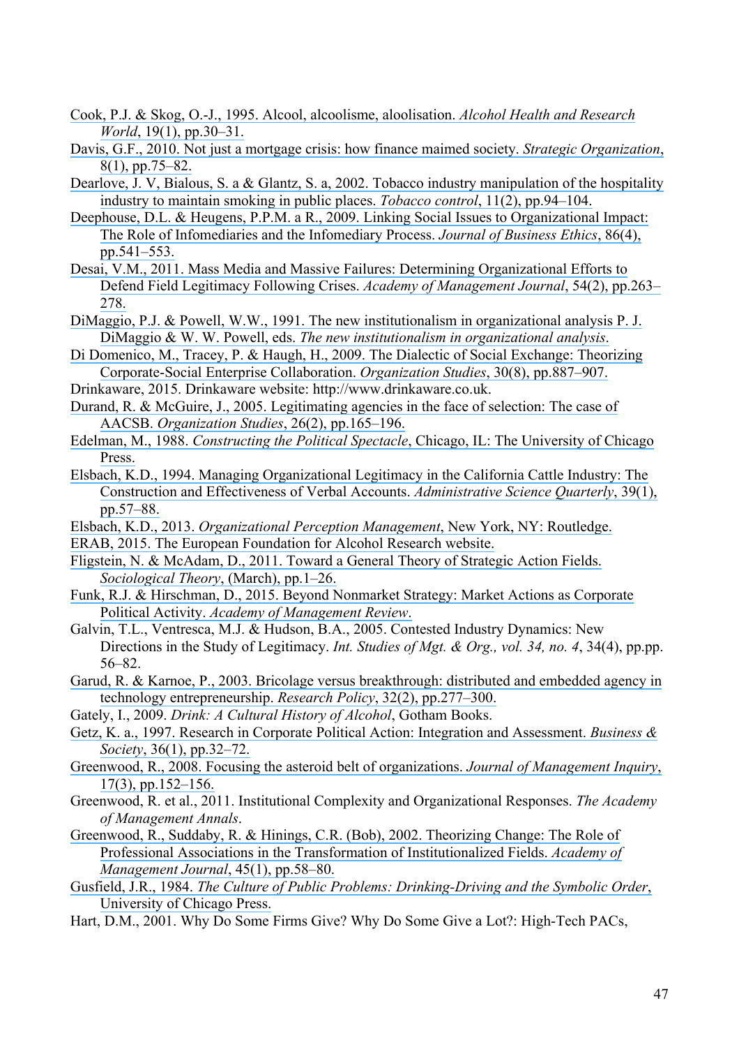Cook, P.J. & Skog, O.-J., 1995. Alcool, alcoolisme, aloolisation. *Alcohol Health and Research World*, 19(1), pp.30–31.

Davis, G.F., 2010. Not just a mortgage crisis: how finance maimed society. *Strategic Organization*, 8(1), pp.75–82.

Dearlove, J. V, Bialous, S. a & Glantz, S. a, 2002. Tobacco industry manipulation of the hospitality industry to maintain smoking in public places. *Tobacco control*, 11(2), pp.94–104.

Deephouse, D.L. & Heugens, P.P.M. a R., 2009. Linking Social Issues to Organizational Impact: The Role of Infomediaries and the Infomediary Process. *Journal of Business Ethics*, 86(4), pp.541–553.

Desai, V.M., 2011. Mass Media and Massive Failures: Determining Organizational Efforts to Defend Field Legitimacy Following Crises. *Academy of Management Journal*, 54(2), pp.263–278.

DiMaggio, P.J. & Powell, W.W., 1991. The new institutionalism in organizational analysis P. J. DiMaggio & W. W. Powell, eds. *The new institutionalism in organizational analysis*.

Di Domenico, M., Tracey, P. & Haugh, H., 2009. The Dialectic of Social Exchange: Theorizing Corporate-Social Enterprise Collaboration. *Organization Studies*, 30(8), pp.887–907.

Drinkaware, 2015. Drinkaware website: http://www.drinkaware.co.uk.

Durand, R. & McGuire, J., 2005. Legitimating agencies in the face of selection: The case of AACSB. *Organization Studies*, 26(2), pp.165–196.

Edelman, M., 1988. *Constructing the Political Spectacle*, Chicago, IL: The University of Chicago Press.

Elsbach, K.D., 1994. Managing Organizational Legitimacy in the California Cattle Industry: The Construction and Effectiveness of Verbal Accounts. *Administrative Science Quarterly*, 39(1), pp.57–88.

Elsbach, K.D., 2013. *Organizational Perception Management*, New York, NY: Routledge.

ERAB, 2015. The European Foundation for Alcohol Research website.

Fligstein, N. & McAdam, D., 2011. Toward a General Theory of Strategic Action Fields. *Sociological Theory*, (March), pp.1–26.

Funk, R.J. & Hirschman, D., 2015. Beyond Nonmarket Strategy: Market Actions as Corporate Political Activity. *Academy of Management Review*.

Galvin, T.L., Ventresca, M.J. & Hudson, B.A., 2005. Contested Industry Dynamics: New Directions in the Study of Legitimacy. *Int. Studies of Mgt. & Org., vol. 34, no. 4*, 34(4), pp.pp. 56–82.

Garud, R. & Karnoe, P., 2003. Bricolage versus breakthrough: distributed and embedded agency in technology entrepreneurship. *Research Policy*, 32(2), pp.277–300.

Gately, I., 2009. *Drink: A Cultural History of Alcohol*, Gotham Books.

Getz, K. a., 1997. Research in Corporate Political Action: Integration and Assessment. *Business & Society*, 36(1), pp.32–72.

Greenwood, R., 2008. Focusing the asteroid belt of organizations. *Journal of Management Inquiry*, 17(3), pp.152–156.

Greenwood, R. et al., 2011. Institutional Complexity and Organizational Responses. *The Academy of Management Annals*.

Greenwood, R., Suddaby, R. & Hinings, C.R. (Bob), 2002. Theorizing Change: The Role of Professional Associations in the Transformation of Institutionalized Fields. *Academy of Management Journal*, 45(1), pp.58–80.

Gusfield, J.R., 1984. *The Culture of Public Problems: Drinking-Driving and the Symbolic Order*, University of Chicago Press.

Hart, D.M., 2001. Why Do Some Firms Give? Why Do Some Give a Lot?: High-Tech PACs,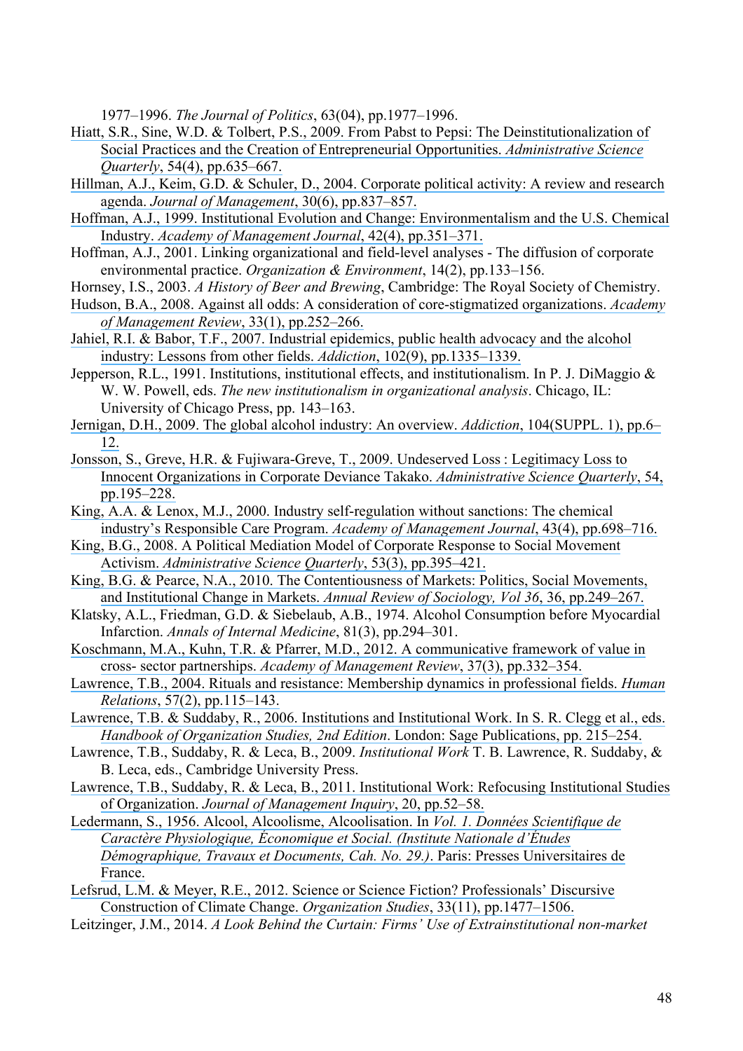1977–1996. *The Journal of Politics*, 63(04), pp.1977–1996.

Hiatt, S.R., Sine, W.D. & Tolbert, P.S., 2009. From Pabst to Pepsi: The Deinstitutionalization of Social Practices and the Creation of Entrepreneurial Opportunities. *Administrative Science Quarterly*, 54(4), pp.635–667.

Hillman, A.J., Keim, G.D. & Schuler, D., 2004. Corporate political activity: A review and research agenda. *Journal of Management*, 30(6), pp.837–857.

Hoffman, A.J., 1999. Institutional Evolution and Change: Environmentalism and the U.S. Chemical Industry. *Academy of Management Journal*, 42(4), pp.351–371.

Hoffman, A.J., 2001. Linking organizational and field-level analyses - The diffusion of corporate environmental practice. *Organization & Environment*, 14(2), pp.133–156.

Hornsey, I.S., 2003. *A History of Beer and Brewing*, Cambridge: The Royal Society of Chemistry.

Hudson, B.A., 2008. Against all odds: A consideration of core-stigmatized organizations. *Academy of Management Review*, 33(1), pp.252–266.

Jahiel, R.I. & Babor, T.F., 2007. Industrial epidemics, public health advocacy and the alcohol industry: Lessons from other fields. *Addiction*, 102(9), pp.1335–1339.

Jepperson, R.L., 1991. Institutions, institutional effects, and institutionalism. In P. J. DiMaggio & W. W. Powell, eds. *The new institutionalism in organizational analysis*. Chicago, IL: University of Chicago Press, pp. 143–163.

Jernigan, D.H., 2009. The global alcohol industry: An overview. *Addiction*, 104(SUPPL. 1), pp.6–12.

Jonsson, S., Greve, H.R. & Fujiwara-Greve, T., 2009. Undeserved Loss : Legitimacy Loss to Innocent Organizations in Corporate Deviance Takako. *Administrative Science Quarterly*, 54, pp.195–228.

King, A.A. & Lenox, M.J., 2000. Industry self-regulation without sanctions: The chemical industry's Responsible Care Program. *Academy of Management Journal*, 43(4), pp.698–716.

King, B.G., 2008. A Political Mediation Model of Corporate Response to Social Movement Activism. *Administrative Science Quarterly*, 53(3), pp.395–421.

King, B.G. & Pearce, N.A., 2010. The Contentiousness of Markets: Politics, Social Movements, and Institutional Change in Markets. *Annual Review of Sociology, Vol 36*, 36, pp.249–267.

Klatsky, A.L., Friedman, G.D. & Siebelaub, A.B., 1974. Alcohol Consumption before Myocardial Infarction. *Annals of Internal Medicine*, 81(3), pp.294–301.

Koschmann, M.A., Kuhn, T.R. & Pfarrer, M.D., 2012. A communicative framework of value in cross- sector partnerships. *Academy of Management Review*, 37(3), pp.332–354.

Lawrence, T.B., 2004. Rituals and resistance: Membership dynamics in professional fields. *Human Relations*, 57(2), pp.115–143.

Lawrence, T.B. & Suddaby, R., 2006. Institutions and Institutional Work. In S. R. Clegg et al., eds. *Handbook of Organization Studies, 2nd Edition*. London: Sage Publications, pp. 215–254.

Lawrence, T.B., Suddaby, R. & Leca, B., 2009. *Institutional Work* T. B. Lawrence, R. Suddaby, & B. Leca, eds., Cambridge University Press.

Lawrence, T.B., Suddaby, R. & Leca, B., 2011. Institutional Work: Refocusing Institutional Studies of Organization. *Journal of Management Inquiry*, 20, pp.52–58.

Ledermann, S., 1956. Alcool, Alcoolisme, Alcoolisation. In *Vol. 1. Données Scientifique de Caractère Physiologique, Économique et Social. (Institute Nationale d'Études Démographique, Travaux et Documents, Cah. No. 29.)*. Paris: Presses Universitaires de France.

Lefsrud, L.M. & Meyer, R.E., 2012. Science or Science Fiction? Professionals' Discursive Construction of Climate Change. *Organization Studies*, 33(11), pp.1477–1506.

Leitzinger, J.M., 2014. *A Look Behind the Curtain: Firms' Use of Extrainstitutional non-market*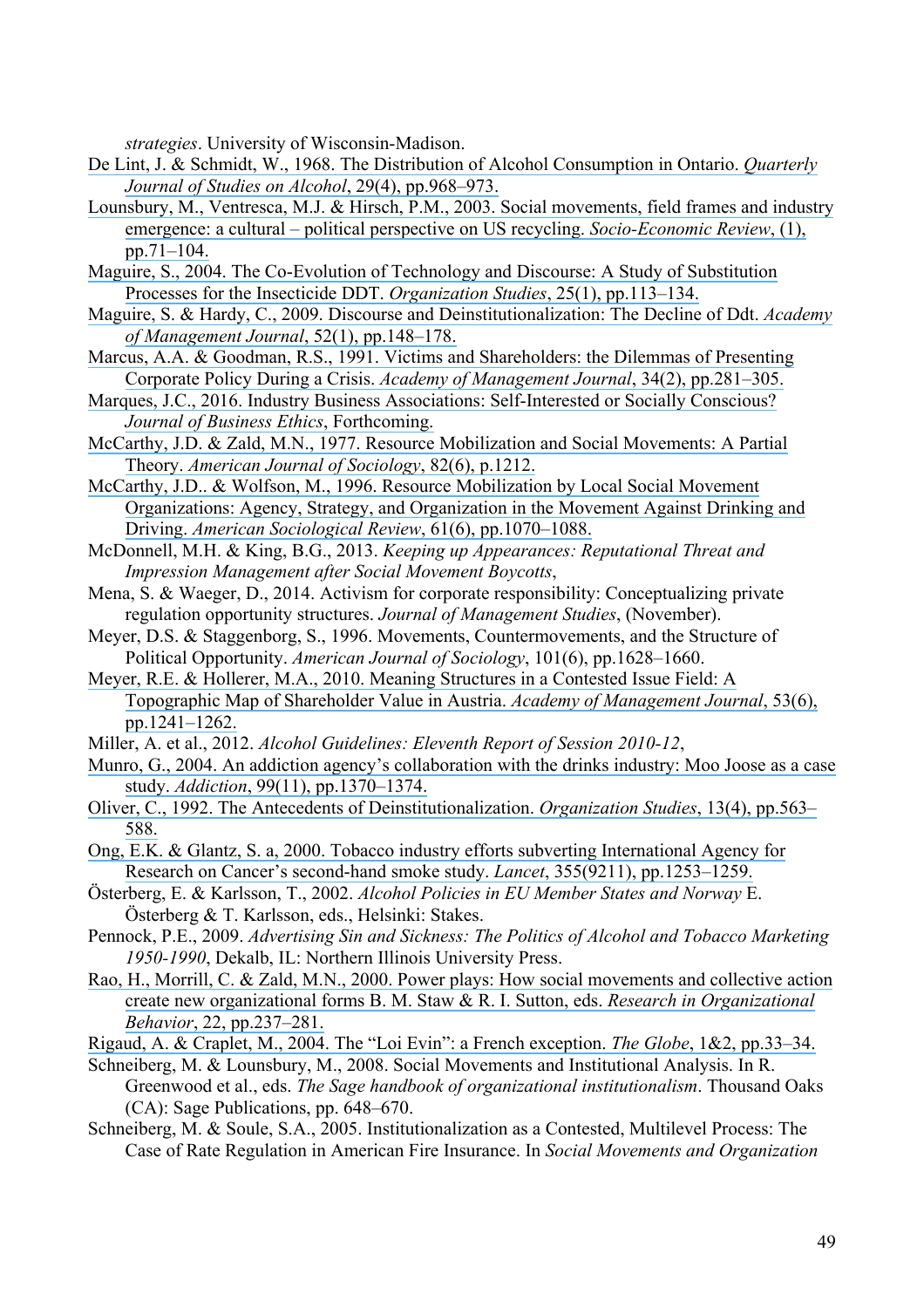*strategies*. University of Wisconsin-Madison.

De Lint, J. & Schmidt, W., 1968. The Distribution of Alcohol Consumption in Ontario. *Quarterly Journal of Studies on Alcohol*, 29(4), pp.968–973.

Lounsbury, M., Ventresca, M.J. & Hirsch, P.M., 2003. Social movements, field frames and industry emergence: a cultural – political perspective on US recycling. *Socio-Economic Review*, (1), pp.71–104.

Maguire, S., 2004. The Co-Evolution of Technology and Discourse: A Study of Substitution Processes for the Insecticide DDT. *Organization Studies*, 25(1), pp.113–134.

Maguire, S. & Hardy, C., 2009. Discourse and Deinstitutionalization: The Decline of Ddt. *Academy of Management Journal*, 52(1), pp.148–178.

Marcus, A.A. & Goodman, R.S., 1991. Victims and Shareholders: the Dilemmas of Presenting Corporate Policy During a Crisis. *Academy of Management Journal*, 34(2), pp.281–305.

Marques, J.C., 2016. Industry Business Associations: Self-Interested or Socially Conscious? *Journal of Business Ethics*, Forthcoming.

McCarthy, J.D. & Zald, M.N., 1977. Resource Mobilization and Social Movements: A Partial Theory. *American Journal of Sociology*, 82(6), p.1212.

McCarthy, J.D.. & Wolfson, M., 1996. Resource Mobilization by Local Social Movement Organizations: Agency, Strategy, and Organization in the Movement Against Drinking and Driving. *American Sociological Review*, 61(6), pp.1070–1088.

McDonnell, M.H. & King, B.G., 2013. *Keeping up Appearances: Reputational Threat and Impression Management after Social Movement Boycotts*,

Mena, S. & Waeger, D., 2014. Activism for corporate responsibility: Conceptualizing private regulation opportunity structures. *Journal of Management Studies*, (November).

Meyer, D.S. & Staggenborg, S., 1996. Movements, Countermovements, and the Structure of Political Opportunity. *American Journal of Sociology*, 101(6), pp.1628–1660.

Meyer, R.E. & Hollerer, M.A., 2010. Meaning Structures in a Contested Issue Field: A Topographic Map of Shareholder Value in Austria. *Academy of Management Journal*, 53(6), pp.1241–1262.

Miller, A. et al., 2012. *Alcohol Guidelines: Eleventh Report of Session 2010-12*,

Munro, G., 2004. An addiction agency's collaboration with the drinks industry: Moo Joose as a case study. *Addiction*, 99(11), pp.1370–1374.

Oliver, C., 1992. The Antecedents of Deinstitutionalization. *Organization Studies*, 13(4), pp.563–588.

Ong, E.K. & Glantz, S. a, 2000. Tobacco industry efforts subverting International Agency for Research on Cancer's second-hand smoke study. *Lancet*, 355(9211), pp.1253–1259.

Österberg, E. & Karlsson, T., 2002. *Alcohol Policies in EU Member States and Norway* E. Österberg & T. Karlsson, eds., Helsinki: Stakes.

Pennock, P.E., 2009. *Advertising Sin and Sickness: The Politics of Alcohol and Tobacco Marketing 1950-1990*, Dekalb, IL: Northern Illinois University Press.

Rao, H., Morrill, C. & Zald, M.N., 2000. Power plays: How social movements and collective action create new organizational forms B. M. Staw & R. I. Sutton, eds. *Research in Organizational Behavior*, 22, pp.237–281.

Rigaud, A. & Craplet, M., 2004. The "Loi Evin": a French exception. *The Globe*, 1&2, pp.33–34.

Schneiberg, M. & Lounsbury, M., 2008. Social Movements and Institutional Analysis. In R. Greenwood et al., eds. *The Sage handbook of organizational institutionalism*. Thousand Oaks (CA): Sage Publications, pp. 648–670.

Schneiberg, M. & Soule, S.A., 2005. Institutionalization as a Contested, Multilevel Process: The Case of Rate Regulation in American Fire Insurance. In *Social Movements and Organization*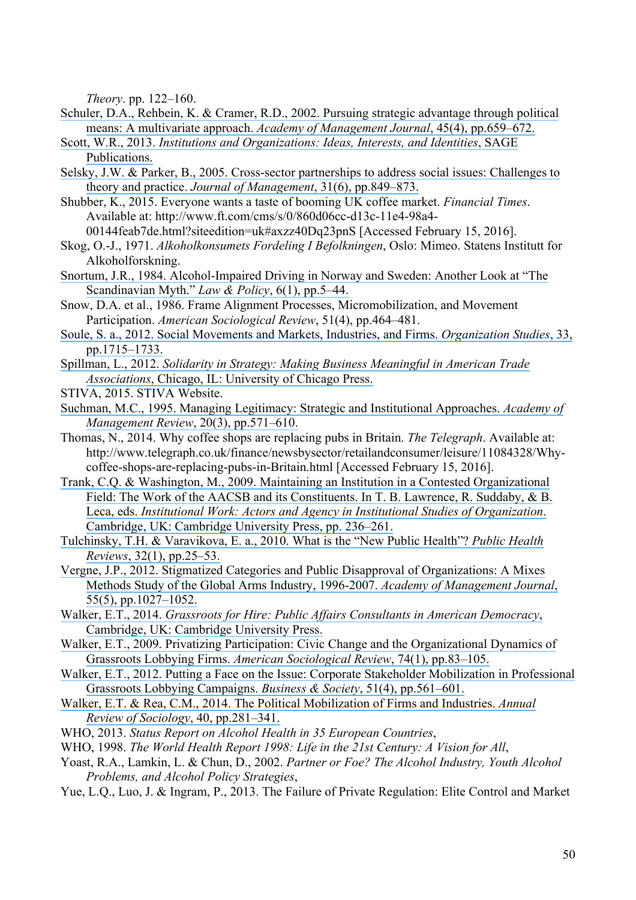*Theory*. pp. 122–160.

Schuler, D.A., Rehbein, K. & Cramer, R.D., 2002. Pursuing strategic advantage through political means: A multivariate approach. *Academy of Management Journal*, 45(4), pp.659–672.

Scott, W.R., 2013. *Institutions and Organizations: Ideas, Interests, and Identities*, SAGE Publications.

Selsky, J.W. & Parker, B., 2005. Cross-sector partnerships to address social issues: Challenges to theory and practice. *Journal of Management*, 31(6), pp.849–873.

Shubber, K., 2015. Everyone wants a taste of booming UK coffee market. *Financial Times*. Available at: http://www.ft.com/cms/s/0/860d06cc-d13c-11e4-98a4-00144feab7de.html?siteedition=uk#axzz40Dq23pnS [Accessed February 15, 2016].

Skog, O.-J., 1971. *Alkoholkonsumets Fordeling I Befolkningen*, Oslo: Mimeo. Statens Institutt for Alkoholforskning.

Snortum, J.R., 1984. Alcohol-Impaired Driving in Norway and Sweden: Another Look at "The Scandinavian Myth." *Law & Policy*, 6(1), pp.5–44.

Snow, D.A. et al., 1986. Frame Alignment Processes, Micromobilization, and Movement Participation. *American Sociological Review*, 51(4), pp.464–481.

Soule, S. a., 2012. Social Movements and Markets, Industries, and Firms. *Organization Studies*, 33, pp.1715–1733.

Spillman, L., 2012. *Solidarity in Strategy: Making Business Meaningful in American Trade Associations*, Chicago, IL: University of Chicago Press.

STIVA, 2015. STIVA Website.

Suchman, M.C., 1995. Managing Legitimacy: Strategic and Institutional Approaches. *Academy of Management Review*, 20(3), pp.571–610.

Thomas, N., 2014. Why coffee shops are replacing pubs in Britain. *The Telegraph*. Available at: http://www.telegraph.co.uk/finance/newsbysector/retailandconsumer/leisure/11084328/Why-coffee-shops-are-replacing-pubs-in-Britain.html [Accessed February 15, 2016].

Trank, C.Q. & Washington, M., 2009. Maintaining an Institution in a Contested Organizational Field: The Work of the AACSB and its Constituents. In T. B. Lawrence, R. Suddaby, & B. Leca, eds. *Institutional Work: Actors and Agency in Institutional Studies of Organization*. Cambridge, UK: Cambridge University Press, pp. 236–261.

Tulchinsky, T.H. & Varavikova, E. a., 2010. What is the "New Public Health"? *Public Health Reviews*, 32(1), pp.25–53.

Vergne, J.P., 2012. Stigmatized Categories and Public Disapproval of Organizations: A Mixes Methods Study of the Global Arms Industry, 1996-2007. *Academy of Management Journal*, 55(5), pp.1027–1052.

Walker, E.T., 2014. *Grassroots for Hire: Public Affairs Consultants in American Democracy*, Cambridge, UK: Cambridge University Press.

Walker, E.T., 2009. Privatizing Participation: Civic Change and the Organizational Dynamics of Grassroots Lobbying Firms. *American Sociological Review*, 74(1), pp.83–105.

Walker, E.T., 2012. Putting a Face on the Issue: Corporate Stakeholder Mobilization in Professional Grassroots Lobbying Campaigns. *Business & Society*, 51(4), pp.561–601.

Walker, E.T. & Rea, C.M., 2014. The Political Mobilization of Firms and Industries. *Annual Review of Sociology*, 40, pp.281–341.

WHO, 2013. *Status Report on Alcohol Health in 35 European Countries*,

WHO, 1998. *The World Health Report 1998: Life in the 21st Century: A Vision for All*,

Yoast, R.A., Lamkin, L. & Chun, D., 2002. *Partner or Foe? The Alcohol Industry, Youth Alcohol Problems, and Alcohol Policy Strategies*,

Yue, L.Q., Luo, J. & Ingram, P., 2013. The Failure of Private Regulation: Elite Control and Market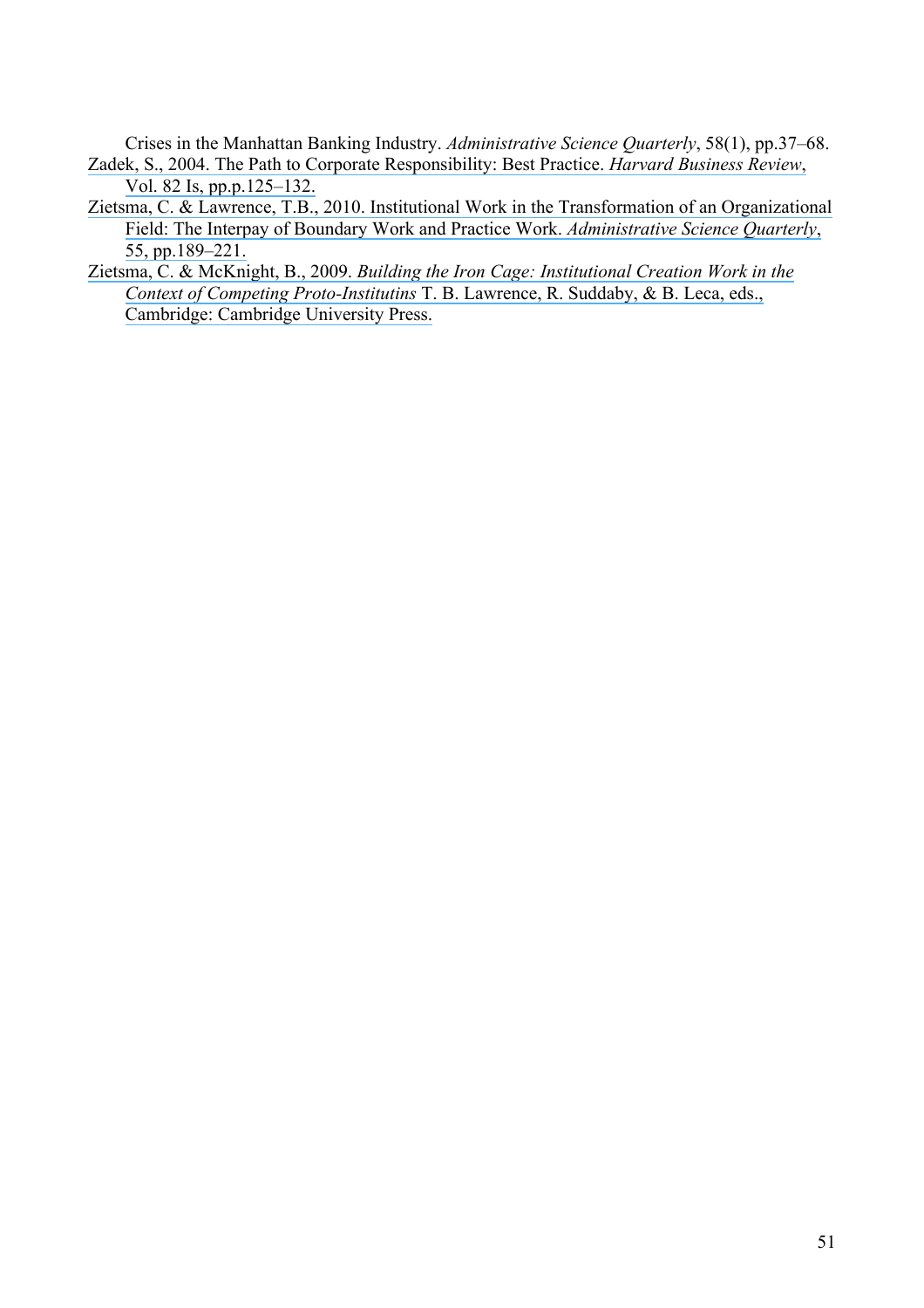Crises in the Manhattan Banking Industry. *Administrative Science Quarterly*, 58(1), pp.37–68.

Zadek, S., 2004. The Path to Corporate Responsibility: Best Practice. *Harvard Business Review*, Vol. 82 Is, pp.p.125–132.

Zietsma, C. & Lawrence, T.B., 2010. Institutional Work in the Transformation of an Organizational Field: The Interpay of Boundary Work and Practice Work. *Administrative Science Quarterly*, 55, pp.189–221.

Zietsma, C. & McKnight, B., 2009. *Building the Iron Cage: Institutional Creation Work in the Context of Competing Proto-Institutins* T. B. Lawrence, R. Suddaby, & B. Leca, eds., Cambridge: Cambridge University Press.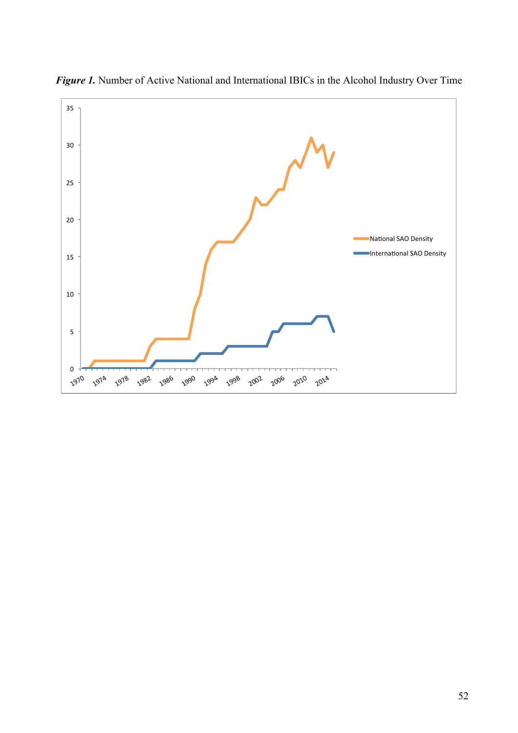***Figure 1.*** Number of Active National and International IBICs in the Alcohol Industry Over Time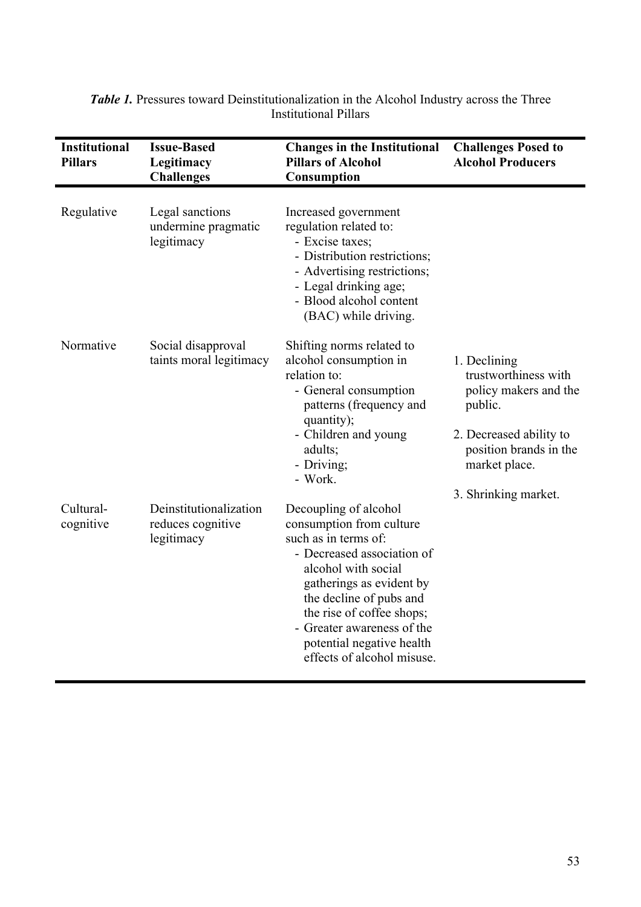***Table 1.*** Pressures toward Deinstitutionalization in the Alcohol Industry across the Three Institutional Pillars

| Institutional Pillars | Issue-Based Legitimacy Challenges | Changes in the Institutional Pillars of Alcohol Consumption | Challenges Posed to Alcohol Producers |
|---|---|---|---|
| Regulative | Legal sanctions undermine pragmatic legitimacy | Increased government regulation related to:<br>- Excise taxes;<br>- Distribution restrictions;<br>- Advertising restrictions;<br>- Legal drinking age;<br>- Blood alcohol content (BAC) while driving. | |
| Normative | Social disapproval taints moral legitimacy | Shifting norms related to alcohol consumption in relation to:<br>- General consumption patterns (frequency and quantity);<br>- Children and young adults;<br>- Driving;<br>- Work. | 1. Declining trustworthiness with policy makers and the public.<br>2. Decreased ability to position brands in the market place.<br>3. Shrinking market. |
| Cultural-cognitive | Deinstitutionalization reduces cognitive legitimacy | Decoupling of alcohol consumption from culture such as in terms of:<br>- Decreased association of alcohol with social gatherings as evident by the decline of pubs and the rise of coffee shops;<br>- Greater awareness of the potential negative health effects of alcohol misuse. | |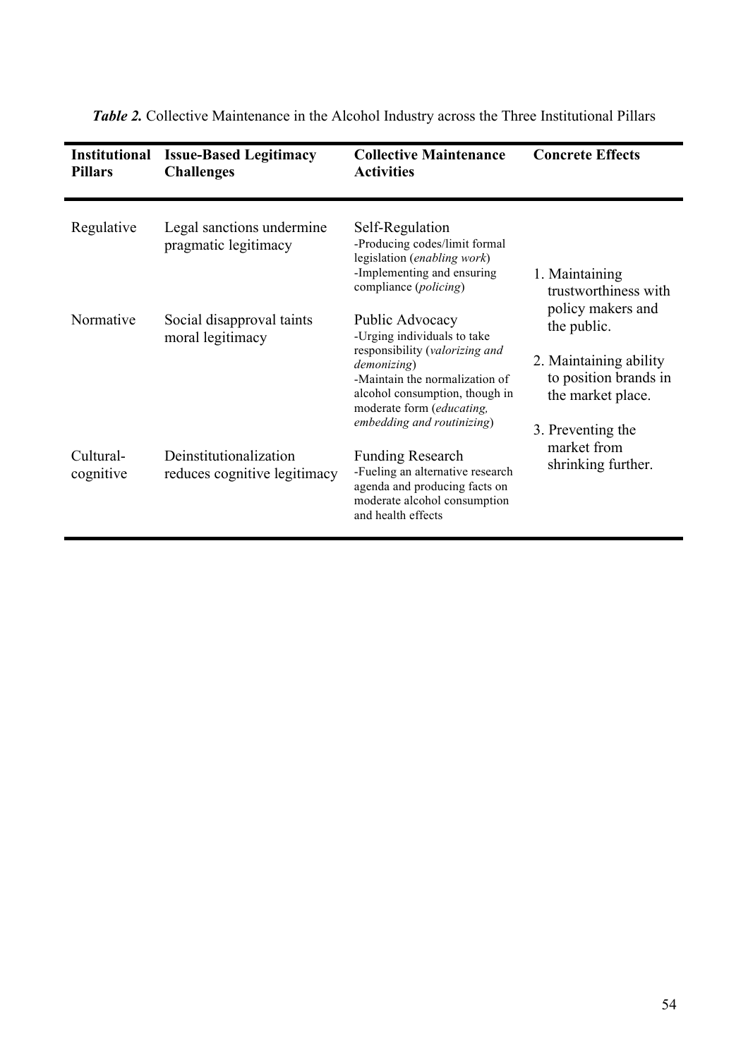***Table 2.*** Collective Maintenance in the Alcohol Industry across the Three Institutional Pillars

| Institutional Pillars | Issue-Based Legitimacy Challenges | Collective Maintenance Activities | Concrete Effects |
|---|---|---|---|
| Regulative | Legal sanctions undermine pragmatic legitimacy | Self-Regulation<br>-Producing codes/limit formal legislation (*enabling work*)<br>-Implementing and ensuring compliance (*policing*) | 1. Maintaining trustworthiness with policy makers and the public.<br><br>2. Maintaining ability to position brands in the market place.<br><br>3. Preventing the market from shrinking further. |
| Normative | Social disapproval taints moral legitimacy | Public Advocacy<br>-Urging individuals to take responsibility (*valorizing and demonizing*)<br>-Maintain the normalization of alcohol consumption, though in moderate form (*educating, embedding and routinizing*) | |
| Cultural-cognitive | Deinstitutionalization reduces cognitive legitimacy | Funding Research<br>-Fueling an alternative research agenda and producing facts on moderate alcohol consumption and health effects | |